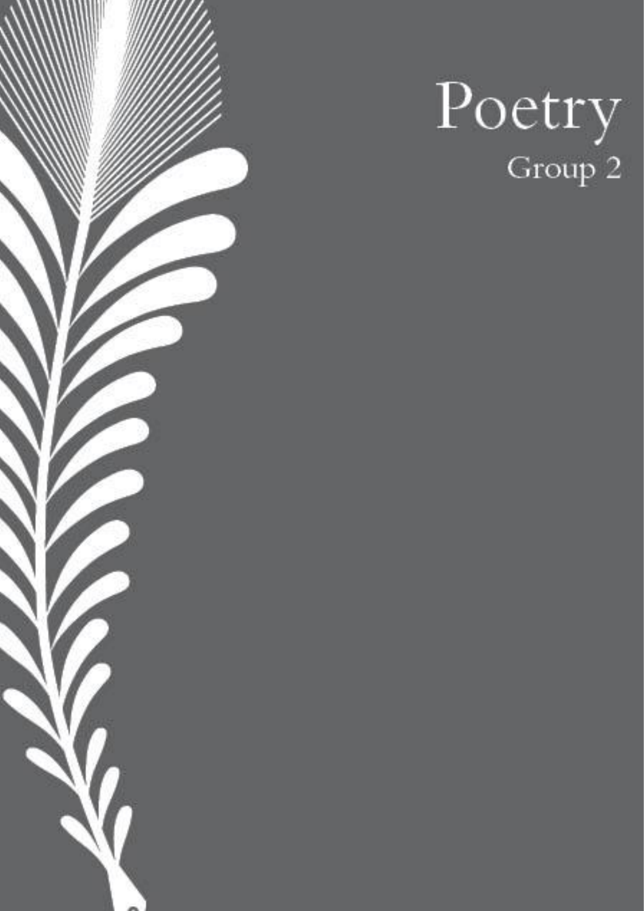# Poetry

## Group 2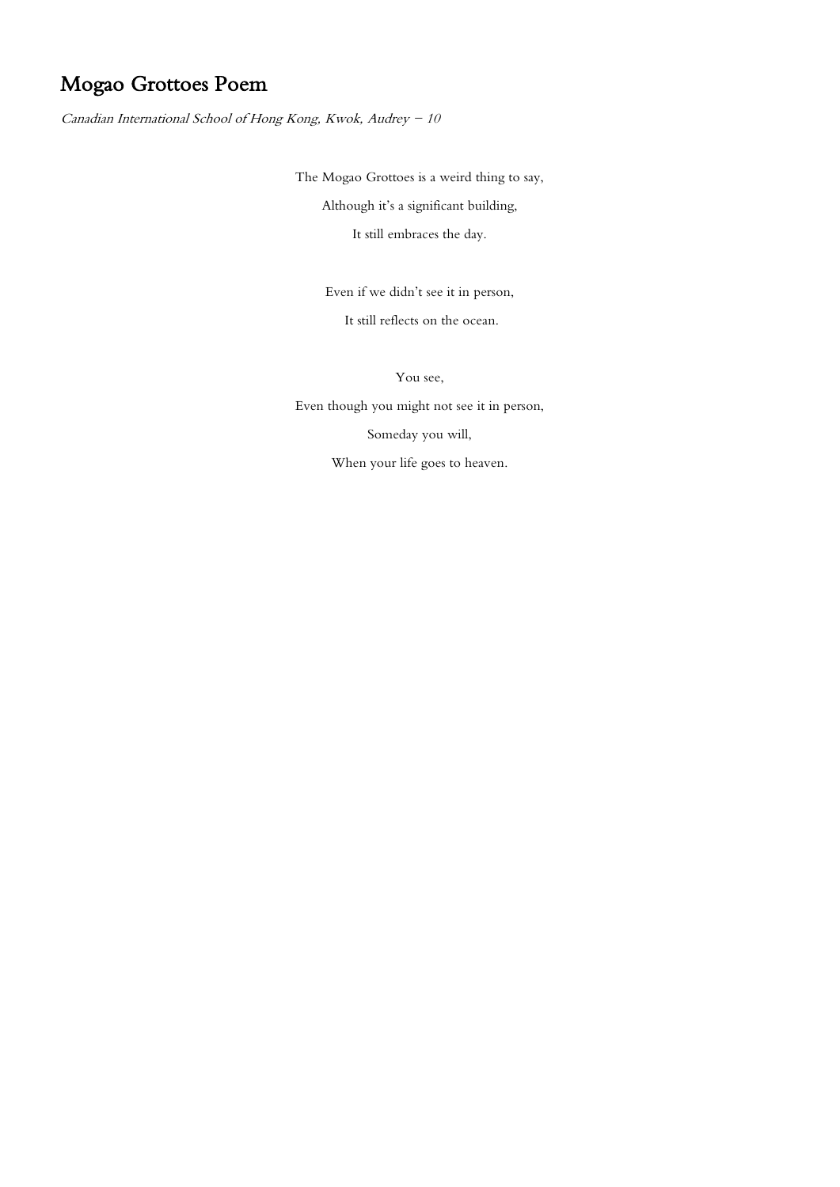# Mogao Grottoes Poem

*Canadian International School of Hong Kong, Kwok, Audrey – 10*

The Mogao Grottoes is a weird thing to say,

Although it's a significant building,

It still embraces the day.

Even if we didn't see it in person,

It still reflects on the ocean.

You see,

Even though you might not see it in person,

Someday you will,

When your life goes to heaven.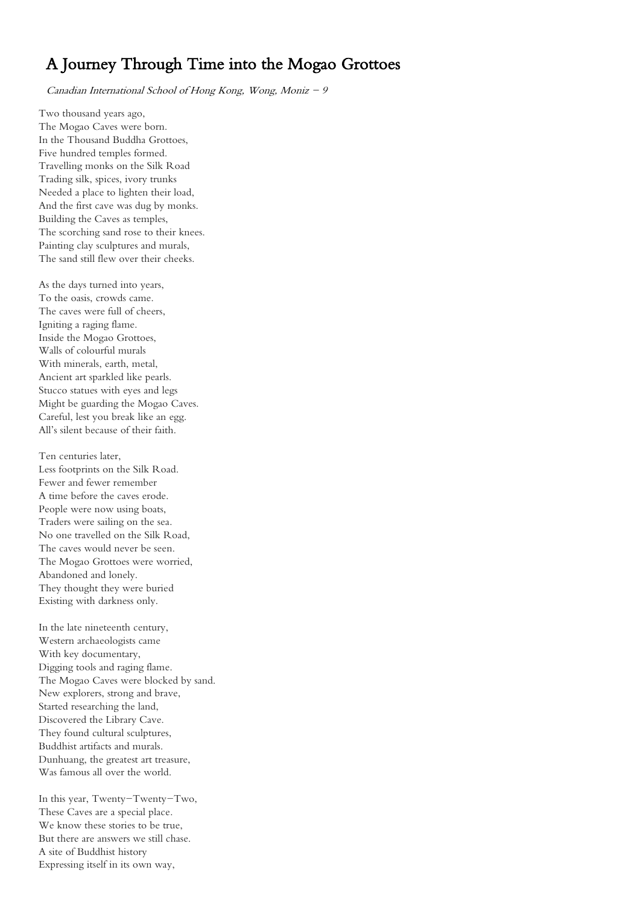# A Journey Through Time into the Mogao Grottoes

*Canadian International School of Hong Kong, Wong, Moniz – 9*

Two thousand years ago,
The Mogao Caves were born.
In the Thousand Buddha Grottoes,
Five hundred temples formed.
Travelling monks on the Silk Road
Trading silk, spices, ivory trunks
Needed a place to lighten their load,
And the first cave was dug by monks.
Building the Caves as temples,
The scorching sand rose to their knees.
Painting clay sculptures and murals,
The sand still flew over their cheeks.

As the days turned into years,
To the oasis, crowds came.
The caves were full of cheers,
Igniting a raging flame.
Inside the Mogao Grottoes,
Walls of colourful murals
With minerals, earth, metal,
Ancient art sparkled like pearls.
Stucco statues with eyes and legs
Might be guarding the Mogao Caves.
Careful, lest you break like an egg.
All's silent because of their faith.

Ten centuries later,
Less footprints on the Silk Road.
Fewer and fewer remember
A time before the caves erode.
People were now using boats,
Traders were sailing on the sea.
No one travelled on the Silk Road,
The caves would never be seen.
The Mogao Grottoes were worried,
Abandoned and lonely.
They thought they were buried
Existing with darkness only.

In the late nineteenth century,
Western archaeologists came
With key documentary,
Digging tools and raging flame.
The Mogao Caves were blocked by sand.
New explorers, strong and brave,
Started researching the land,
Discovered the Library Cave.
They found cultural sculptures,
Buddhist artifacts and murals.
Dunhuang, the greatest art treasure,
Was famous all over the world.

In this year, Twenty–Twenty–Two,
These Caves are a special place.
We know these stories to be true,
But there are answers we still chase.
A site of Buddhist history
Expressing itself in its own way,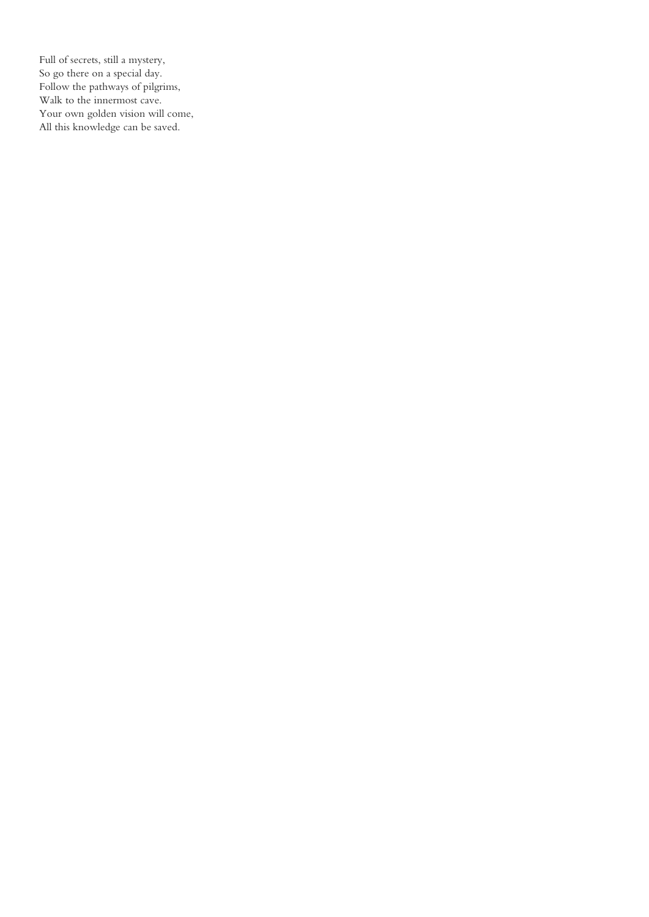Full of secrets, still a mystery,
So go there on a special day.
Follow the pathways of pilgrims,
Walk to the innermost cave.
Your own golden vision will come,
All this knowledge can be saved.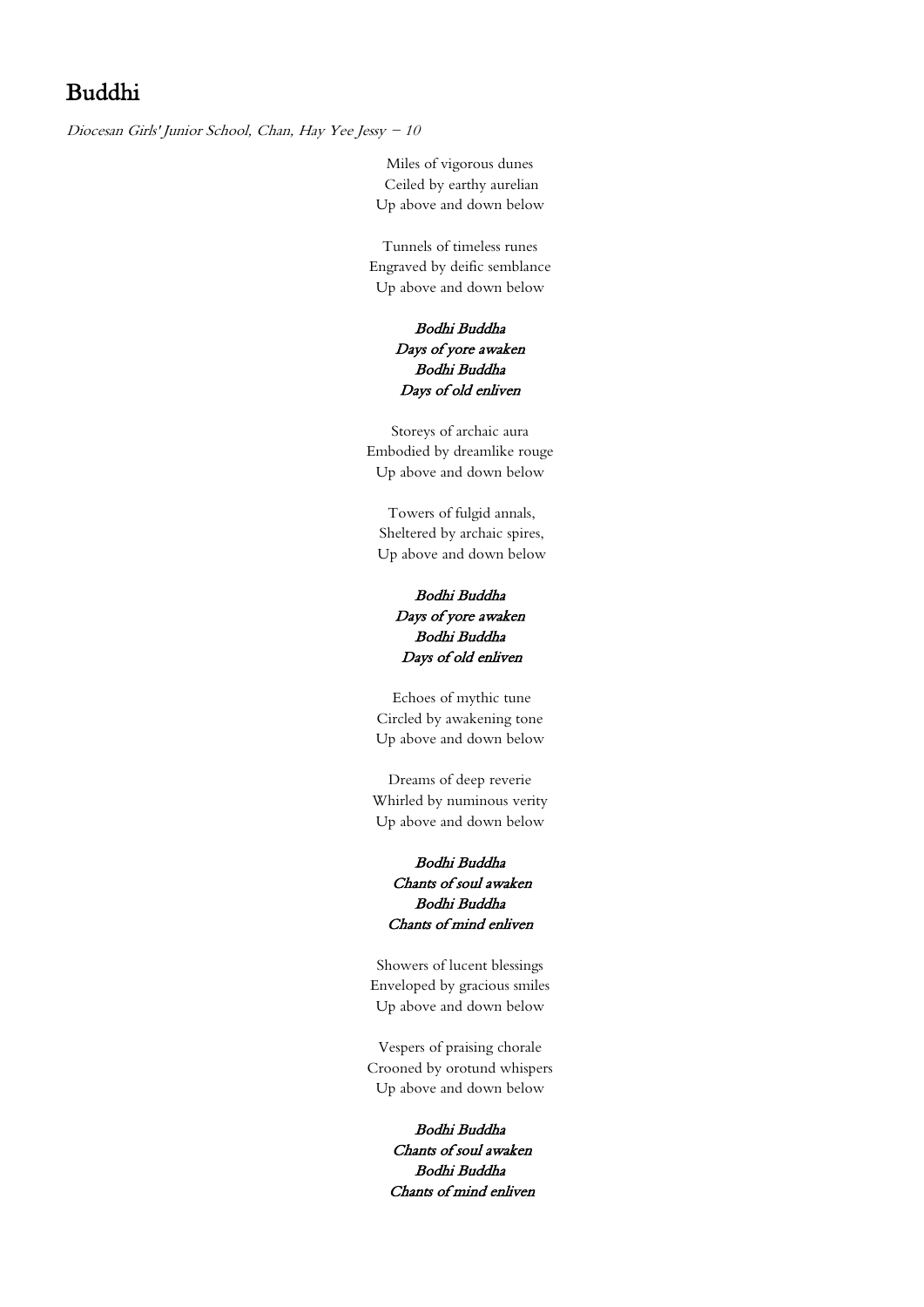# Buddhi

*Diocesan Girls' Junior School, Chan, Hay Yee Jessy – 10*

Miles of vigorous dunes  
Ceiled by earthy aurelian  
Up above and down below

Tunnels of timeless runes  
Engraved by deific semblance  
Up above and down below

*Bodhi Buddha*  
*Days of yore awaken*  
*Bodhi Buddha*  
*Days of old enliven*

Storeys of archaic aura  
Embodied by dreamlike rouge  
Up above and down below

Towers of fulgid annals,  
Sheltered by archaic spires,  
Up above and down below

*Bodhi Buddha*  
*Days of yore awaken*  
*Bodhi Buddha*  
*Days of old enliven*

Echoes of mythic tune  
Circled by awakening tone  
Up above and down below

Dreams of deep reverie  
Whirled by numinous verity  
Up above and down below

*Bodhi Buddha*  
*Chants of soul awaken*  
*Bodhi Buddha*  
*Chants of mind enliven*

Showers of lucent blessings  
Enveloped by gracious smiles  
Up above and down below

Vespers of praising chorale  
Crooned by orotund whispers  
Up above and down below

*Bodhi Buddha*  
*Chants of soul awaken*  
*Bodhi Buddha*  
*Chants of mind enliven*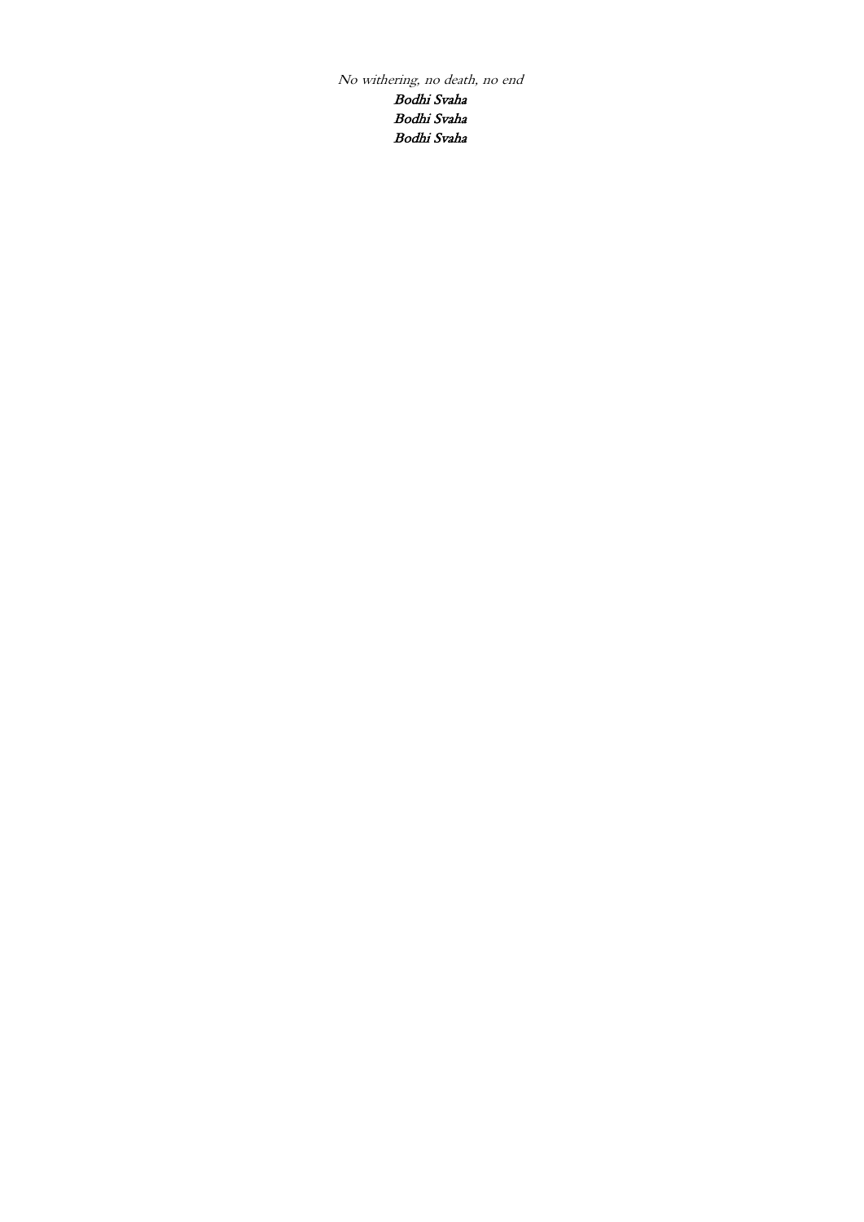*No withering, no death, no end*

***Bodhi Svaha***

***Bodhi Svaha***

***Bodhi Svaha***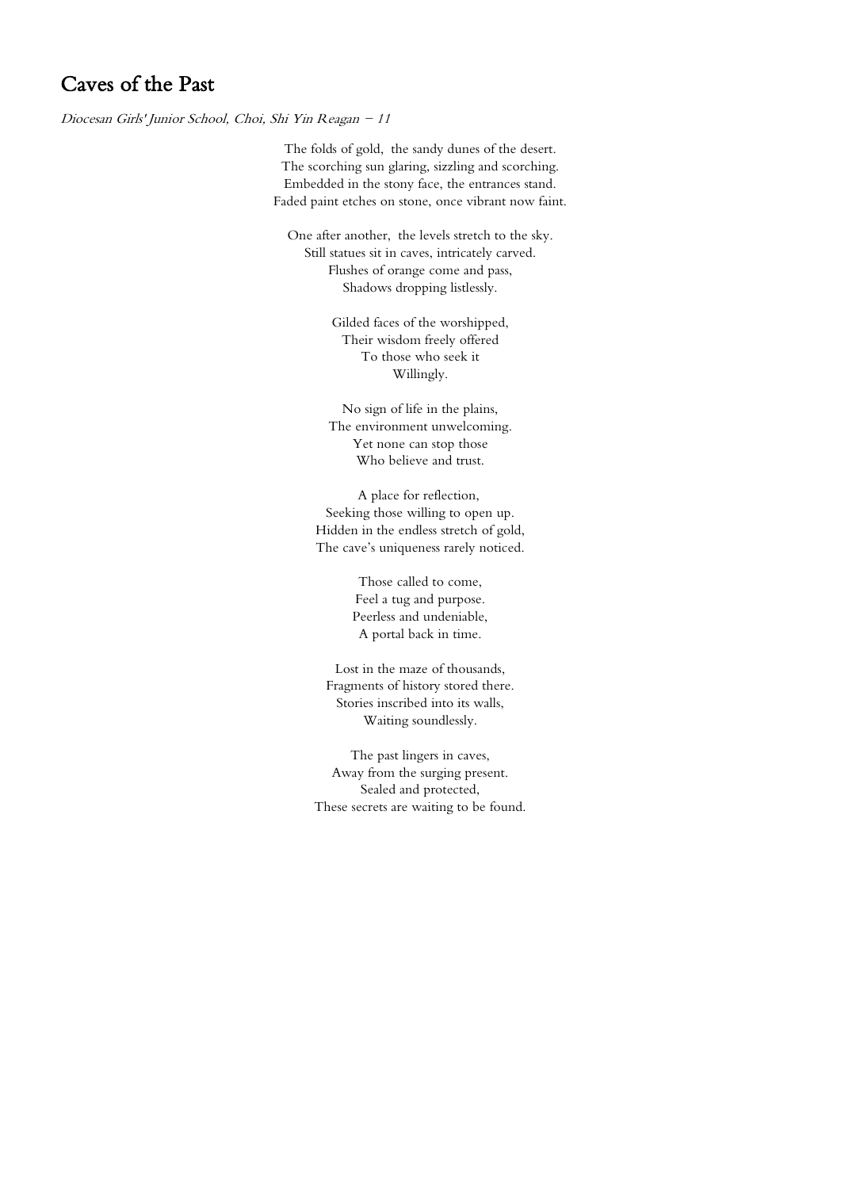## Caves of the Past

*Diocesan Girls' Junior School, Choi, Shi Yin Reagan – 11*

The folds of gold, the sandy dunes of the desert.  
The scorching sun glaring, sizzling and scorching.  
Embedded in the stony face, the entrances stand.  
Faded paint etches on stone, once vibrant now faint.

One after another, the levels stretch to the sky.  
Still statues sit in caves, intricately carved.  
Flushes of orange come and pass,  
Shadows dropping listlessly.

Gilded faces of the worshipped,  
Their wisdom freely offered  
To those who seek it  
Willingly.

No sign of life in the plains,  
The environment unwelcoming.  
Yet none can stop those  
Who believe and trust.

A place for reflection,  
Seeking those willing to open up.  
Hidden in the endless stretch of gold,  
The cave's uniqueness rarely noticed.

Those called to come,  
Feel a tug and purpose.  
Peerless and undeniable,  
A portal back in time.

Lost in the maze of thousands,  
Fragments of history stored there.  
Stories inscribed into its walls,  
Waiting soundlessly.

The past lingers in caves,  
Away from the surging present.  
Sealed and protected,  
These secrets are waiting to be found.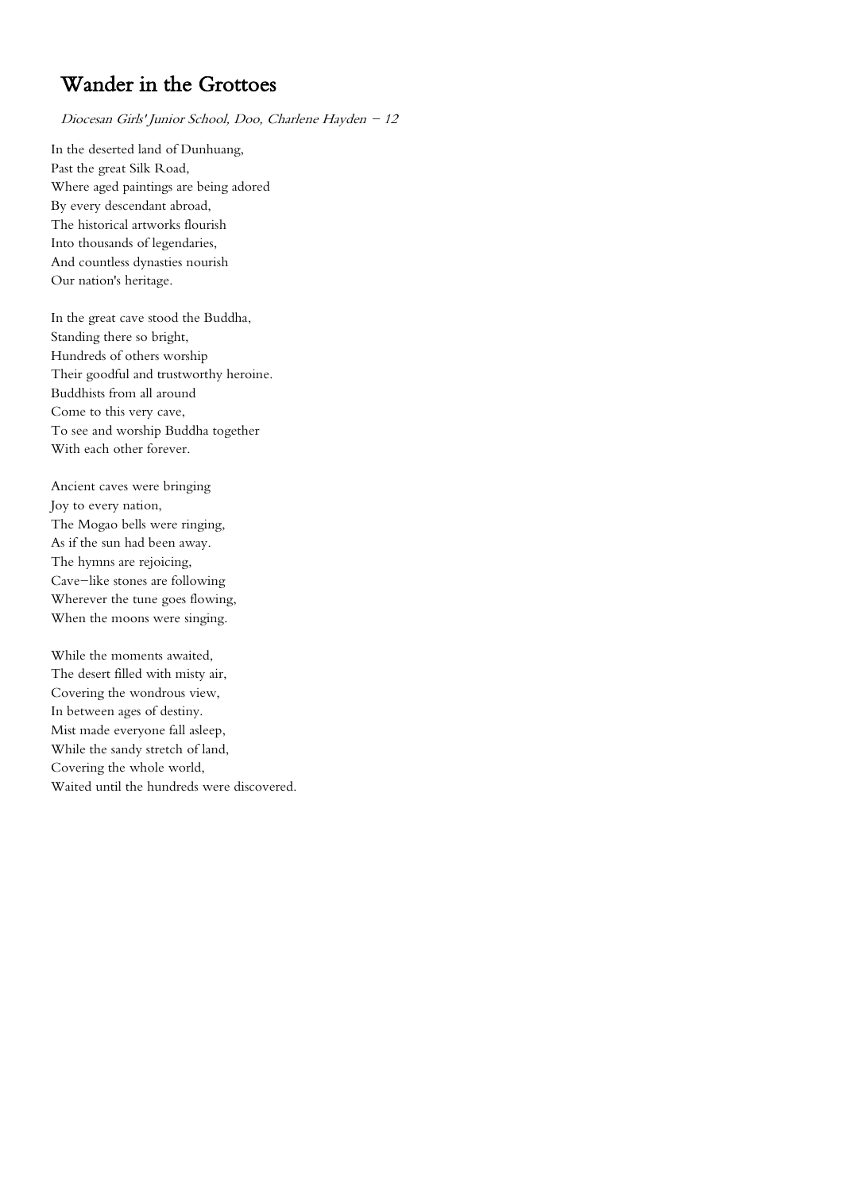# Wander in the Grottoes

*Diocesan Girls' Junior School, Doo, Charlene Hayden – 12*

In the deserted land of Dunhuang,
Past the great Silk Road,
Where aged paintings are being adored
By every descendant abroad,
The historical artworks flourish
Into thousands of legendaries,
And countless dynasties nourish
Our nation's heritage.

In the great cave stood the Buddha,
Standing there so bright,
Hundreds of others worship
Their goodful and trustworthy heroine.
Buddhists from all around
Come to this very cave,
To see and worship Buddha together
With each other forever.

Ancient caves were bringing
Joy to every nation,
The Mogao bells were ringing,
As if the sun had been away.
The hymns are rejoicing,
Cave–like stones are following
Wherever the tune goes flowing,
When the moons were singing.

While the moments awaited,
The desert filled with misty air,
Covering the wondrous view,
In between ages of destiny.
Mist made everyone fall asleep,
While the sandy stretch of land,
Covering the whole world,
Waited until the hundreds were discovered.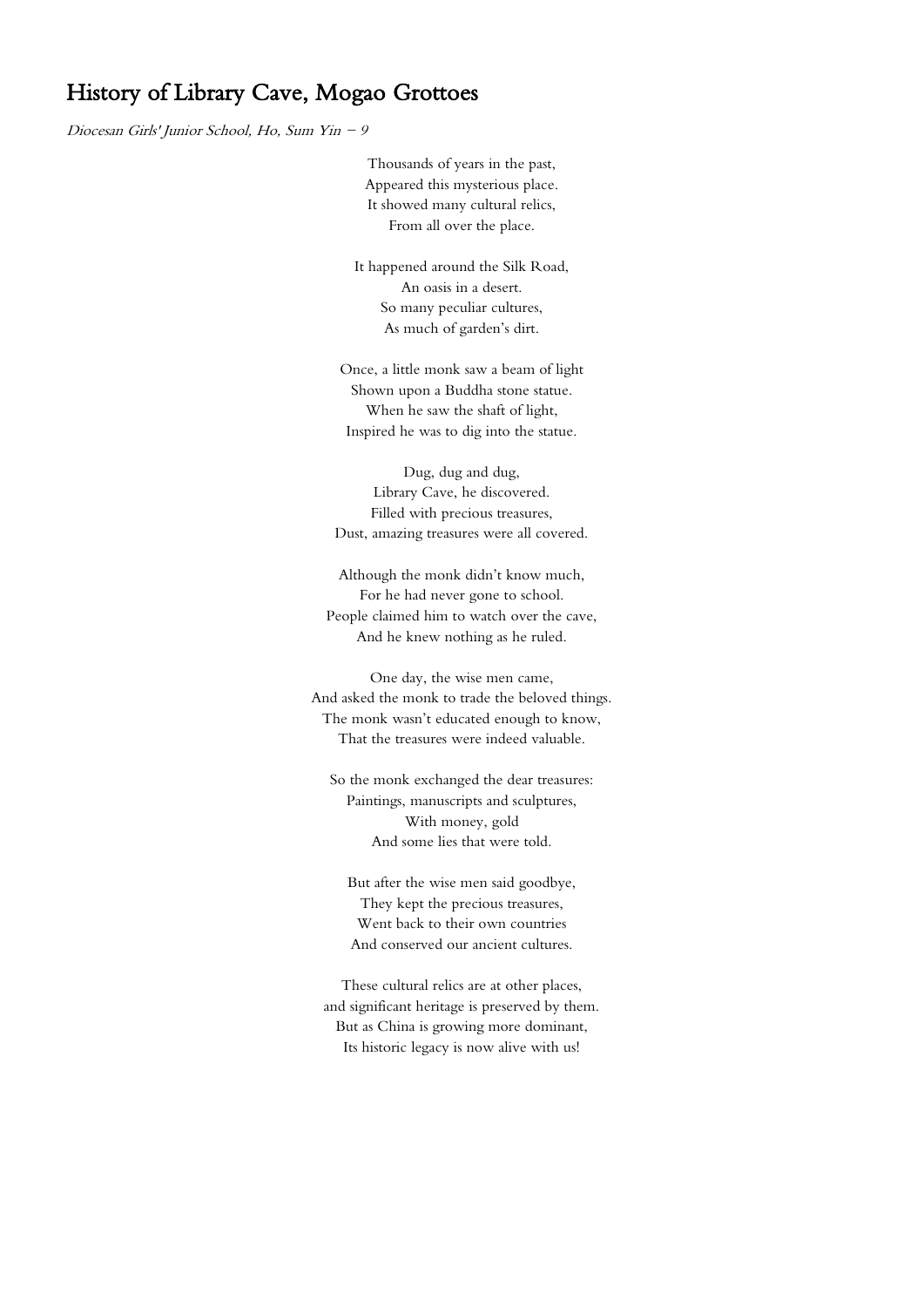# History of Library Cave, Mogao Grottoes

*Diocesan Girls' Junior School, Ho, Sum Yin – 9*

Thousands of years in the past,
Appeared this mysterious place.
It showed many cultural relics,
From all over the place.

It happened around the Silk Road,
An oasis in a desert.
So many peculiar cultures,
As much of garden's dirt.

Once, a little monk saw a beam of light
Shown upon a Buddha stone statue.
When he saw the shaft of light,
Inspired he was to dig into the statue.

Dug, dug and dug,
Library Cave, he discovered.
Filled with precious treasures,
Dust, amazing treasures were all covered.

Although the monk didn't know much,
For he had never gone to school.
People claimed him to watch over the cave,
And he knew nothing as he ruled.

One day, the wise men came,
And asked the monk to trade the beloved things.
The monk wasn't educated enough to know,
That the treasures were indeed valuable.

So the monk exchanged the dear treasures:
Paintings, manuscripts and sculptures,
With money, gold
And some lies that were told.

But after the wise men said goodbye,
They kept the precious treasures,
Went back to their own countries
And conserved our ancient cultures.

These cultural relics are at other places,
and significant heritage is preserved by them.
But as China is growing more dominant,
Its historic legacy is now alive with us!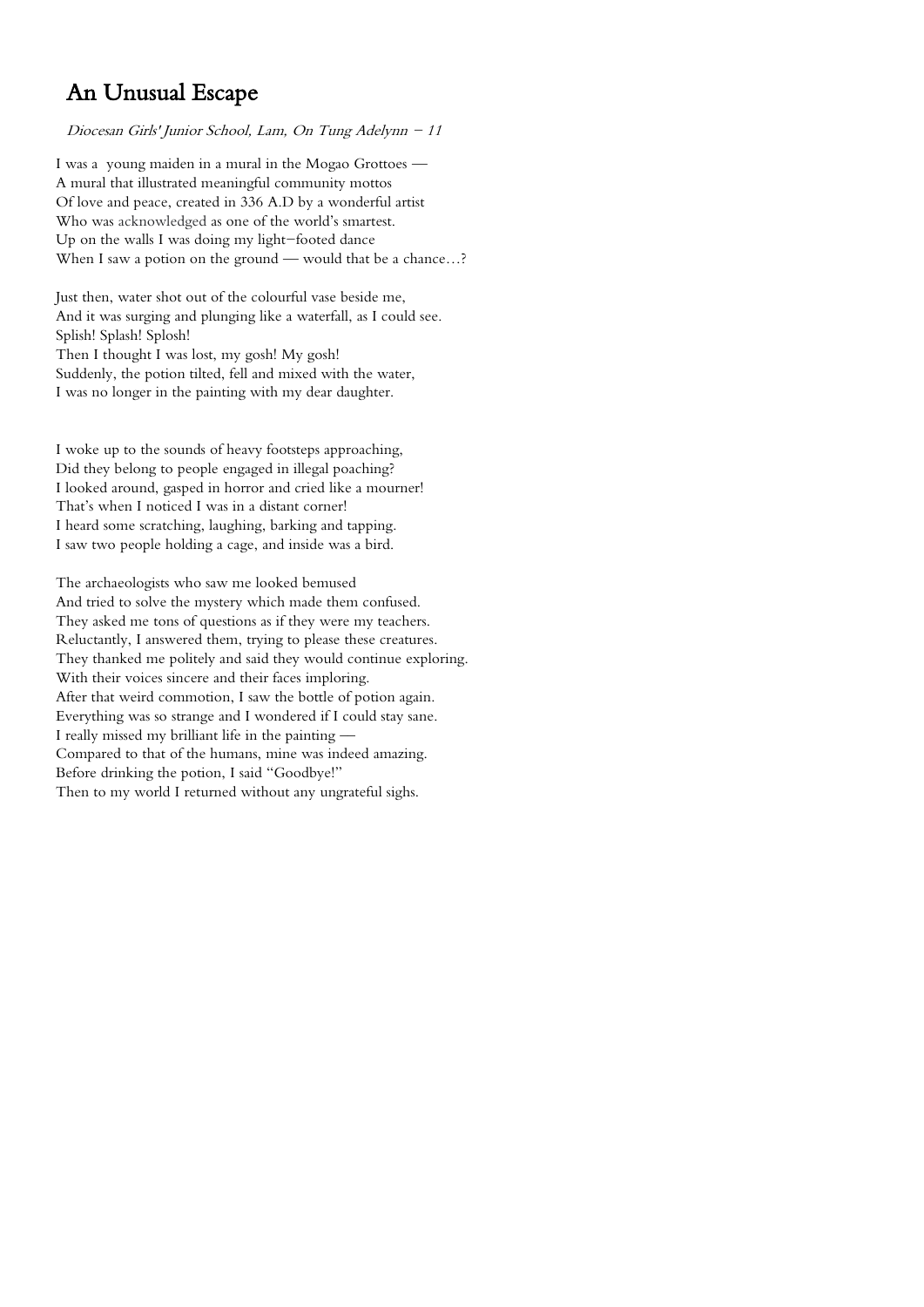# An Unusual Escape

*Diocesan Girls' Junior School, Lam, On Tung Adelynn – 11*

I was a young maiden in a mural in the Mogao Grottoes —  
A mural that illustrated meaningful community mottos  
Of love and peace, created in 336 A.D by a wonderful artist  
Who was acknowledged as one of the world's smartest.  
Up on the walls I was doing my light-footed dance  
When I saw a potion on the ground — would that be a chance…?

Just then, water shot out of the colourful vase beside me,  
And it was surging and plunging like a waterfall, as I could see.  
Splish! Splash! Splosh!  
Then I thought I was lost, my gosh! My gosh!  
Suddenly, the potion tilted, fell and mixed with the water,  
I was no longer in the painting with my dear daughter.

I woke up to the sounds of heavy footsteps approaching,  
Did they belong to people engaged in illegal poaching?  
I looked around, gasped in horror and cried like a mourner!  
That's when I noticed I was in a distant corner!  
I heard some scratching, laughing, barking and tapping.  
I saw two people holding a cage, and inside was a bird.

The archaeologists who saw me looked bemused  
And tried to solve the mystery which made them confused.  
They asked me tons of questions as if they were my teachers.  
Reluctantly, I answered them, trying to please these creatures.  
They thanked me politely and said they would continue exploring.  
With their voices sincere and their faces imploring.  
After that weird commotion, I saw the bottle of potion again.  
Everything was so strange and I wondered if I could stay sane.  
I really missed my brilliant life in the painting —  
Compared to that of the humans, mine was indeed amazing.  
Before drinking the potion, I said "Goodbye!"  
Then to my world I returned without any ungrateful sighs.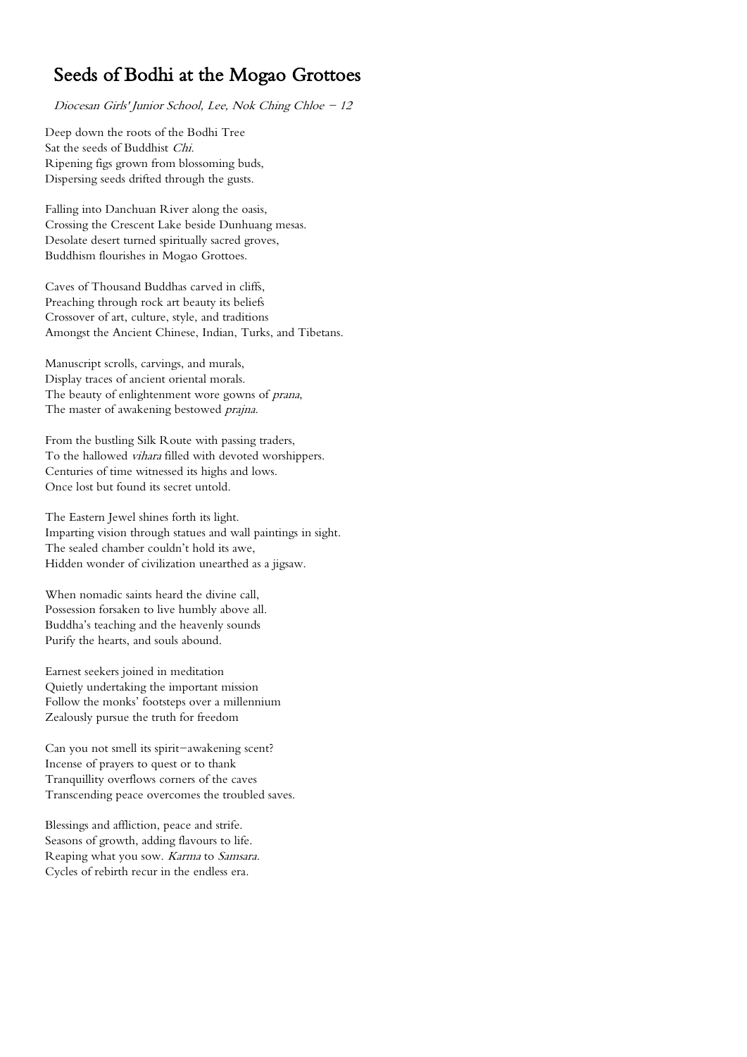# Seeds of Bodhi at the Mogao Grottoes

*Diocesan Girls' Junior School, Lee, Nok Ching Chloe – 12*

Deep down the roots of the Bodhi Tree  
Sat the seeds of Buddhist *Chi*.  
Ripening figs grown from blossoming buds,  
Dispersing seeds drifted through the gusts.

Falling into Danchuan River along the oasis,  
Crossing the Crescent Lake beside Dunhuang mesas.  
Desolate desert turned spiritually sacred groves,  
Buddhism flourishes in Mogao Grottoes.

Caves of Thousand Buddhas carved in cliffs,  
Preaching through rock art beauty its beliefs  
Crossover of art, culture, style, and traditions  
Amongst the Ancient Chinese, Indian, Turks, and Tibetans.

Manuscript scrolls, carvings, and murals,  
Display traces of ancient oriental morals.  
The beauty of enlightenment wore gowns of *prana*,  
The master of awakening bestowed *prajna*.

From the bustling Silk Route with passing traders,  
To the hallowed *vihara* filled with devoted worshippers.  
Centuries of time witnessed its highs and lows.  
Once lost but found its secret untold.

The Eastern Jewel shines forth its light.  
Imparting vision through statues and wall paintings in sight.  
The sealed chamber couldn't hold its awe,  
Hidden wonder of civilization unearthed as a jigsaw.

When nomadic saints heard the divine call,  
Possession forsaken to live humbly above all.  
Buddha's teaching and the heavenly sounds  
Purify the hearts, and souls abound.

Earnest seekers joined in meditation  
Quietly undertaking the important mission  
Follow the monks' footsteps over a millennium  
Zealously pursue the truth for freedom

Can you not smell its spirit–awakening scent?  
Incense of prayers to quest or to thank  
Tranquillity overflows corners of the caves  
Transcending peace overcomes the troubled saves.

Blessings and affliction, peace and strife.  
Seasons of growth, adding flavours to life.  
Reaping what you sow. *Karma* to *Samsara*.  
Cycles of rebirth recur in the endless era.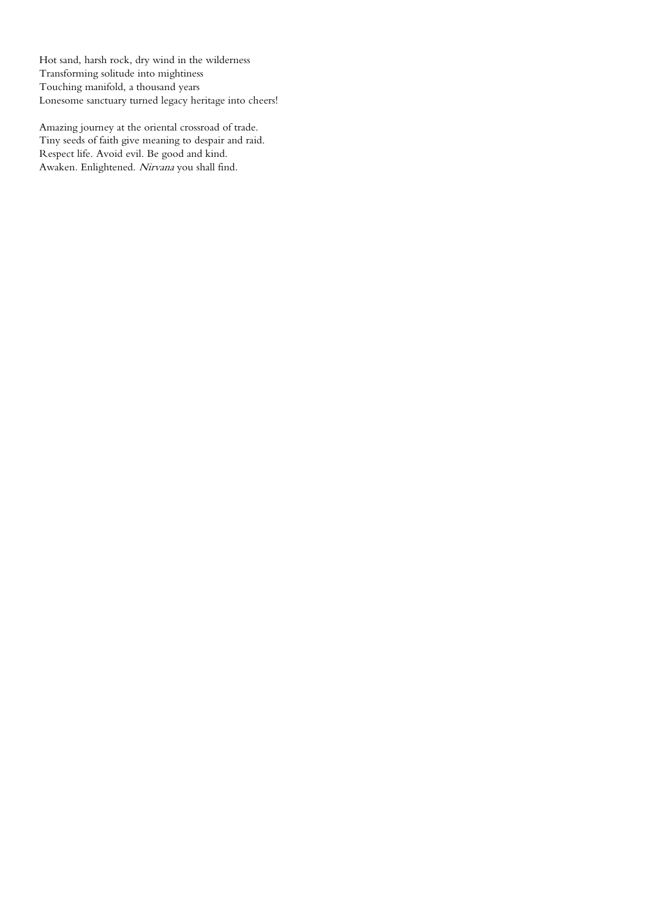Hot sand, harsh rock, dry wind in the wilderness
Transforming solitude into mightiness
Touching manifold, a thousand years
Lonesome sanctuary turned legacy heritage into cheers!

Amazing journey at the oriental crossroad of trade.
Tiny seeds of faith give meaning to despair and raid.
Respect life. Avoid evil. Be good and kind.
Awaken. Enlightened. *Nirvana* you shall find.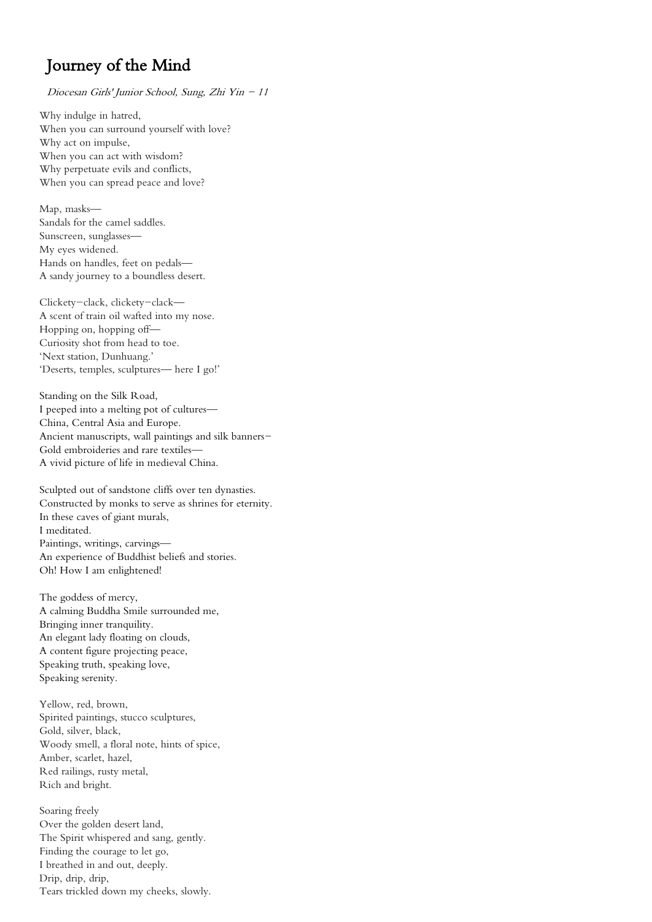# Journey of the Mind

*Diocesan Girls' Junior School, Sung, Zhi Yin – 11*

Why indulge in hatred,  
When you can surround yourself with love?  
Why act on impulse,  
When you can act with wisdom?  
Why perpetuate evils and conflicts,  
When you can spread peace and love?

Map, masks—  
Sandals for the camel saddles.  
Sunscreen, sunglasses—  
My eyes widened.  
Hands on handles, feet on pedals—  
A sandy journey to a boundless desert.

Clickety–clack, clickety–clack—  
A scent of train oil wafted into my nose.  
Hopping on, hopping off—  
Curiosity shot from head to toe.  
'Next station, Dunhuang.'  
'Deserts, temples, sculptures— here I go!'

Standing on the Silk Road,  
I peeped into a melting pot of cultures—  
China, Central Asia and Europe.  
Ancient manuscripts, wall paintings and silk banners–  
Gold embroideries and rare textiles—  
A vivid picture of life in medieval China.

Sculpted out of sandstone cliffs over ten dynasties.  
Constructed by monks to serve as shrines for eternity.  
In these caves of giant murals,  
I meditated.  
Paintings, writings, carvings—  
An experience of Buddhist beliefs and stories.  
Oh! How I am enlightened!

The goddess of mercy,  
A calming Buddha Smile surrounded me,  
Bringing inner tranquility.  
An elegant lady floating on clouds,  
A content figure projecting peace,  
Speaking truth, speaking love,  
Speaking serenity.

Yellow, red, brown,  
Spirited paintings, stucco sculptures,  
Gold, silver, black,  
Woody smell, a floral note, hints of spice,  
Amber, scarlet, hazel,  
Red railings, rusty metal,  
Rich and bright.

Soaring freely  
Over the golden desert land,  
The Spirit whispered and sang, gently.  
Finding the courage to let go,  
I breathed in and out, deeply.  
Drip, drip, drip,  
Tears trickled down my cheeks, slowly.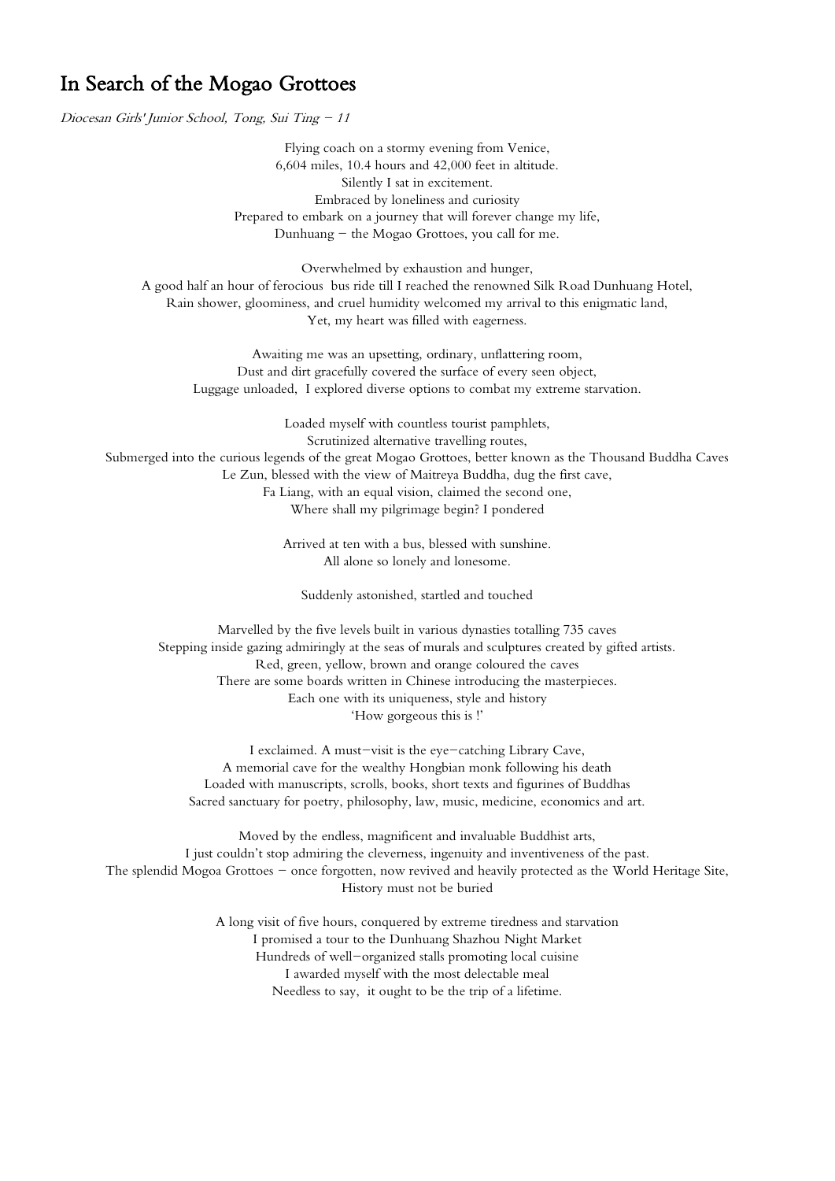# In Search of the Mogao Grottoes

*Diocesan Girls' Junior School, Tong, Sui Ting – 11*

Flying coach on a stormy evening from Venice,  
6,604 miles, 10.4 hours and 42,000 feet in altitude.  
Silently I sat in excitement.  
Embraced by loneliness and curiosity  
Prepared to embark on a journey that will forever change my life,  
Dunhuang – the Mogao Grottoes, you call for me.

Overwhelmed by exhaustion and hunger,  
A good half an hour of ferocious bus ride till I reached the renowned Silk Road Dunhuang Hotel,  
Rain shower, gloominess, and cruel humidity welcomed my arrival to this enigmatic land,  
Yet, my heart was filled with eagerness.

Awaiting me was an upsetting, ordinary, unflattering room,  
Dust and dirt gracefully covered the surface of every seen object,  
Luggage unloaded, I explored diverse options to combat my extreme starvation.

Loaded myself with countless tourist pamphlets,  
Scrutinized alternative travelling routes,  
Submerged into the curious legends of the great Mogao Grottoes, better known as the Thousand Buddha Caves  
Le Zun, blessed with the view of Maitreya Buddha, dug the first cave,  
Fa Liang, with an equal vision, claimed the second one,  
Where shall my pilgrimage begin? I pondered

Arrived at ten with a bus, blessed with sunshine.  
All alone so lonely and lonesome.

Suddenly astonished, startled and touched

Marvelled by the five levels built in various dynasties totalling 735 caves  
Stepping inside gazing admiringly at the seas of murals and sculptures created by gifted artists.  
Red, green, yellow, brown and orange coloured the caves  
There are some boards written in Chinese introducing the masterpieces.  
Each one with its uniqueness, style and history  
'How gorgeous this is !'

I exclaimed. A must-visit is the eye-catching Library Cave,  
A memorial cave for the wealthy Hongbian monk following his death  
Loaded with manuscripts, scrolls, books, short texts and figurines of Buddhas  
Sacred sanctuary for poetry, philosophy, law, music, medicine, economics and art.

Moved by the endless, magnificent and invaluable Buddhist arts,  
I just couldn't stop admiring the cleverness, ingenuity and inventiveness of the past.  
The splendid Mogoa Grottoes – once forgotten, now revived and heavily protected as the World Heritage Site,  
History must not be buried

A long visit of five hours, conquered by extreme tiredness and starvation  
I promised a tour to the Dunhuang Shazhou Night Market  
Hundreds of well-organized stalls promoting local cuisine  
I awarded myself with the most delectable meal  
Needless to say, it ought to be the trip of a lifetime.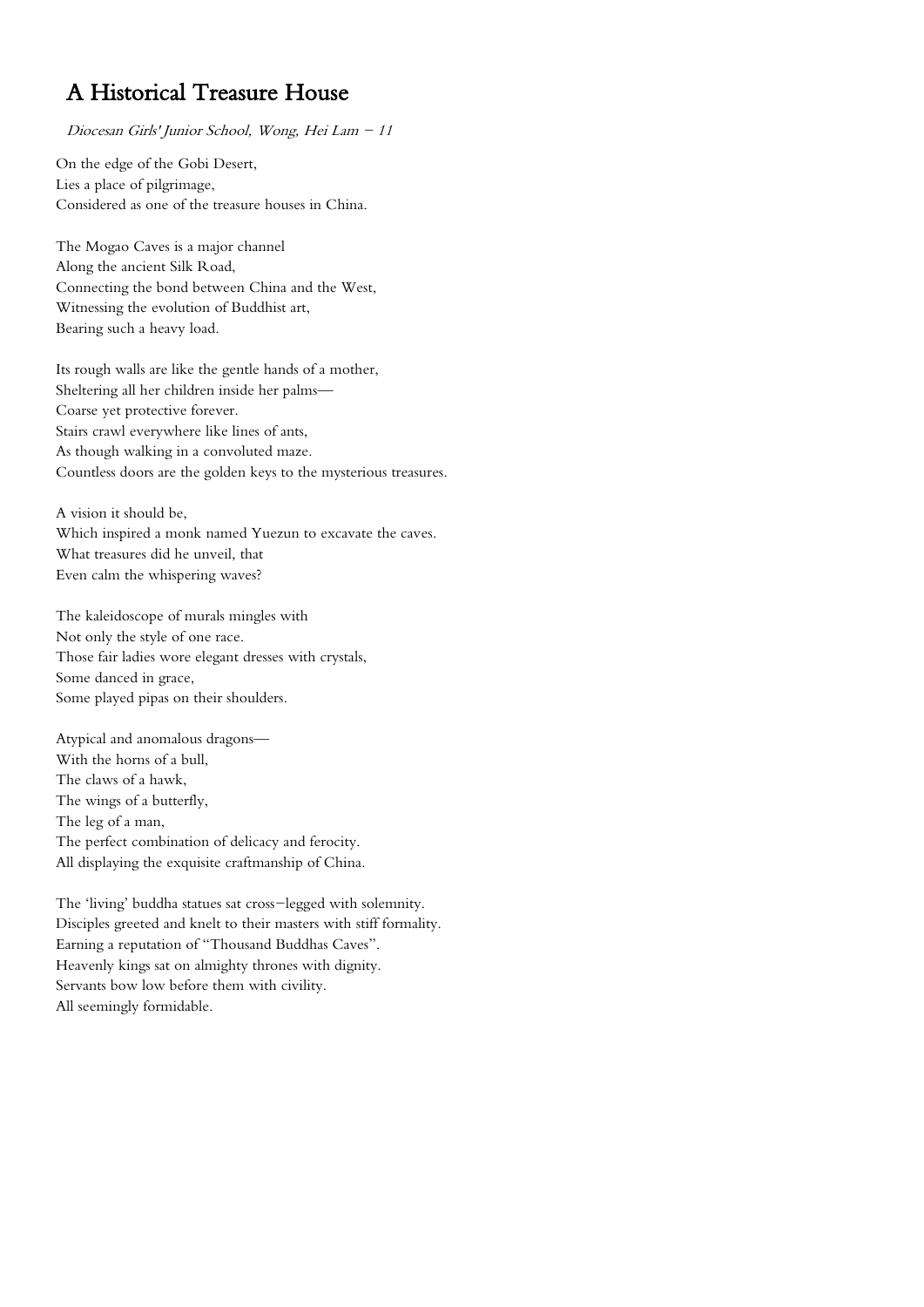# A Historical Treasure House

*Diocesan Girls' Junior School, Wong, Hei Lam – 11*

On the edge of the Gobi Desert,  
Lies a place of pilgrimage,  
Considered as one of the treasure houses in China.

The Mogao Caves is a major channel  
Along the ancient Silk Road,  
Connecting the bond between China and the West,  
Witnessing the evolution of Buddhist art,  
Bearing such a heavy load.

Its rough walls are like the gentle hands of a mother,  
Sheltering all her children inside her palms—  
Coarse yet protective forever.  
Stairs crawl everywhere like lines of ants,  
As though walking in a convoluted maze.  
Countless doors are the golden keys to the mysterious treasures.

A vision it should be,  
Which inspired a monk named Yuezun to excavate the caves.  
What treasures did he unveil, that  
Even calm the whispering waves?

The kaleidoscope of murals mingles with  
Not only the style of one race.  
Those fair ladies wore elegant dresses with crystals,  
Some danced in grace,  
Some played pipas on their shoulders.

Atypical and anomalous dragons—  
With the horns of a bull,  
The claws of a hawk,  
The wings of a butterfly,  
The leg of a man,  
The perfect combination of delicacy and ferocity.  
All displaying the exquisite craftmanship of China.

The 'living' buddha statues sat cross–legged with solemnity.  
Disciples greeted and knelt to their masters with stiff formality.  
Earning a reputation of "Thousand Buddhas Caves".  
Heavenly kings sat on almighty thrones with dignity.  
Servants bow low before them with civility.  
All seemingly formidable.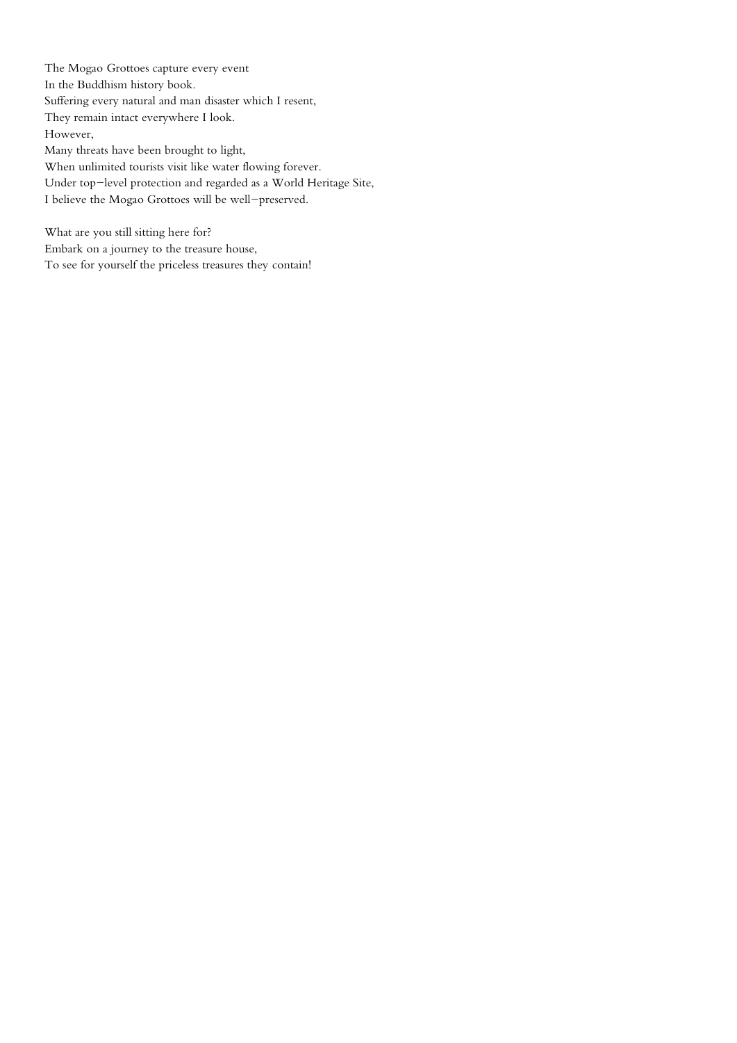The Mogao Grottoes capture every event
In the Buddhism history book.
Suffering every natural and man disaster which I resent,
They remain intact everywhere I look.
However,
Many threats have been brought to light,
When unlimited tourists visit like water flowing forever.
Under top-level protection and regarded as a World Heritage Site,
I believe the Mogao Grottoes will be well-preserved.

What are you still sitting here for?
Embark on a journey to the treasure house,
To see for yourself the priceless treasures they contain!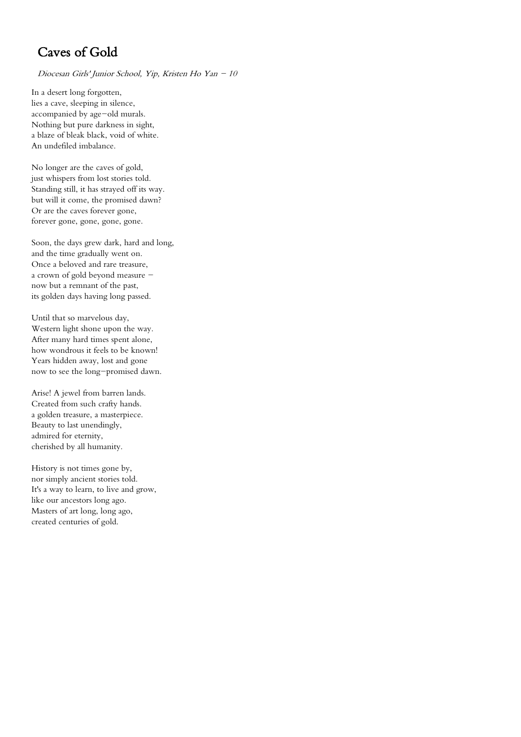# Caves of Gold

*Diocesan Girls' Junior School, Yip, Kristen Ho Yan – 10*

In a desert long forgotten,
lies a cave, sleeping in silence,
accompanied by age–old murals.
Nothing but pure darkness in sight,
a blaze of bleak black, void of white.
An undefiled imbalance.

No longer are the caves of gold,
just whispers from lost stories told.
Standing still, it has strayed off its way.
but will it come, the promised dawn?
Or are the caves forever gone,
forever gone, gone, gone, gone.

Soon, the days grew dark, hard and long,
and the time gradually went on.
Once a beloved and rare treasure,
a crown of gold beyond measure –
now but a remnant of the past,
its golden days having long passed.

Until that so marvelous day,
Western light shone upon the way.
After many hard times spent alone,
how wondrous it feels to be known!
Years hidden away, lost and gone
now to see the long–promised dawn.

Arise! A jewel from barren lands.
Created from such crafty hands.
a golden treasure, a masterpiece.
Beauty to last unendingly,
admired for eternity,
cherished by all humanity.

History is not times gone by,
nor simply ancient stories told.
It's a way to learn, to live and grow,
like our ancestors long ago.
Masters of art long, long ago,
created centuries of gold.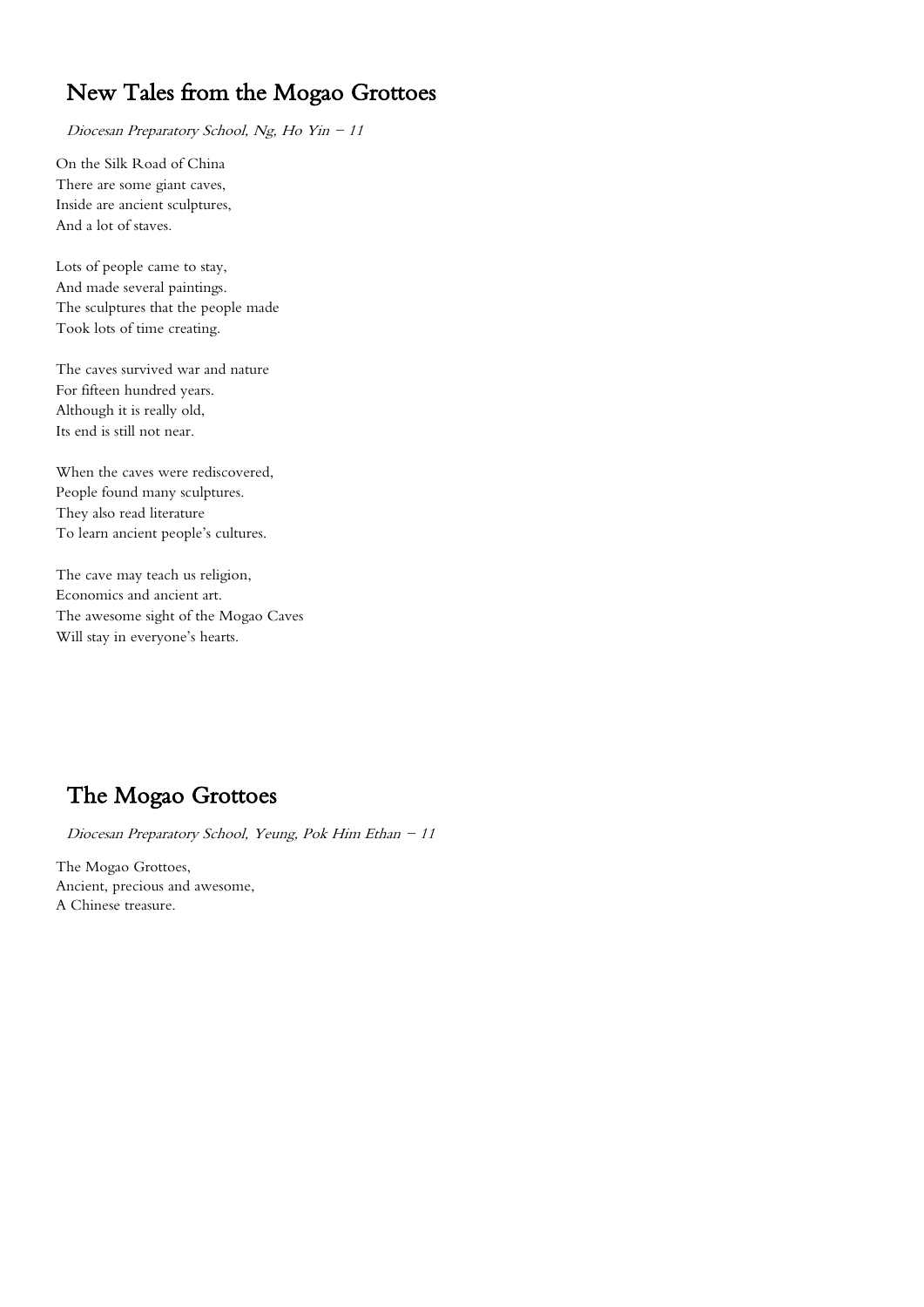# New Tales from the Mogao Grottoes

*Diocesan Preparatory School, Ng, Ho Yin – 11*

On the Silk Road of China
There are some giant caves,
Inside are ancient sculptures,
And a lot of staves.

Lots of people came to stay,
And made several paintings.
The sculptures that the people made
Took lots of time creating.

The caves survived war and nature
For fifteen hundred years.
Although it is really old,
Its end is still not near.

When the caves were rediscovered,
People found many sculptures.
They also read literature
To learn ancient people's cultures.

The cave may teach us religion,
Economics and ancient art.
The awesome sight of the Mogao Caves
Will stay in everyone's hearts.

# The Mogao Grottoes

*Diocesan Preparatory School, Yeung, Pok Him Ethan – 11*

The Mogao Grottoes,
Ancient, precious and awesome,
A Chinese treasure.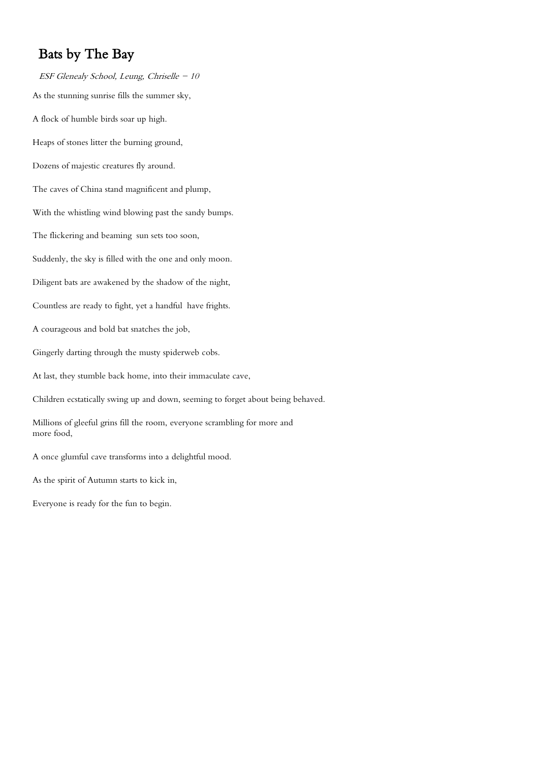# Bats by The Bay

*ESF Glenealy School, Leung, Chriselle – 10*

As the stunning sunrise fills the summer sky,

A flock of humble birds soar up high.

Heaps of stones litter the burning ground,

Dozens of majestic creatures fly around.

The caves of China stand magnificent and plump,

With the whistling wind blowing past the sandy bumps.

The flickering and beaming sun sets too soon,

Suddenly, the sky is filled with the one and only moon.

Diligent bats are awakened by the shadow of the night,

Countless are ready to fight, yet a handful have frights.

A courageous and bold bat snatches the job,

Gingerly darting through the musty spiderweb cobs.

At last, they stumble back home, into their immaculate cave,

Children ecstatically swing up and down, seeming to forget about being behaved.

Millions of gleeful grins fill the room, everyone scrambling for more and more food,

A once glumful cave transforms into a delightful mood.

As the spirit of Autumn starts to kick in,

Everyone is ready for the fun to begin.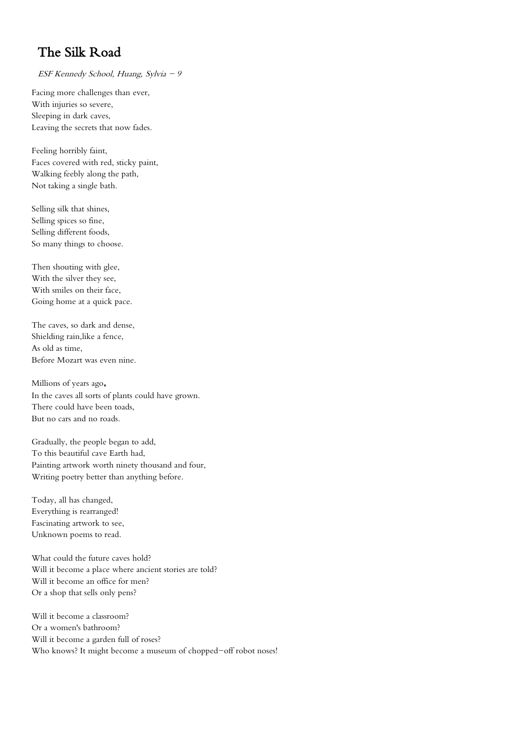# The Silk Road

*ESF Kennedy School, Huang, Sylvia – 9*

Facing more challenges than ever,  
With injuries so severe,  
Sleeping in dark caves,  
Leaving the secrets that now fades.

Feeling horribly faint,  
Faces covered with red, sticky paint,  
Walking feebly along the path,  
Not taking a single bath.

Selling silk that shines,  
Selling spices so fine,  
Selling different foods,  
So many things to choose.

Then shouting with glee,  
With the silver they see,  
With smiles on their face,  
Going home at a quick pace.

The caves, so dark and dense,  
Shielding rain,like a fence,  
As old as time,  
Before Mozart was even nine.

Millions of years ago**,**  
In the caves all sorts of plants could have grown.  
There could have been toads,  
But no cars and no roads.

Gradually, the people began to add,  
To this beautiful cave Earth had,  
Painting artwork worth ninety thousand and four,  
Writing poetry better than anything before.

Today, all has changed,  
Everything is rearranged!  
Fascinating artwork to see,  
Unknown poems to read.

What could the future caves hold?  
Will it become a place where ancient stories are told?  
Will it become an office for men?  
Or a shop that sells only pens?

Will it become a classroom?  
Or a women's bathroom?  
Will it become a garden full of roses?  
Who knows? It might become a museum of chopped-off robot noses!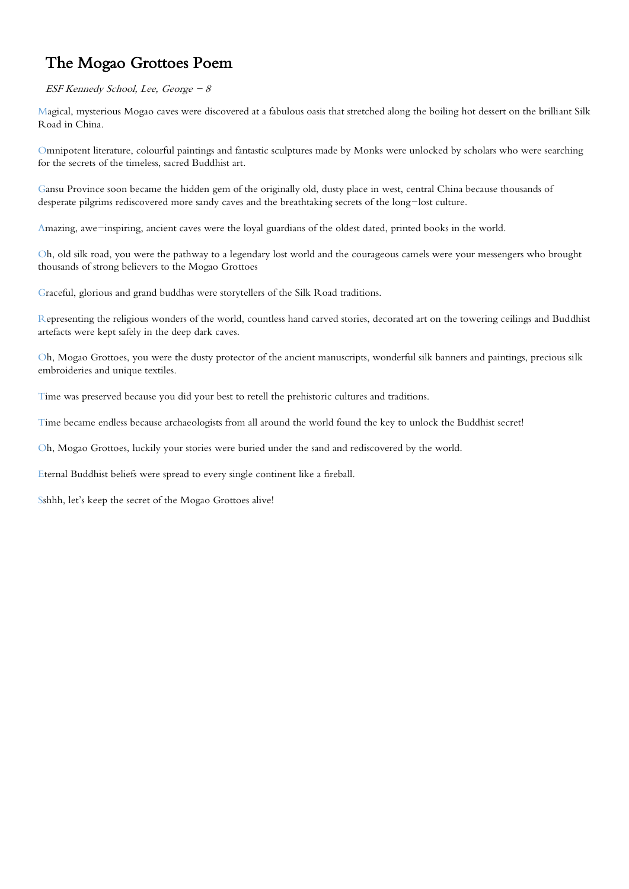# The Mogao Grottoes Poem

*ESF Kennedy School, Lee, George – 8*

Magical, mysterious Mogao caves were discovered at a fabulous oasis that stretched along the boiling hot dessert on the brilliant Silk Road in China.

Omnipotent literature, colourful paintings and fantastic sculptures made by Monks were unlocked by scholars who were searching for the secrets of the timeless, sacred Buddhist art.

Gansu Province soon became the hidden gem of the originally old, dusty place in west, central China because thousands of desperate pilgrims rediscovered more sandy caves and the breathtaking secrets of the long–lost culture.

Amazing, awe–inspiring, ancient caves were the loyal guardians of the oldest dated, printed books in the world.

Oh, old silk road, you were the pathway to a legendary lost world and the courageous camels were your messengers who brought thousands of strong believers to the Mogao Grottoes

Graceful, glorious and grand buddhas were storytellers of the Silk Road traditions.

Representing the religious wonders of the world, countless hand carved stories, decorated art on the towering ceilings and Buddhist artefacts were kept safely in the deep dark caves.

Oh, Mogao Grottoes, you were the dusty protector of the ancient manuscripts, wonderful silk banners and paintings, precious silk embroideries and unique textiles.

Time was preserved because you did your best to retell the prehistoric cultures and traditions.

Time became endless because archaeologists from all around the world found the key to unlock the Buddhist secret!

Oh, Mogao Grottoes, luckily your stories were buried under the sand and rediscovered by the world.

Eternal Buddhist beliefs were spread to every single continent like a fireball.

Sshhh, let's keep the secret of the Mogao Grottoes alive!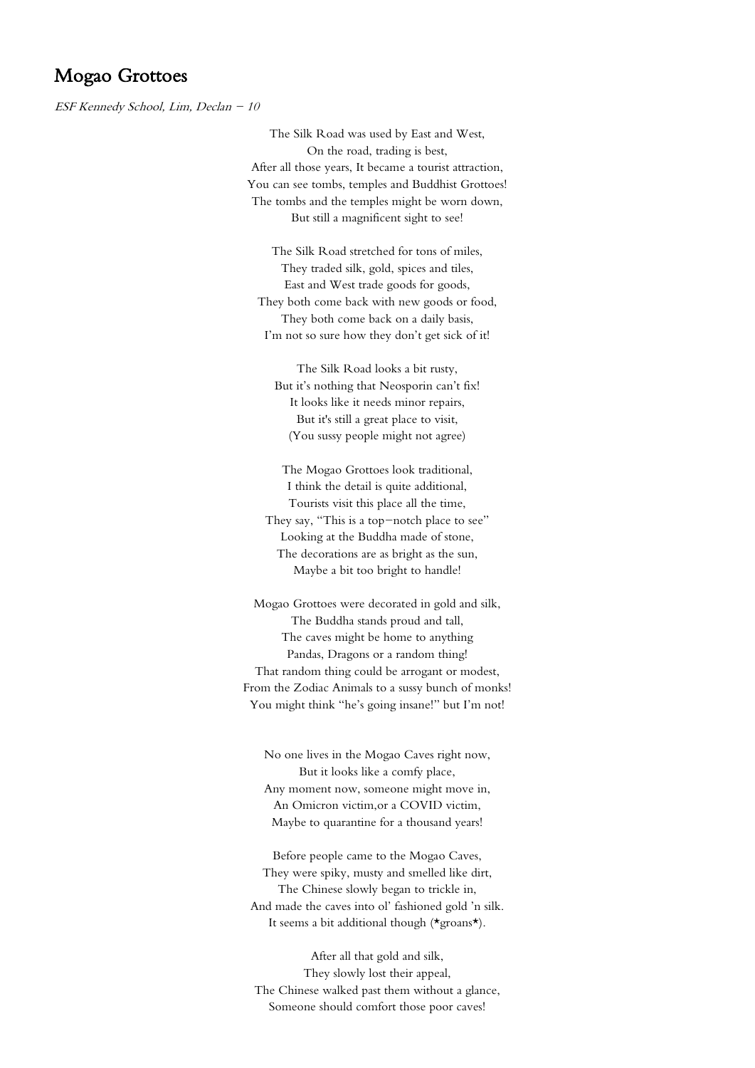## Mogao Grottoes

*ESF Kennedy School, Lim, Declan – 10*

The Silk Road was used by East and West,  
On the road, trading is best,  
After all those years, It became a tourist attraction,  
You can see tombs, temples and Buddhist Grottoes!  
The tombs and the temples might be worn down,  
But still a magnificent sight to see!

The Silk Road stretched for tons of miles,  
They traded silk, gold, spices and tiles,  
East and West trade goods for goods,  
They both come back with new goods or food,  
They both come back on a daily basis,  
I'm not so sure how they don't get sick of it!

The Silk Road looks a bit rusty,  
But it's nothing that Neosporin can't fix!  
It looks like it needs minor repairs,  
But it's still a great place to visit,  
(You sussy people might not agree)

The Mogao Grottoes look traditional,  
I think the detail is quite additional,  
Tourists visit this place all the time,  
They say, "This is a top–notch place to see"  
Looking at the Buddha made of stone,  
The decorations are as bright as the sun,  
Maybe a bit too bright to handle!

Mogao Grottoes were decorated in gold and silk,  
The Buddha stands proud and tall,  
The caves might be home to anything  
Pandas, Dragons or a random thing!  
That random thing could be arrogant or modest,  
From the Zodiac Animals to a sussy bunch of monks!  
You might think "he's going insane!" but I'm not!

No one lives in the Mogao Caves right now,  
But it looks like a comfy place,  
Any moment now, someone might move in,  
An Omicron victim,or a COVID victim,  
Maybe to quarantine for a thousand years!

Before people came to the Mogao Caves,  
They were spiky, musty and smelled like dirt,  
The Chinese slowly began to trickle in,  
And made the caves into ol' fashioned gold 'n silk.  
It seems a bit additional though (*groans*).

After all that gold and silk,  
They slowly lost their appeal,  
The Chinese walked past them without a glance,  
Someone should comfort those poor caves!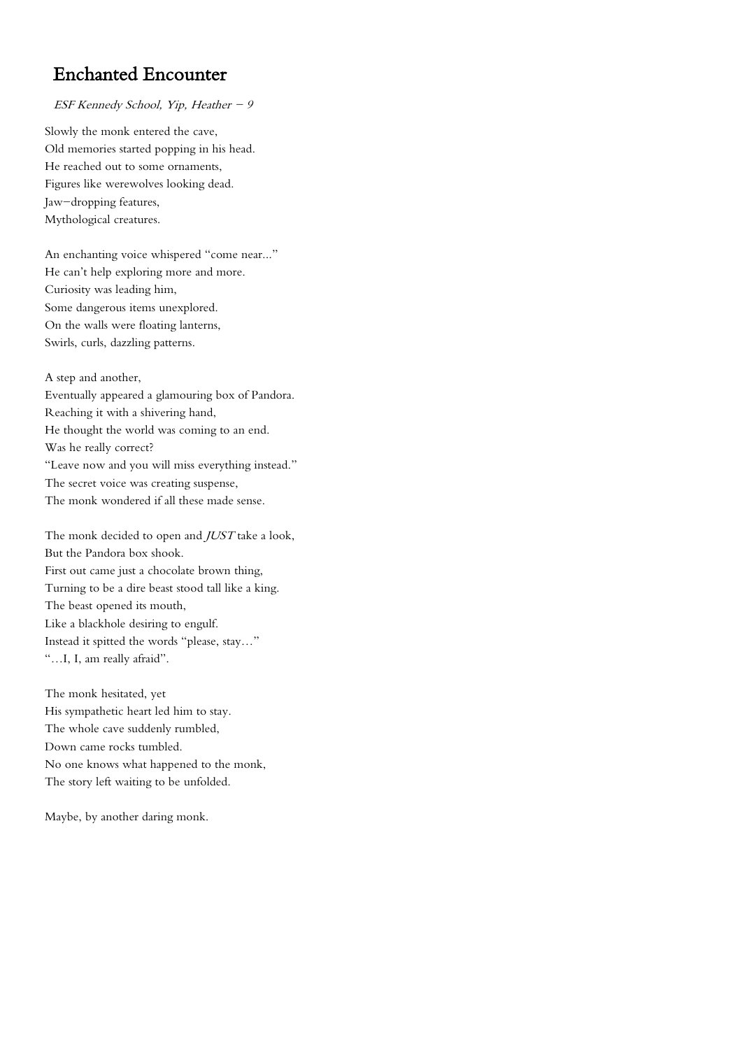# Enchanted Encounter

*ESF Kennedy School, Yip, Heather – 9*

Slowly the monk entered the cave,
Old memories started popping in his head.
He reached out to some ornaments,
Figures like werewolves looking dead.
Jaw–dropping features,
Mythological creatures.

An enchanting voice whispered "come near..."
He can't help exploring more and more.
Curiosity was leading him,
Some dangerous items unexplored.
On the walls were floating lanterns,
Swirls, curls, dazzling patterns.

A step and another,
Eventually appeared a glamouring box of Pandora.
Reaching it with a shivering hand,
He thought the world was coming to an end.
Was he really correct?
"Leave now and you will miss everything instead."
The secret voice was creating suspense,
The monk wondered if all these made sense.

The monk decided to open and *JUST* take a look,
But the Pandora box shook.
First out came just a chocolate brown thing,
Turning to be a dire beast stood tall like a king.
The beast opened its mouth,
Like a blackhole desiring to engulf.
Instead it spitted the words "please, stay…"
"…I, I, am really afraid".

The monk hesitated, yet
His sympathetic heart led him to stay.
The whole cave suddenly rumbled,
Down came rocks tumbled.
No one knows what happened to the monk,
The story left waiting to be unfolded.

Maybe, by another daring monk.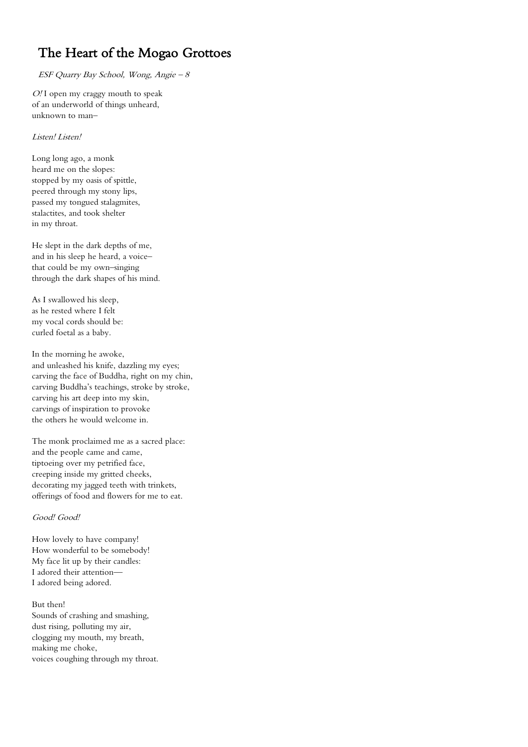# The Heart of the Mogao Grottoes

*ESF Quarry Bay School, Wong, Angie – 8*

*O!* I open my craggy mouth to speak
of an underworld of things unheard,
unknown to man–

*Listen! Listen!*

Long long ago, a monk
heard me on the slopes:
stopped by my oasis of spittle,
peered through my stony lips,
passed my tongued stalagmites,
stalactites, and took shelter
in my throat.

He slept in the dark depths of me,
and in his sleep he heard, a voice–
that could be my own–singing
through the dark shapes of his mind.

As I swallowed his sleep,
as he rested where I felt
my vocal cords should be:
curled foetal as a baby.

In the morning he awoke,
and unleashed his knife, dazzling my eyes;
carving the face of Buddha, right on my chin,
carving Buddha's teachings, stroke by stroke,
carving his art deep into my skin,
carvings of inspiration to provoke
the others he would welcome in.

The monk proclaimed me as a sacred place:
and the people came and came,
tiptoeing over my petrified face,
creeping inside my gritted cheeks,
decorating my jagged teeth with trinkets,
offerings of food and flowers for me to eat.

*Good! Good!*

How lovely to have company!
How wonderful to be somebody!
My face lit up by their candles:
I adored their attention—
I adored being adored.

But then!
Sounds of crashing and smashing,
dust rising, polluting my air,
clogging my mouth, my breath,
making me choke,
voices coughing through my throat.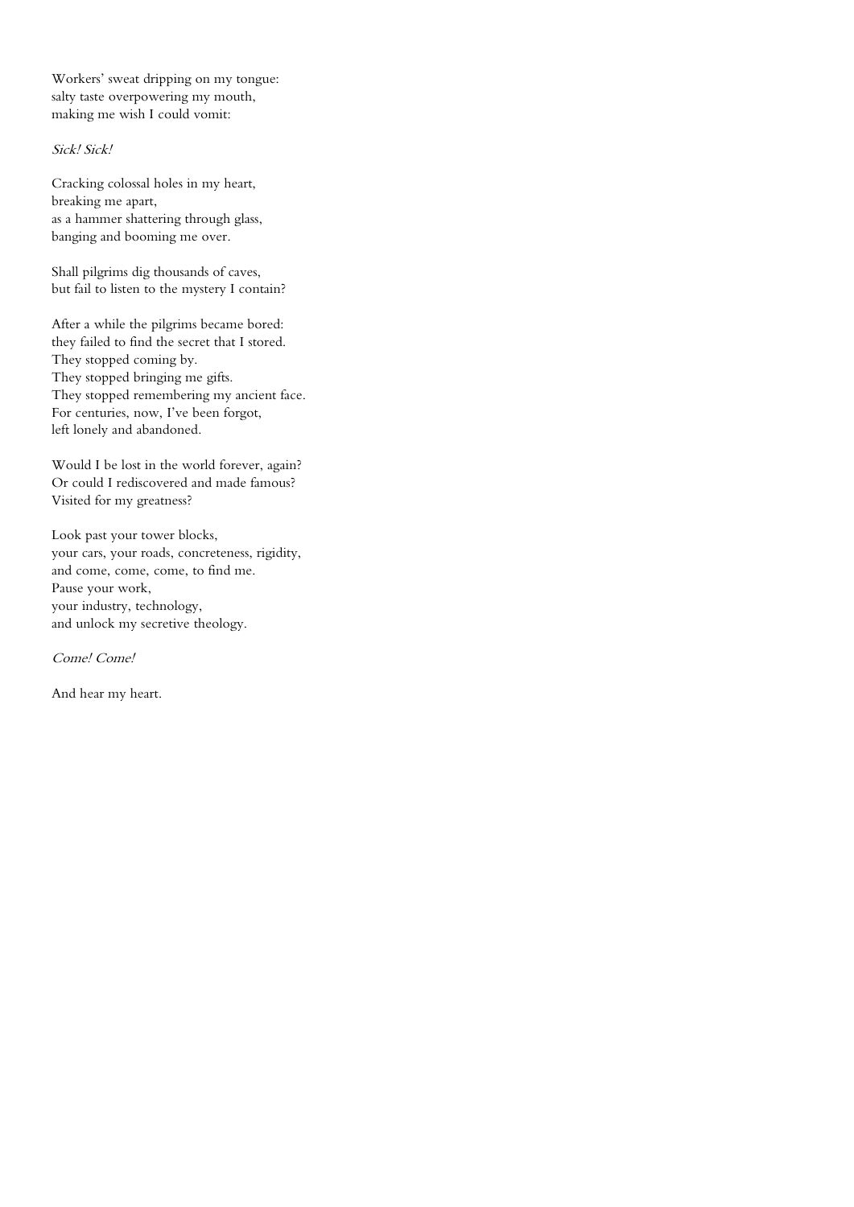Workers' sweat dripping on my tongue:
salty taste overpowering my mouth,
making me wish I could vomit:

*Sick! Sick!*

Cracking colossal holes in my heart,
breaking me apart,
as a hammer shattering through glass,
banging and booming me over.

Shall pilgrims dig thousands of caves,
but fail to listen to the mystery I contain?

After a while the pilgrims became bored:
they failed to find the secret that I stored.
They stopped coming by.
They stopped bringing me gifts.
They stopped remembering my ancient face.
For centuries, now, I've been forgot,
left lonely and abandoned.

Would I be lost in the world forever, again?
Or could I rediscovered and made famous?
Visited for my greatness?

Look past your tower blocks,
your cars, your roads, concreteness, rigidity,
and come, come, come, to find me.
Pause your work,
your industry, technology,
and unlock my secretive theology.

*Come! Come!*

And hear my heart.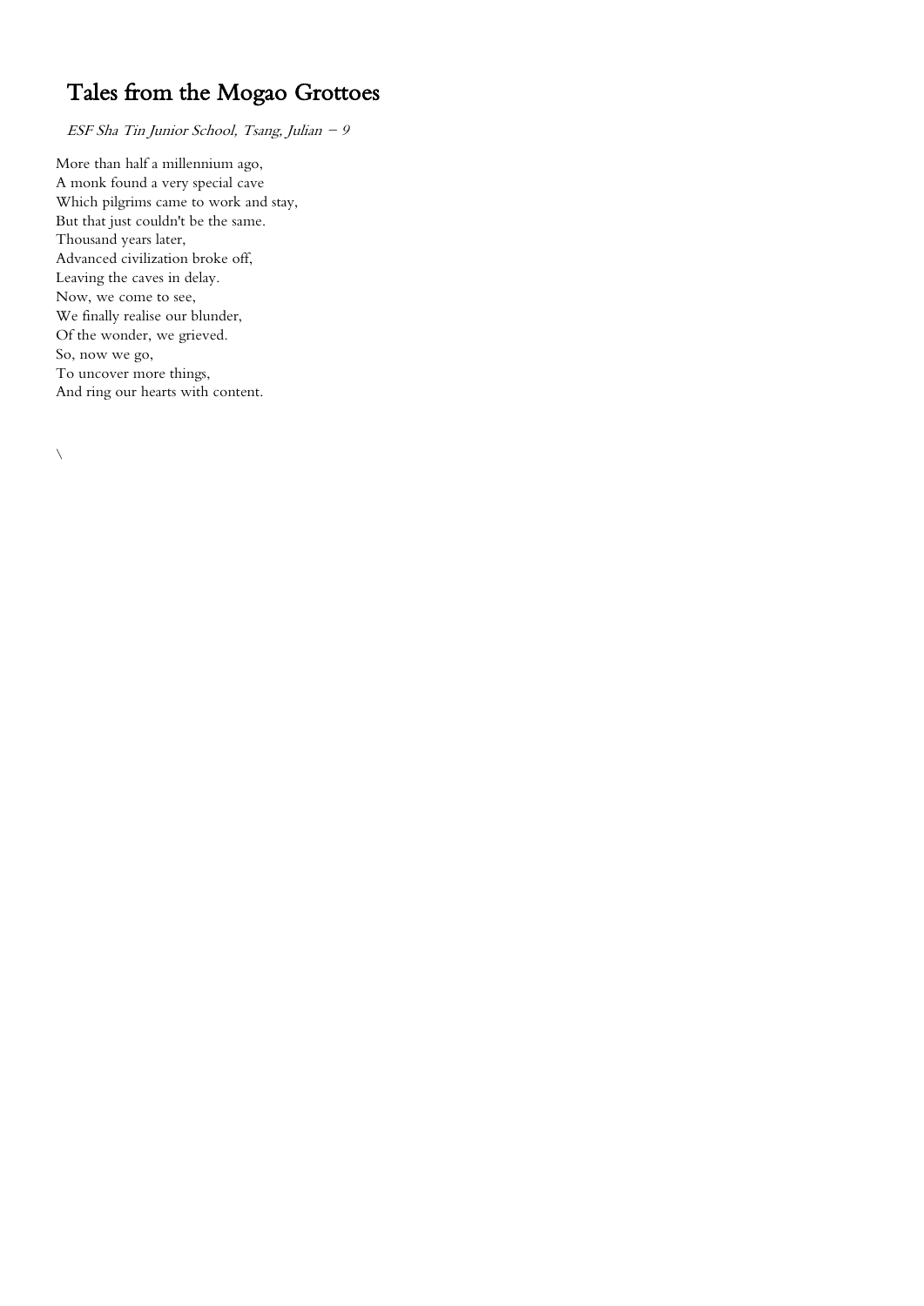# Tales from the Mogao Grottoes

*ESF Sha Tin Junior School, Tsang, Julian – 9*

More than half a millennium ago,  
A monk found a very special cave  
Which pilgrims came to work and stay,  
But that just couldn't be the same.  
Thousand years later,  
Advanced civilization broke off,  
Leaving the caves in delay.  
Now, we come to see,  
We finally realise our blunder,  
Of the wonder, we grieved.  
So, now we go,  
To uncover more things,  
And ring our hearts with content.

\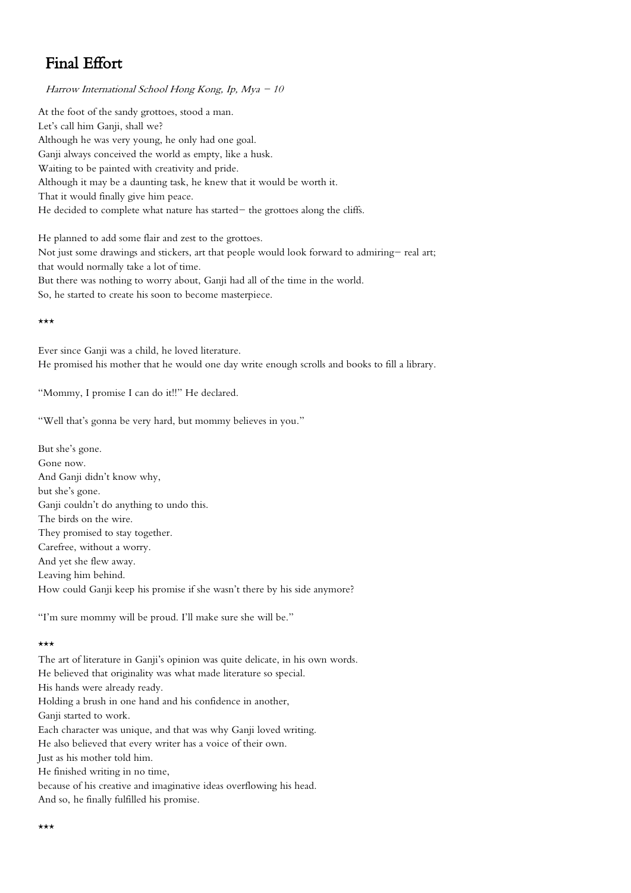# Final Effort

*Harrow International School Hong Kong, Ip, Mya – 10*

At the foot of the sandy grottoes, stood a man.
Let's call him Ganji, shall we?
Although he was very young, he only had one goal.
Ganji always conceived the world as empty, like a husk.
Waiting to be painted with creativity and pride.
Although it may be a daunting task, he knew that it would be worth it.
That it would finally give him peace.
He decided to complete what nature has started– the grottoes along the cliffs.

He planned to add some flair and zest to the grottoes.
Not just some drawings and stickers, art that people would look forward to admiring– real art;
that would normally take a lot of time.
But there was nothing to worry about, Ganji had all of the time in the world.
So, he started to create his soon to become masterpiece.

\*\*\*

Ever since Ganji was a child, he loved literature.
He promised his mother that he would one day write enough scrolls and books to fill a library.

"Mommy, I promise I can do it!!" He declared.

"Well that's gonna be very hard, but mommy believes in you."

But she's gone.
Gone now.
And Ganji didn't know why,
but she's gone.
Ganji couldn't do anything to undo this.
The birds on the wire.
They promised to stay together.
Carefree, without a worry.
And yet she flew away.
Leaving him behind.
How could Ganji keep his promise if she wasn't there by his side anymore?

"I'm sure mommy will be proud. I'll make sure she will be."

\*\*\*

The art of literature in Ganji's opinion was quite delicate, in his own words.
He believed that originality was what made literature so special.
His hands were already ready.
Holding a brush in one hand and his confidence in another,
Ganji started to work.
Each character was unique, and that was why Ganji loved writing.
He also believed that every writer has a voice of their own.
Just as his mother told him.
He finished writing in no time,
because of his creative and imaginative ideas overflowing his head.
And so, he finally fulfilled his promise.

\*\*\*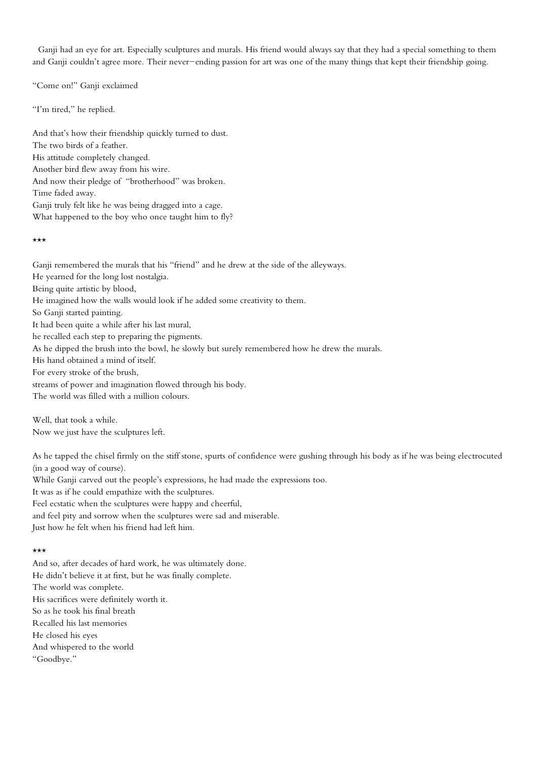Ganji had an eye for art. Especially sculptures and murals. His friend would always say that they had a special something to them and Ganji couldn't agree more. Their never–ending passion for art was one of the many things that kept their friendship going.

"Come on!" Ganji exclaimed

"I'm tired," he replied.

And that's how their friendship quickly turned to dust.
The two birds of a feather.
His attitude completely changed.
Another bird flew away from his wire.
And now their pledge of "brotherhood" was broken.
Time faded away.
Ganji truly felt like he was being dragged into a cage.
What happened to the boy who once taught him to fly?

***

Ganji remembered the murals that his "friend" and he drew at the side of the alleyways.
He yearned for the long lost nostalgia.
Being quite artistic by blood,
He imagined how the walls would look if he added some creativity to them.
So Ganji started painting.
It had been quite a while after his last mural,
he recalled each step to preparing the pigments.
As he dipped the brush into the bowl, he slowly but surely remembered how he drew the murals.
His hand obtained a mind of itself.
For every stroke of the brush,
streams of power and imagination flowed through his body.
The world was filled with a million colours.

Well, that took a while.
Now we just have the sculptures left.

As he tapped the chisel firmly on the stiff stone, spurts of confidence were gushing through his body as if he was being electrocuted (in a good way of course).
While Ganji carved out the people's expressions, he had made the expressions too.
It was as if he could empathize with the sculptures.
Feel ecstatic when the sculptures were happy and cheerful,
and feel pity and sorrow when the sculptures were sad and miserable.
Just how he felt when his friend had left him.

***

And so, after decades of hard work, he was ultimately done.
He didn't believe it at first, but he was finally complete.
The world was complete.
His sacrifices were definitely worth it.
So as he took his final breath
Recalled his last memories
He closed his eyes
And whispered to the world
"Goodbye."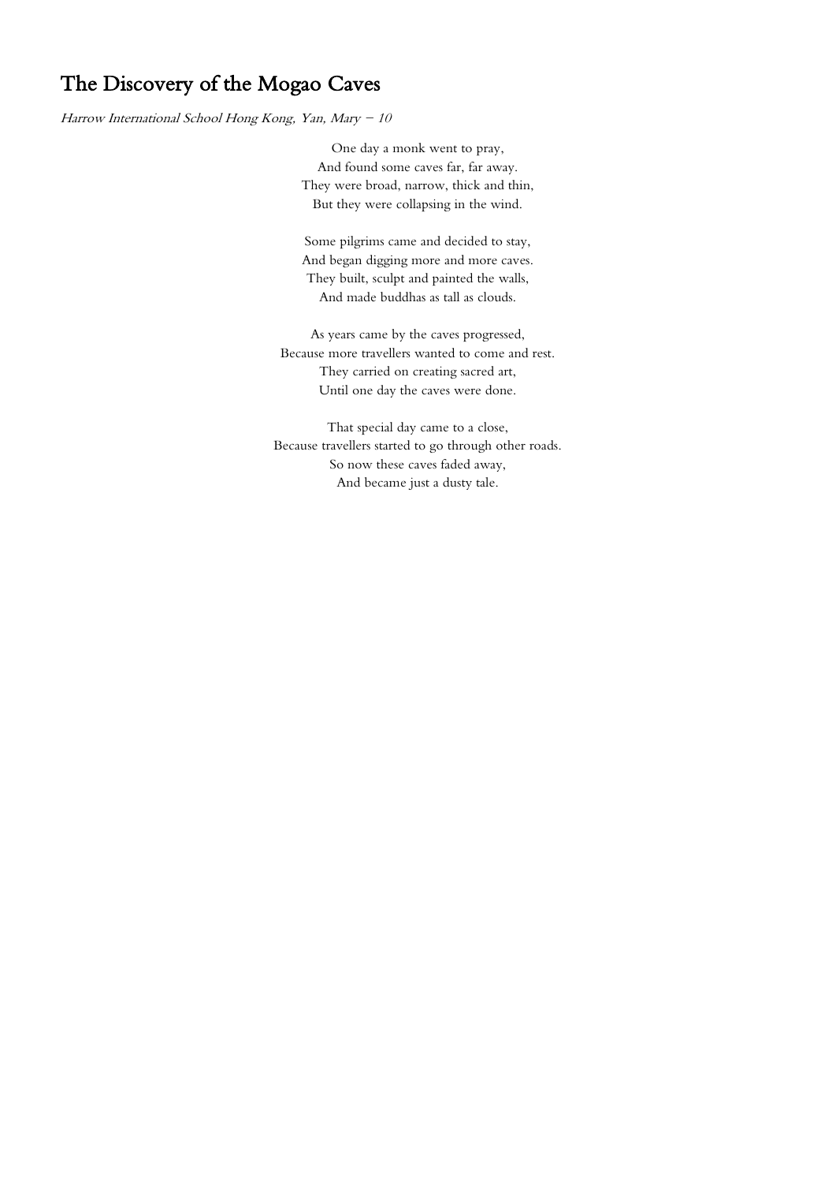# The Discovery of the Mogao Caves

*Harrow International School Hong Kong, Yan, Mary – 10*

One day a monk went to pray,
And found some caves far, far away.
They were broad, narrow, thick and thin,
But they were collapsing in the wind.

Some pilgrims came and decided to stay,
And began digging more and more caves.
They built, sculpt and painted the walls,
And made buddhas as tall as clouds.

As years came by the caves progressed,
Because more travellers wanted to come and rest.
They carried on creating sacred art,
Until one day the caves were done.

That special day came to a close,
Because travellers started to go through other roads.
So now these caves faded away,
And became just a dusty tale.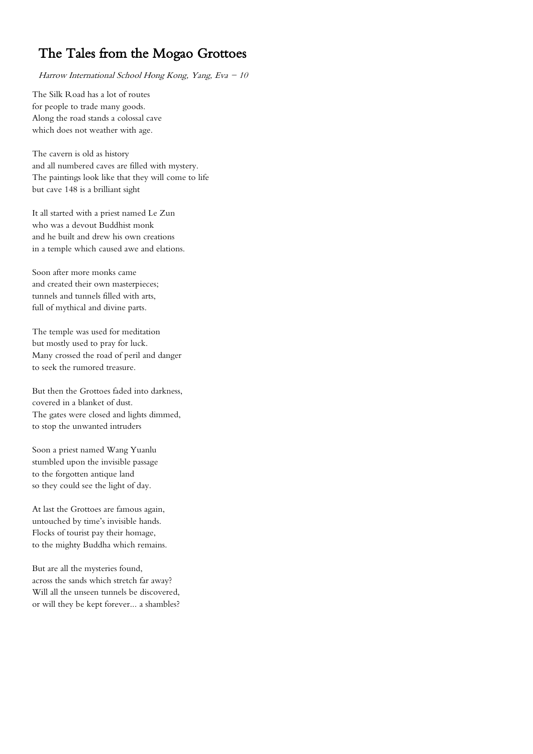# The Tales from the Mogao Grottoes

*Harrow International School Hong Kong, Yang, Eva – 10*

The Silk Road has a lot of routes  
for people to trade many goods.  
Along the road stands a colossal cave  
which does not weather with age.

The cavern is old as history  
and all numbered caves are filled with mystery.  
The paintings look like that they will come to life  
but cave 148 is a brilliant sight

It all started with a priest named Le Zun  
who was a devout Buddhist monk  
and he built and drew his own creations  
in a temple which caused awe and elations.

Soon after more monks came  
and created their own masterpieces;  
tunnels and tunnels filled with arts,  
full of mythical and divine parts.

The temple was used for meditation  
but mostly used to pray for luck.  
Many crossed the road of peril and danger  
to seek the rumored treasure.

But then the Grottoes faded into darkness,  
covered in a blanket of dust.  
The gates were closed and lights dimmed,  
to stop the unwanted intruders

Soon a priest named Wang Yuanlu  
stumbled upon the invisible passage  
to the forgotten antique land  
so they could see the light of day.

At last the Grottoes are famous again,  
untouched by time's invisible hands.  
Flocks of tourist pay their homage,  
to the mighty Buddha which remains.

But are all the mysteries found,  
across the sands which stretch far away?  
Will all the unseen tunnels be discovered,  
or will they be kept forever... a shambles?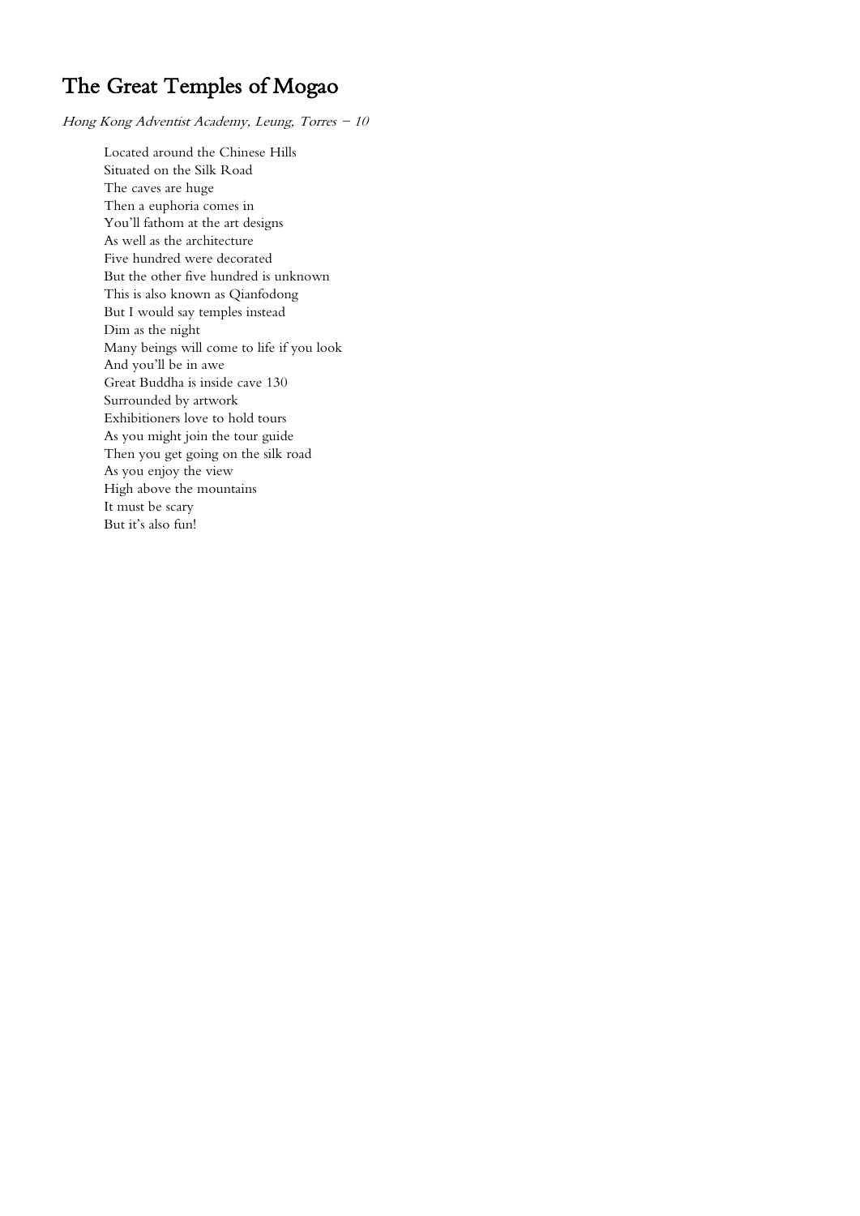# The Great Temples of Mogao

*Hong Kong Adventist Academy, Leung, Torres – 10*

Located around the Chinese Hills
Situated on the Silk Road
The caves are huge
Then a euphoria comes in
You'll fathom at the art designs
As well as the architecture
Five hundred were decorated
But the other five hundred is unknown
This is also known as Qianfodong
But I would say temples instead
Dim as the night
Many beings will come to life if you look
And you'll be in awe
Great Buddha is inside cave 130
Surrounded by artwork
Exhibitioners love to hold tours
As you might join the tour guide
Then you get going on the silk road
As you enjoy the view
High above the mountains
It must be scary
But it's also fun!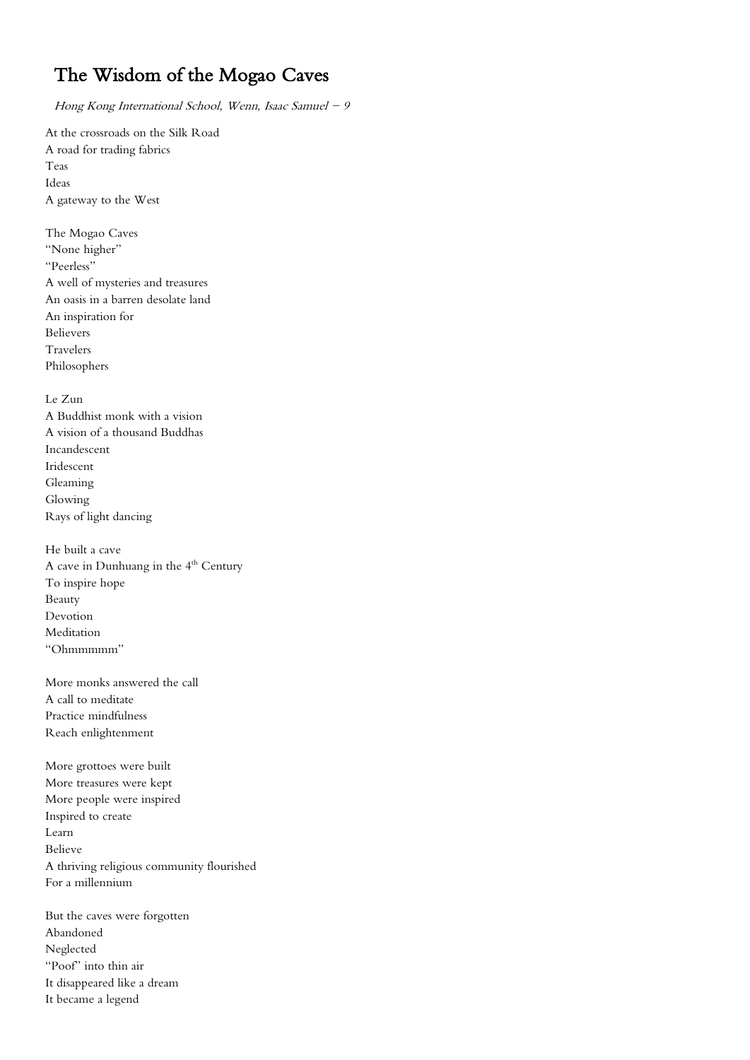# The Wisdom of the Mogao Caves

*Hong Kong International School, Wenn, Isaac Samuel – 9*

At the crossroads on the Silk Road  
A road for trading fabrics  
Teas  
Ideas  
A gateway to the West

The Mogao Caves  
"None higher"  
"Peerless"  
A well of mysteries and treasures  
An oasis in a barren desolate land  
An inspiration for  
Believers  
Travelers  
Philosophers

Le Zun  
A Buddhist monk with a vision  
A vision of a thousand Buddhas  
Incandescent  
Iridescent  
Gleaming  
Glowing  
Rays of light dancing

He built a cave  
A cave in Dunhuang in the 4th Century  
To inspire hope  
Beauty  
Devotion  
Meditation  
"Ohmmmmm"

More monks answered the call  
A call to meditate  
Practice mindfulness  
Reach enlightenment

More grottoes were built  
More treasures were kept  
More people were inspired  
Inspired to create  
Learn  
Believe  
A thriving religious community flourished  
For a millennium

But the caves were forgotten  
Abandoned  
Neglected  
"Poof" into thin air  
It disappeared like a dream  
It became a legend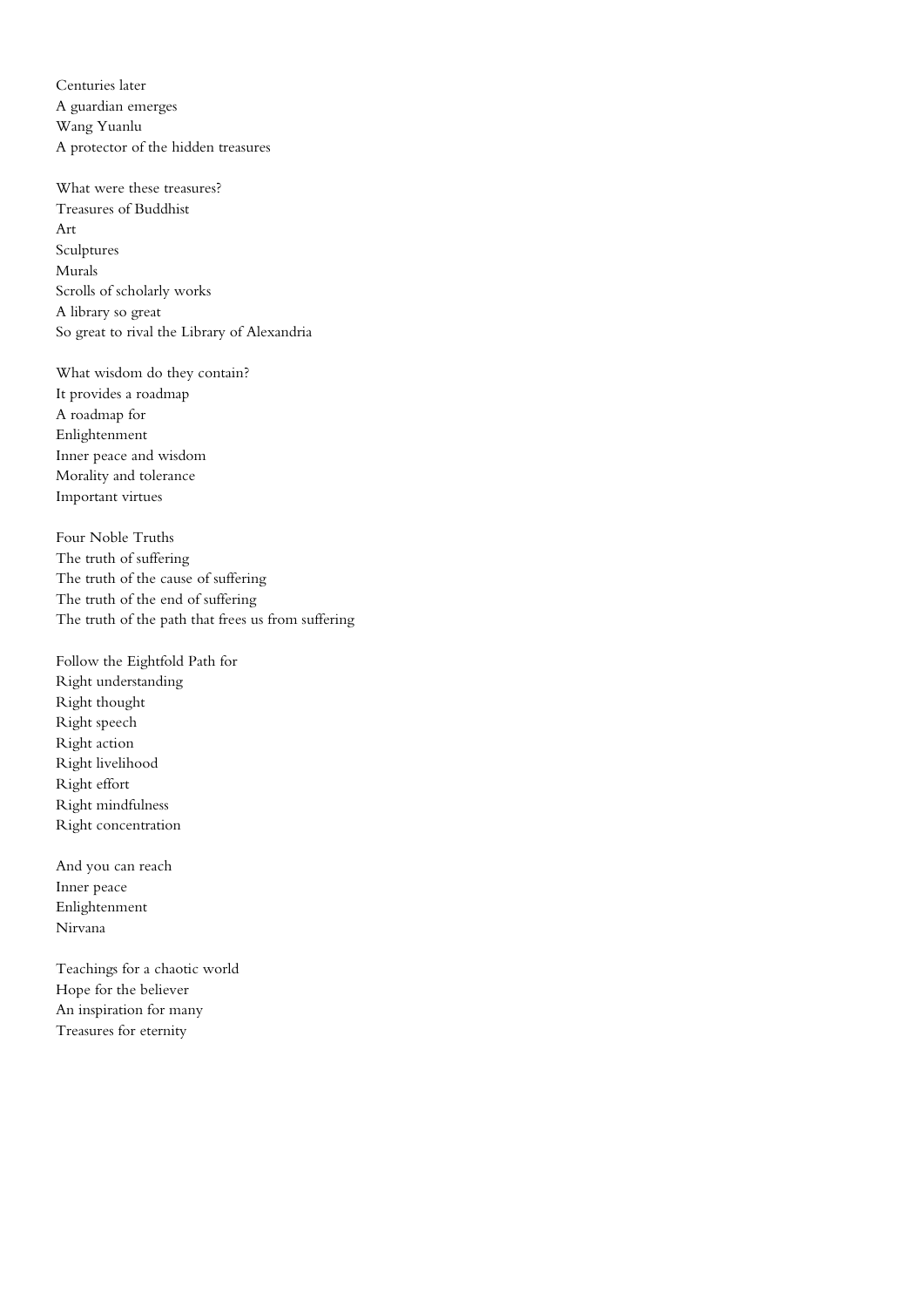Centuries later  
A guardian emerges  
Wang Yuanlu  
A protector of the hidden treasures

What were these treasures?  
Treasures of Buddhist  
Art  
Sculptures  
Murals  
Scrolls of scholarly works  
A library so great  
So great to rival the Library of Alexandria

What wisdom do they contain?  
It provides a roadmap  
A roadmap for  
Enlightenment  
Inner peace and wisdom  
Morality and tolerance  
Important virtues

Four Noble Truths  
The truth of suffering  
The truth of the cause of suffering  
The truth of the end of suffering  
The truth of the path that frees us from suffering

Follow the Eightfold Path for  
Right understanding  
Right thought  
Right speech  
Right action  
Right livelihood  
Right effort  
Right mindfulness  
Right concentration

And you can reach  
Inner peace  
Enlightenment  
Nirvana

Teachings for a chaotic world  
Hope for the believer  
An inspiration for many  
Treasures for eternity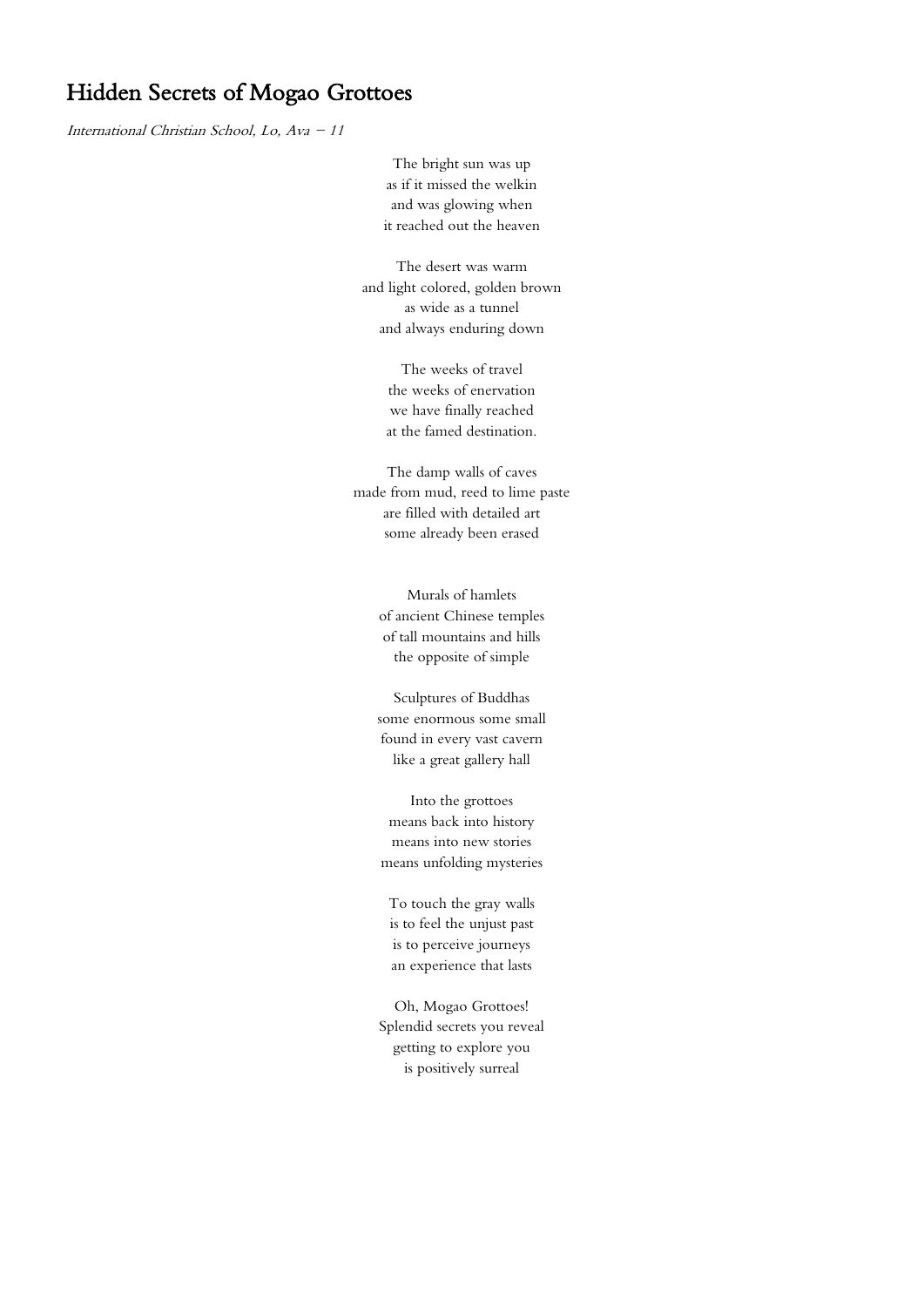# Hidden Secrets of Mogao Grottoes

*International Christian School, Lo, Ava – 11*

The bright sun was up  
as if it missed the welkin  
and was glowing when  
it reached out the heaven

The desert was warm  
and light colored, golden brown  
as wide as a tunnel  
and always enduring down

The weeks of travel  
the weeks of enervation  
we have finally reached  
at the famed destination.

The damp walls of caves  
made from mud, reed to lime paste  
are filled with detailed art  
some already been erased

Murals of hamlets  
of ancient Chinese temples  
of tall mountains and hills  
the opposite of simple

Sculptures of Buddhas  
some enormous some small  
found in every vast cavern  
like a great gallery hall

Into the grottoes  
means back into history  
means into new stories  
means unfolding mysteries

To touch the gray walls  
is to feel the unjust past  
is to perceive journeys  
an experience that lasts

Oh, Mogao Grottoes!  
Splendid secrets you reveal  
getting to explore you  
is positively surreal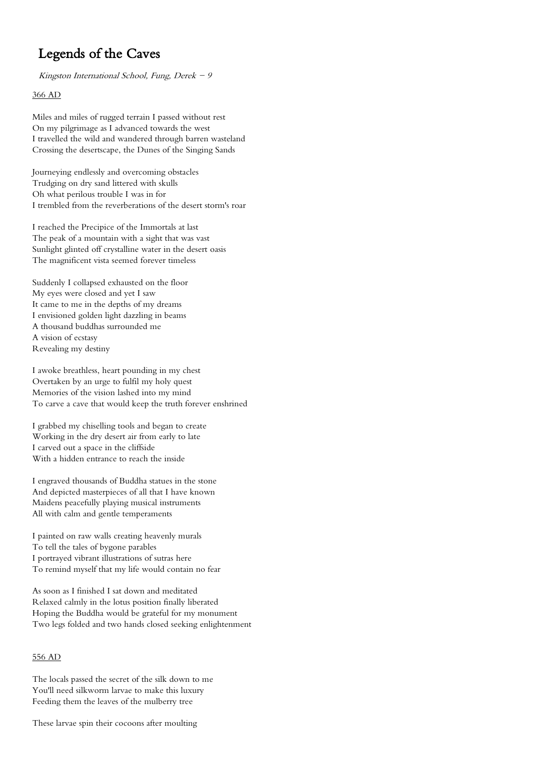# Legends of the Caves

*Kingston International School, Fung, Derek – 9*

366 AD

Miles and miles of rugged terrain I passed without rest
On my pilgrimage as I advanced towards the west
I travelled the wild and wandered through barren wasteland
Crossing the desertscape, the Dunes of the Singing Sands

Journeying endlessly and overcoming obstacles
Trudging on dry sand littered with skulls
Oh what perilous trouble I was in for
I trembled from the reverberations of the desert storm's roar

I reached the Precipice of the Immortals at last
The peak of a mountain with a sight that was vast
Sunlight glinted off crystalline water in the desert oasis
The magnificent vista seemed forever timeless

Suddenly I collapsed exhausted on the floor
My eyes were closed and yet I saw
It came to me in the depths of my dreams
I envisioned golden light dazzling in beams
A thousand buddhas surrounded me
A vision of ecstasy
Revealing my destiny

I awoke breathless, heart pounding in my chest
Overtaken by an urge to fulfil my holy quest
Memories of the vision lashed into my mind
To carve a cave that would keep the truth forever enshrined

I grabbed my chiselling tools and began to create
Working in the dry desert air from early to late
I carved out a space in the cliffside
With a hidden entrance to reach the inside

I engraved thousands of Buddha statues in the stone
And depicted masterpieces of all that I have known
Maidens peacefully playing musical instruments
All with calm and gentle temperaments

I painted on raw walls creating heavenly murals
To tell the tales of bygone parables
I portrayed vibrant illustrations of sutras here
To remind myself that my life would contain no fear

As soon as I finished I sat down and meditated
Relaxed calmly in the lotus position finally liberated
Hoping the Buddha would be grateful for my monument
Two legs folded and two hands closed seeking enlightenment

556 AD

The locals passed the secret of the silk down to me
You'll need silkworm larvae to make this luxury
Feeding them the leaves of the mulberry tree

These larvae spin their cocoons after moulting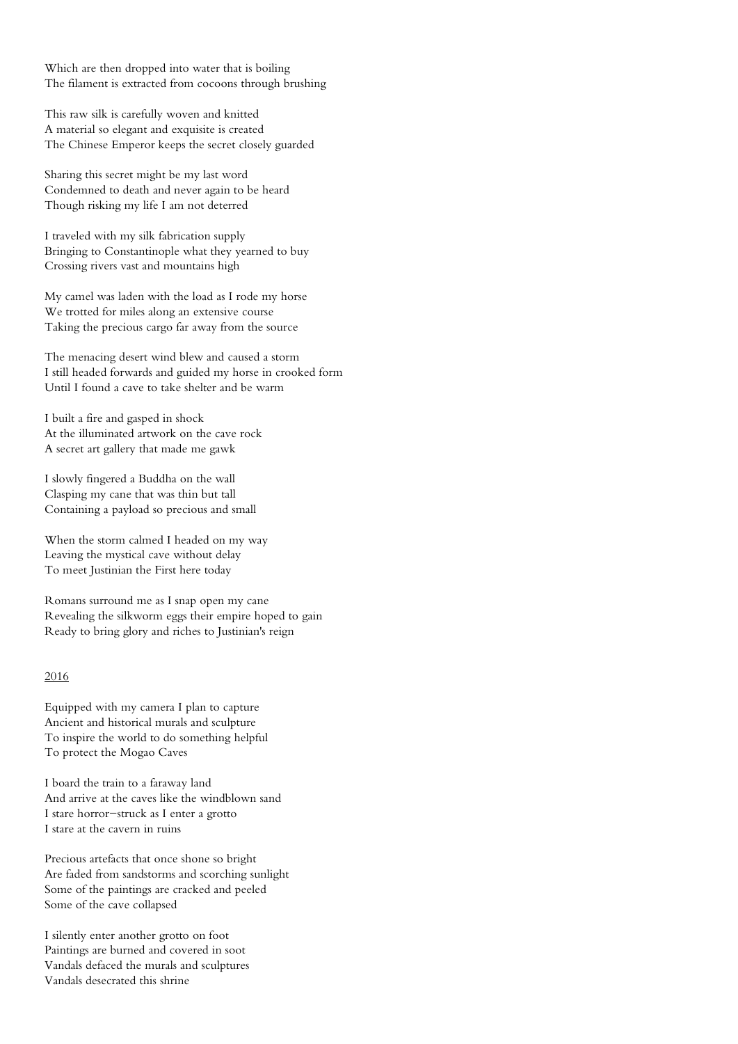Which are then dropped into water that is boiling
The filament is extracted from cocoons through brushing

This raw silk is carefully woven and knitted
A material so elegant and exquisite is created
The Chinese Emperor keeps the secret closely guarded

Sharing this secret might be my last word
Condemned to death and never again to be heard
Though risking my life I am not deterred

I traveled with my silk fabrication supply
Bringing to Constantinople what they yearned to buy
Crossing rivers vast and mountains high

My camel was laden with the load as I rode my horse
We trotted for miles along an extensive course
Taking the precious cargo far away from the source

The menacing desert wind blew and caused a storm
I still headed forwards and guided my horse in crooked form
Until I found a cave to take shelter and be warm

I built a fire and gasped in shock
At the illuminated artwork on the cave rock
A secret art gallery that made me gawk

I slowly fingered a Buddha on the wall
Clasping my cane that was thin but tall
Containing a payload so precious and small

When the storm calmed I headed on my way
Leaving the mystical cave without delay
To meet Justinian the First here today

Romans surround me as I snap open my cane
Revealing the silkworm eggs their empire hoped to gain
Ready to bring glory and riches to Justinian's reign

<u>2016</u>

Equipped with my camera I plan to capture
Ancient and historical murals and sculpture
To inspire the world to do something helpful
To protect the Mogao Caves

I board the train to a faraway land
And arrive at the caves like the windblown sand
I stare horror–struck as I enter a grotto
I stare at the cavern in ruins

Precious artefacts that once shone so bright
Are faded from sandstorms and scorching sunlight
Some of the paintings are cracked and peeled
Some of the cave collapsed

I silently enter another grotto on foot
Paintings are burned and covered in soot
Vandals defaced the murals and sculptures
Vandals desecrated this shrine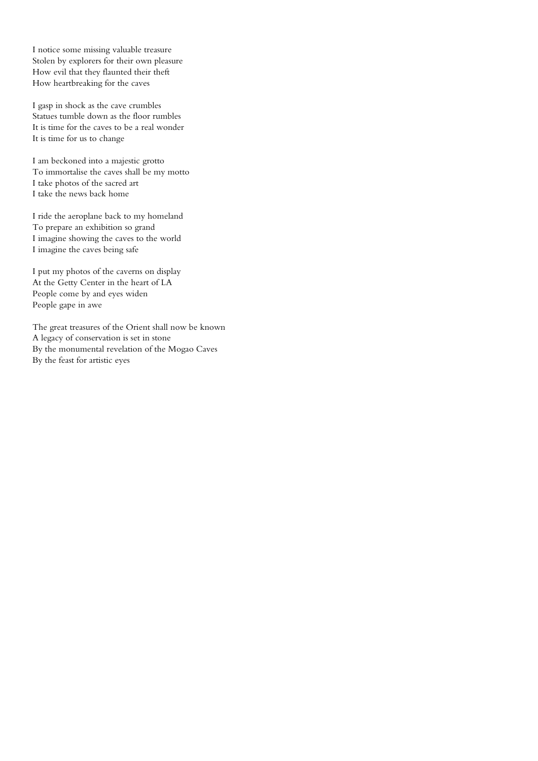I notice some missing valuable treasure
Stolen by explorers for their own pleasure
How evil that they flaunted their theft
How heartbreaking for the caves

I gasp in shock as the cave crumbles
Statues tumble down as the floor rumbles
It is time for the caves to be a real wonder
It is time for us to change

I am beckoned into a majestic grotto
To immortalise the caves shall be my motto
I take photos of the sacred art
I take the news back home

I ride the aeroplane back to my homeland
To prepare an exhibition so grand
I imagine showing the caves to the world
I imagine the caves being safe

I put my photos of the caverns on display
At the Getty Center in the heart of LA
People come by and eyes widen
People gape in awe

The great treasures of the Orient shall now be known
A legacy of conservation is set in stone
By the monumental revelation of the Mogao Caves
By the feast for artistic eyes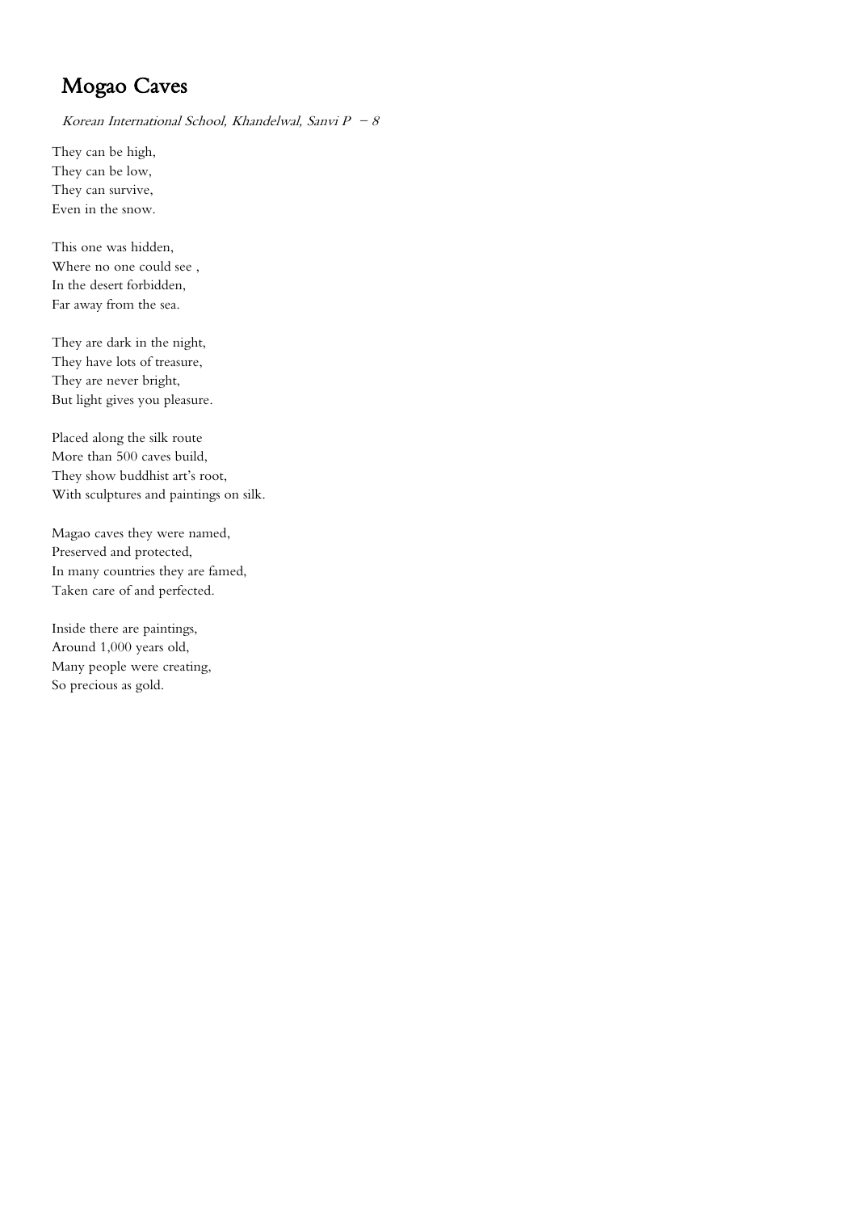# Mogao Caves

*Korean International School, Khandelwal, Sanvi P – 8*

They can be high,
They can be low,
They can survive,
Even in the snow.

This one was hidden,
Where no one could see ,
In the desert forbidden,
Far away from the sea.

They are dark in the night,
They have lots of treasure,
They are never bright,
But light gives you pleasure.

Placed along the silk route
More than 500 caves build,
They show buddhist art's root,
With sculptures and paintings on silk.

Magao caves they were named,
Preserved and protected,
In many countries they are famed,
Taken care of and perfected.

Inside there are paintings,
Around 1,000 years old,
Many people were creating,
So precious as gold.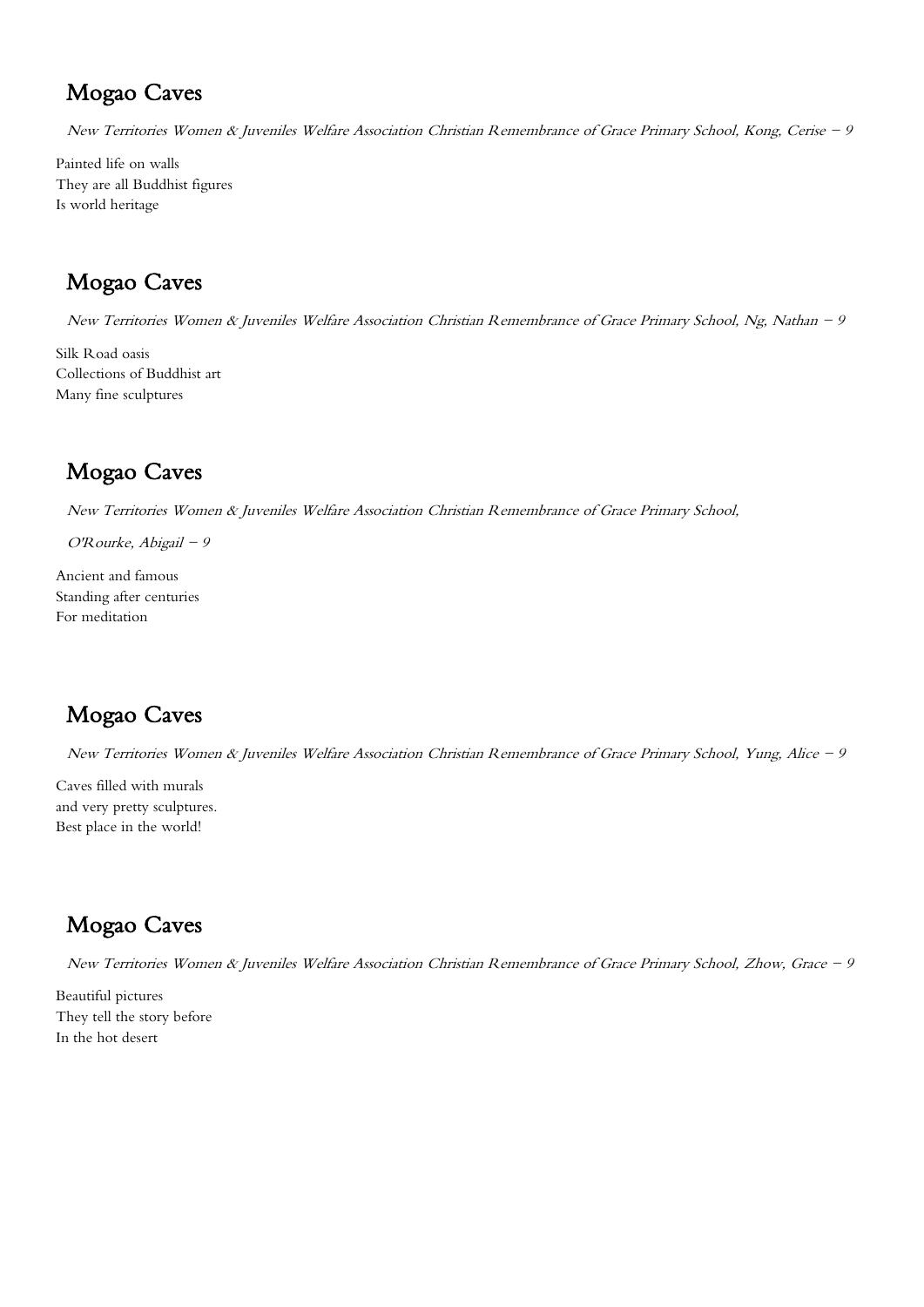## Mogao Caves

*New Territories Women & Juveniles Welfare Association Christian Remembrance of Grace Primary School, Kong, Cerise – 9*

Painted life on walls
They are all Buddhist figures
Is world heritage

## Mogao Caves

*New Territories Women & Juveniles Welfare Association Christian Remembrance of Grace Primary School, Ng, Nathan – 9*

Silk Road oasis
Collections of Buddhist art
Many fine sculptures

## Mogao Caves

*New Territories Women & Juveniles Welfare Association Christian Remembrance of Grace Primary School, O'Rourke, Abigail – 9*

Ancient and famous
Standing after centuries
For meditation

## Mogao Caves

*New Territories Women & Juveniles Welfare Association Christian Remembrance of Grace Primary School, Yung, Alice – 9*

Caves filled with murals
and very pretty sculptures.
Best place in the world!

## Mogao Caves

*New Territories Women & Juveniles Welfare Association Christian Remembrance of Grace Primary School, Zhow, Grace – 9*

Beautiful pictures
They tell the story before
In the hot desert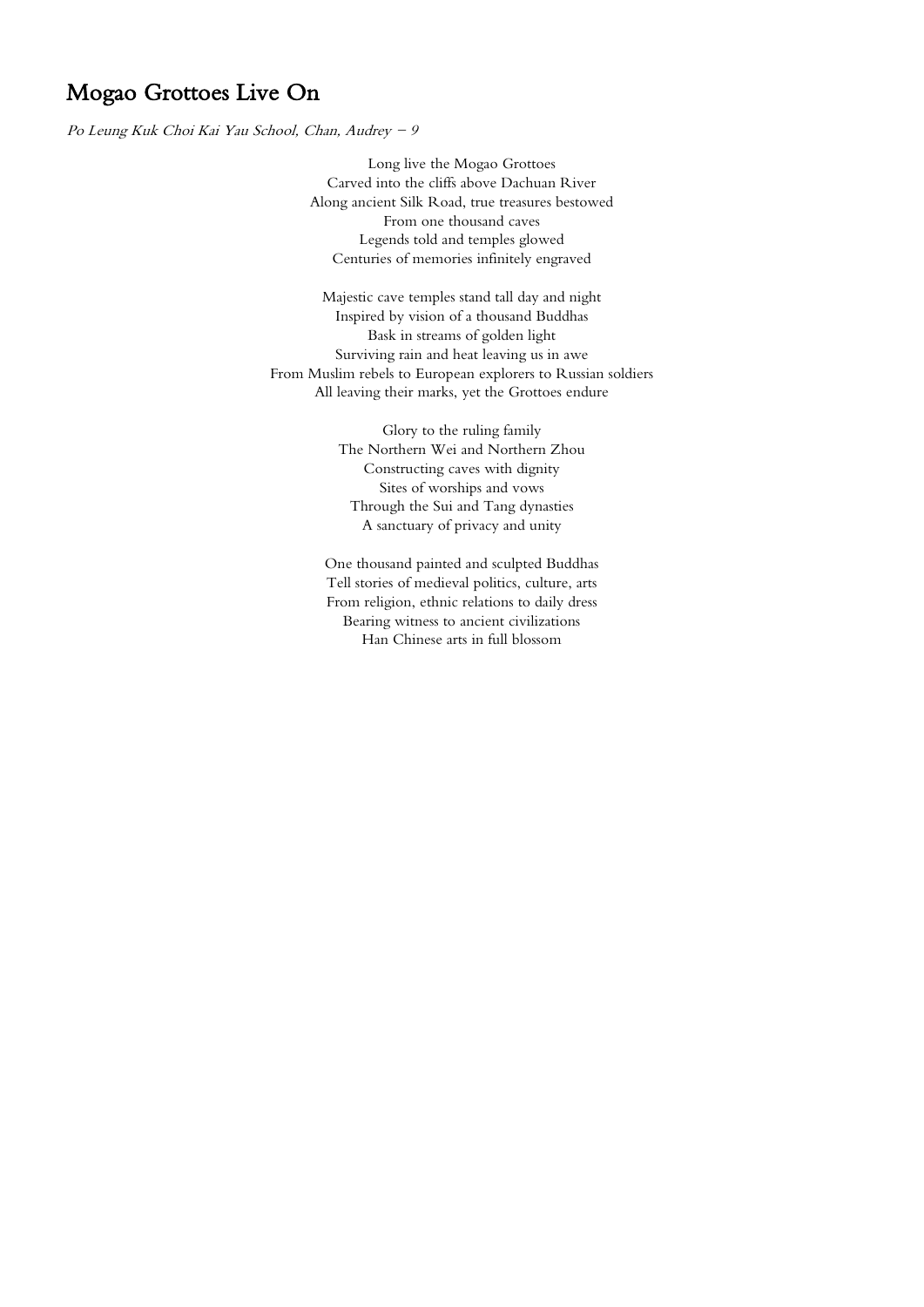# Mogao Grottoes Live On

*Po Leung Kuk Choi Kai Yau School, Chan, Audrey – 9*

Long live the Mogao Grottoes  
Carved into the cliffs above Dachuan River  
Along ancient Silk Road, true treasures bestowed  
From one thousand caves  
Legends told and temples glowed  
Centuries of memories infinitely engraved

Majestic cave temples stand tall day and night  
Inspired by vision of a thousand Buddhas  
Bask in streams of golden light  
Surviving rain and heat leaving us in awe  
From Muslim rebels to European explorers to Russian soldiers  
All leaving their marks, yet the Grottoes endure

Glory to the ruling family  
The Northern Wei and Northern Zhou  
Constructing caves with dignity  
Sites of worships and vows  
Through the Sui and Tang dynasties  
A sanctuary of privacy and unity

One thousand painted and sculpted Buddhas  
Tell stories of medieval politics, culture, arts  
From religion, ethnic relations to daily dress  
Bearing witness to ancient civilizations  
Han Chinese arts in full blossom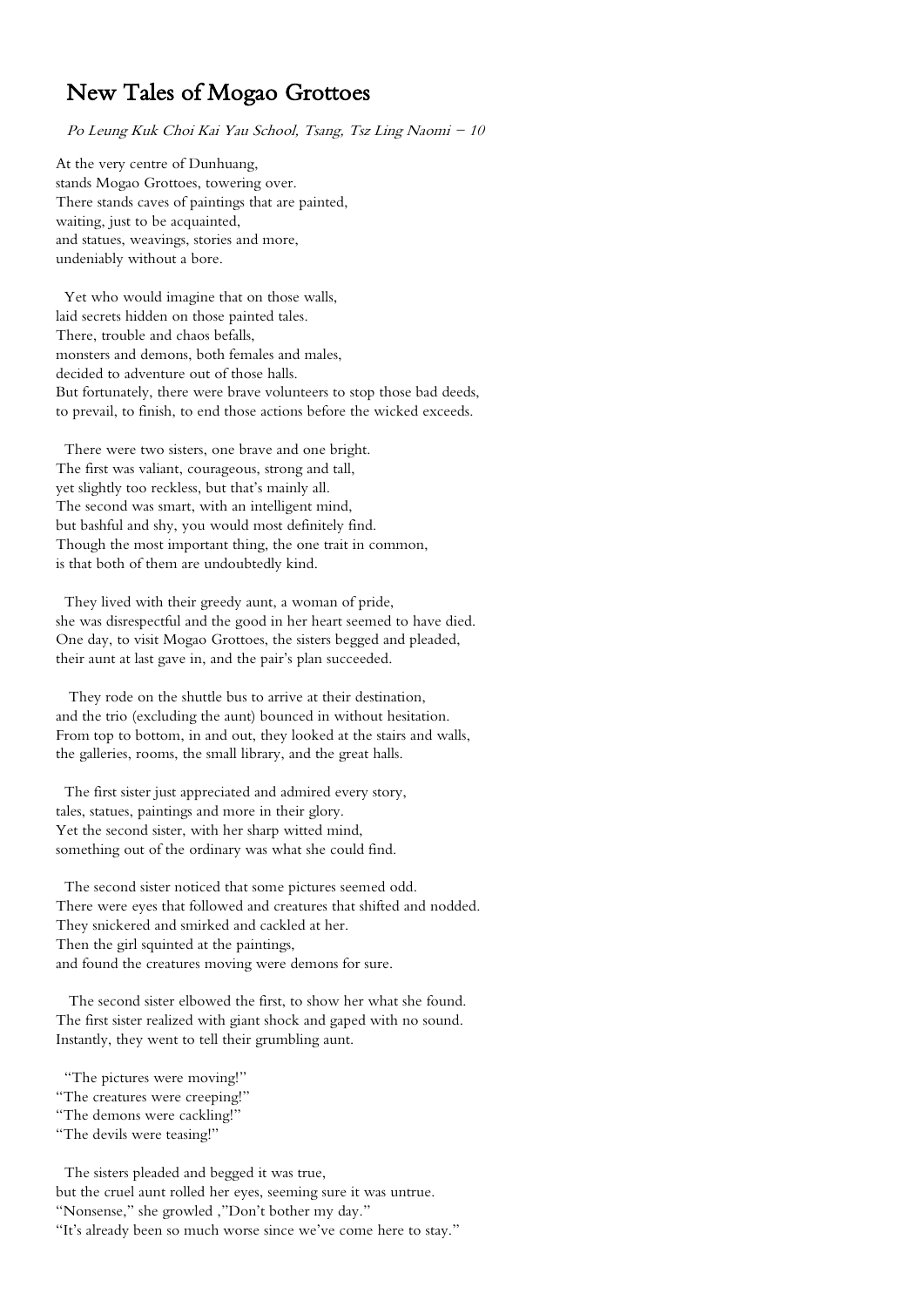# New Tales of Mogao Grottoes

*Po Leung Kuk Choi Kai Yau School, Tsang, Tsz Ling Naomi – 10*

At the very centre of Dunhuang,
stands Mogao Grottoes, towering over.
There stands caves of paintings that are painted,
waiting, just to be acquainted,
and statues, weavings, stories and more,
undeniably without a bore.

Yet who would imagine that on those walls,
laid secrets hidden on those painted tales.
There, trouble and chaos befalls,
monsters and demons, both females and males,
decided to adventure out of those halls.
But fortunately, there were brave volunteers to stop those bad deeds,
to prevail, to finish, to end those actions before the wicked exceeds.

There were two sisters, one brave and one bright.
The first was valiant, courageous, strong and tall,
yet slightly too reckless, but that's mainly all.
The second was smart, with an intelligent mind,
but bashful and shy, you would most definitely find.
Though the most important thing, the one trait in common,
is that both of them are undoubtedly kind.

They lived with their greedy aunt, a woman of pride,
she was disrespectful and the good in her heart seemed to have died.
One day, to visit Mogao Grottoes, the sisters begged and pleaded,
their aunt at last gave in, and the pair's plan succeeded.

They rode on the shuttle bus to arrive at their destination,
and the trio (excluding the aunt) bounced in without hesitation.
From top to bottom, in and out, they looked at the stairs and walls,
the galleries, rooms, the small library, and the great halls.

The first sister just appreciated and admired every story,
tales, statues, paintings and more in their glory.
Yet the second sister, with her sharp witted mind,
something out of the ordinary was what she could find.

The second sister noticed that some pictures seemed odd.
There were eyes that followed and creatures that shifted and nodded.
They snickered and smirked and cackled at her.
Then the girl squinted at the paintings,
and found the creatures moving were demons for sure.

The second sister elbowed the first, to show her what she found.
The first sister realized with giant shock and gaped with no sound.
Instantly, they went to tell their grumbling aunt.

"The pictures were moving!"
"The creatures were creeping!"
"The demons were cackling!"
"The devils were teasing!"

The sisters pleaded and begged it was true,
but the cruel aunt rolled her eyes, seeming sure it was untrue.
"Nonsense," she growled ,"Don't bother my day."
"It's already been so much worse since we've come here to stay."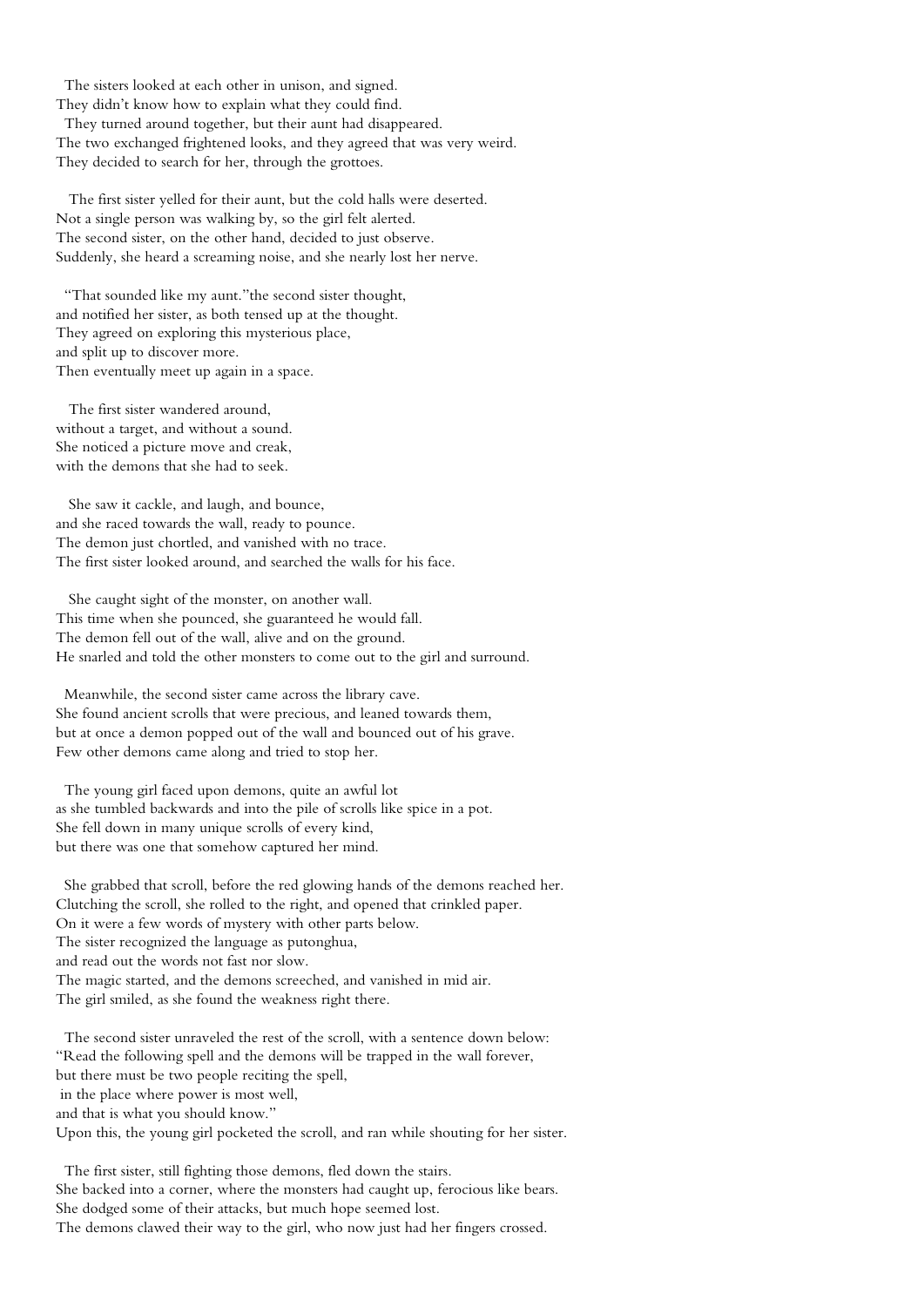The sisters looked at each other in unison, and signed.
They didn't know how to explain what they could find.
They turned around together, but their aunt had disappeared.
The two exchanged frightened looks, and they agreed that was very weird.
They decided to search for her, through the grottoes.

The first sister yelled for their aunt, but the cold halls were deserted.
Not a single person was walking by, so the girl felt alerted.
The second sister, on the other hand, decided to just observe.
Suddenly, she heard a screaming noise, and she nearly lost her nerve.

"That sounded like my aunt."the second sister thought,
and notified her sister, as both tensed up at the thought.
They agreed on exploring this mysterious place,
and split up to discover more.
Then eventually meet up again in a space.

The first sister wandered around,
without a target, and without a sound.
She noticed a picture move and creak,
with the demons that she had to seek.

She saw it cackle, and laugh, and bounce,
and she raced towards the wall, ready to pounce.
The demon just chortled, and vanished with no trace.
The first sister looked around, and searched the walls for his face.

She caught sight of the monster, on another wall.
This time when she pounced, she guaranteed he would fall.
The demon fell out of the wall, alive and on the ground.
He snarled and told the other monsters to come out to the girl and surround.

Meanwhile, the second sister came across the library cave.
She found ancient scrolls that were precious, and leaned towards them,
but at once a demon popped out of the wall and bounced out of his grave.
Few other demons came along and tried to stop her.

The young girl faced upon demons, quite an awful lot
as she tumbled backwards and into the pile of scrolls like spice in a pot.
She fell down in many unique scrolls of every kind,
but there was one that somehow captured her mind.

She grabbed that scroll, before the red glowing hands of the demons reached her.
Clutching the scroll, she rolled to the right, and opened that crinkled paper.
On it were a few words of mystery with other parts below.
The sister recognized the language as putonghua,
and read out the words not fast nor slow.
The magic started, and the demons screeched, and vanished in mid air.
The girl smiled, as she found the weakness right there.

The second sister unraveled the rest of the scroll, with a sentence down below:
"Read the following spell and the demons will be trapped in the wall forever,
but there must be two people reciting the spell,
in the place where power is most well,
and that is what you should know."
Upon this, the young girl pocketed the scroll, and ran while shouting for her sister.

The first sister, still fighting those demons, fled down the stairs.
She backed into a corner, where the monsters had caught up, ferocious like bears.
She dodged some of their attacks, but much hope seemed lost.
The demons clawed their way to the girl, who now just had her fingers crossed.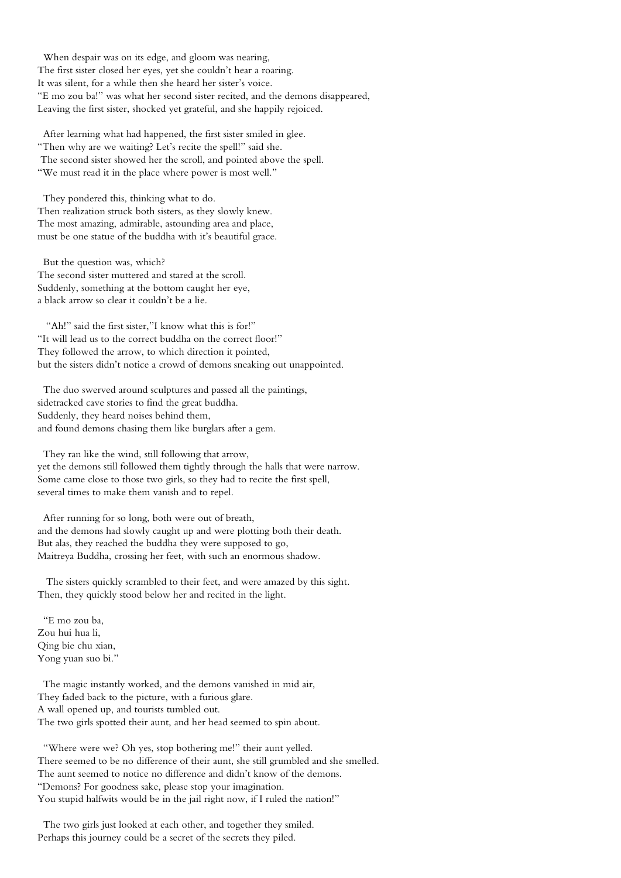When despair was on its edge, and gloom was nearing,
The first sister closed her eyes, yet she couldn't hear a roaring.
It was silent, for a while then she heard her sister's voice.
"E mo zou ba!" was what her second sister recited, and the demons disappeared,
Leaving the first sister, shocked yet grateful, and she happily rejoiced.

After learning what had happened, the first sister smiled in glee.
"Then why are we waiting? Let's recite the spell!" said she.
The second sister showed her the scroll, and pointed above the spell.
"We must read it in the place where power is most well."

They pondered this, thinking what to do.
Then realization struck both sisters, as they slowly knew.
The most amazing, admirable, astounding area and place,
must be one statue of the buddha with it's beautiful grace.

But the question was, which?
The second sister muttered and stared at the scroll.
Suddenly, something at the bottom caught her eye,
a black arrow so clear it couldn't be a lie.

"Ah!" said the first sister,"I know what this is for!"
"It will lead us to the correct buddha on the correct floor!"
They followed the arrow, to which direction it pointed,
but the sisters didn't notice a crowd of demons sneaking out unappointed.

The duo swerved around sculptures and passed all the paintings,
sidetracked cave stories to find the great buddha.
Suddenly, they heard noises behind them,
and found demons chasing them like burglars after a gem.

They ran like the wind, still following that arrow,
yet the demons still followed them tightly through the halls that were narrow.
Some came close to those two girls, so they had to recite the first spell,
several times to make them vanish and to repel.

After running for so long, both were out of breath,
and the demons had slowly caught up and were plotting both their death.
But alas, they reached the buddha they were supposed to go,
Maitreya Buddha, crossing her feet, with such an enormous shadow.

The sisters quickly scrambled to their feet, and were amazed by this sight.
Then, they quickly stood below her and recited in the light.

"E mo zou ba,
Zou hui hua li,
Qing bie chu xian,
Yong yuan suo bi."

The magic instantly worked, and the demons vanished in mid air,
They faded back to the picture, with a furious glare.
A wall opened up, and tourists tumbled out.
The two girls spotted their aunt, and her head seemed to spin about.

"Where were we? Oh yes, stop bothering me!" their aunt yelled.
There seemed to be no difference of their aunt, she still grumbled and she smelled.
The aunt seemed to notice no difference and didn't know of the demons.
"Demons? For goodness sake, please stop your imagination.
You stupid halfwits would be in the jail right now, if I ruled the nation!"

The two girls just looked at each other, and together they smiled.
Perhaps this journey could be a secret of the secrets they piled.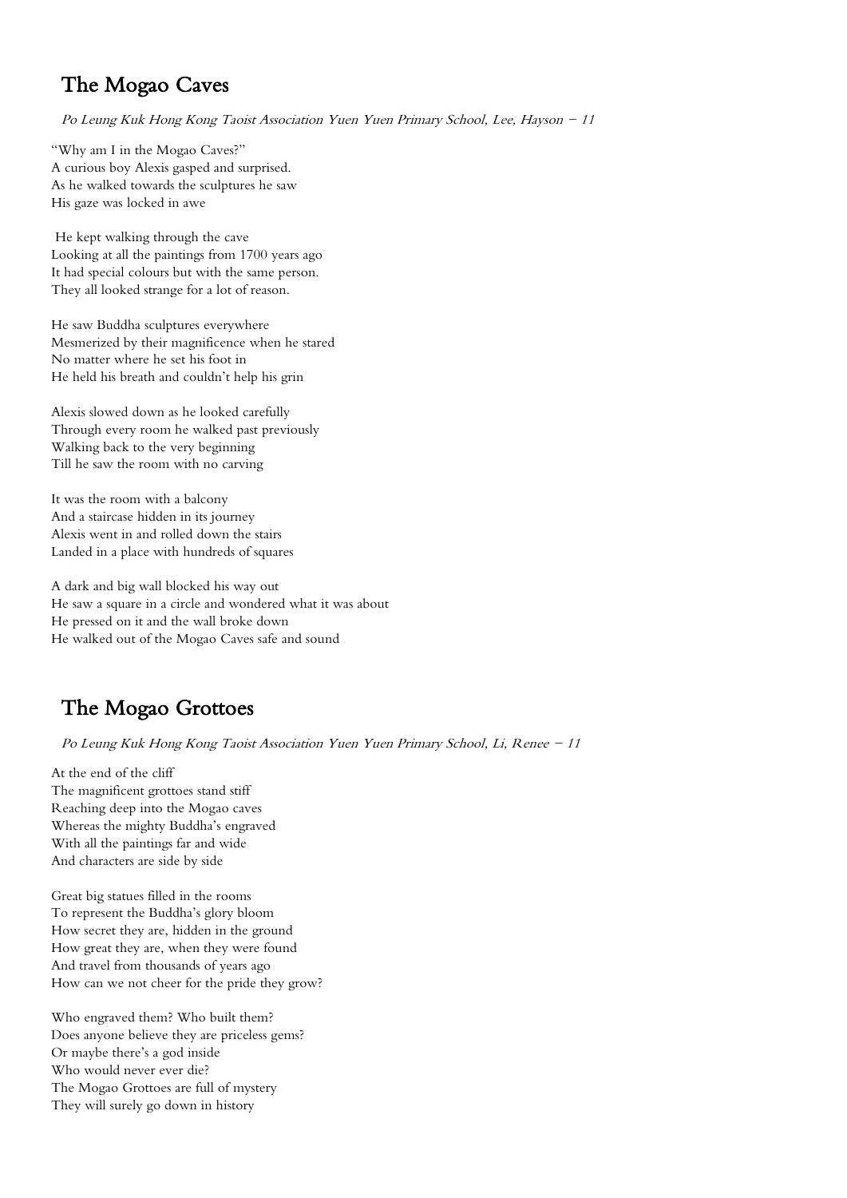## The Mogao Caves

*Po Leung Kuk Hong Kong Taoist Association Yuen Yuen Primary School, Lee, Hayson – 11*

"Why am I in the Mogao Caves?"  
A curious boy Alexis gasped and surprised.  
As he walked towards the sculptures he saw  
His gaze was locked in awe

He kept walking through the cave  
Looking at all the paintings from 1700 years ago  
It had special colours but with the same person.  
They all looked strange for a lot of reason.

He saw Buddha sculptures everywhere  
Mesmerized by their magnificence when he stared  
No matter where he set his foot in  
He held his breath and couldn't help his grin

Alexis slowed down as he looked carefully  
Through every room he walked past previously  
Walking back to the very beginning  
Till he saw the room with no carving

It was the room with a balcony  
And a staircase hidden in its journey  
Alexis went in and rolled down the stairs  
Landed in a place with hundreds of squares

A dark and big wall blocked his way out  
He saw a square in a circle and wondered what it was about  
He pressed on it and the wall broke down  
He walked out of the Mogao Caves safe and sound

## The Mogao Grottoes

*Po Leung Kuk Hong Kong Taoist Association Yuen Yuen Primary School, Li, Renee – 11*

At the end of the cliff  
The magnificent grottoes stand stiff  
Reaching deep into the Mogao caves  
Whereas the mighty Buddha's engraved  
With all the paintings far and wide  
And characters are side by side

Great big statues filled in the rooms  
To represent the Buddha's glory bloom  
How secret they are, hidden in the ground  
How great they are, when they were found  
And travel from thousands of years ago  
How can we not cheer for the pride they grow?

Who engraved them? Who built them?  
Does anyone believe they are priceless gems?  
Or maybe there's a god inside  
Who would never ever die?  
The Mogao Grottoes are full of mystery  
They will surely go down in history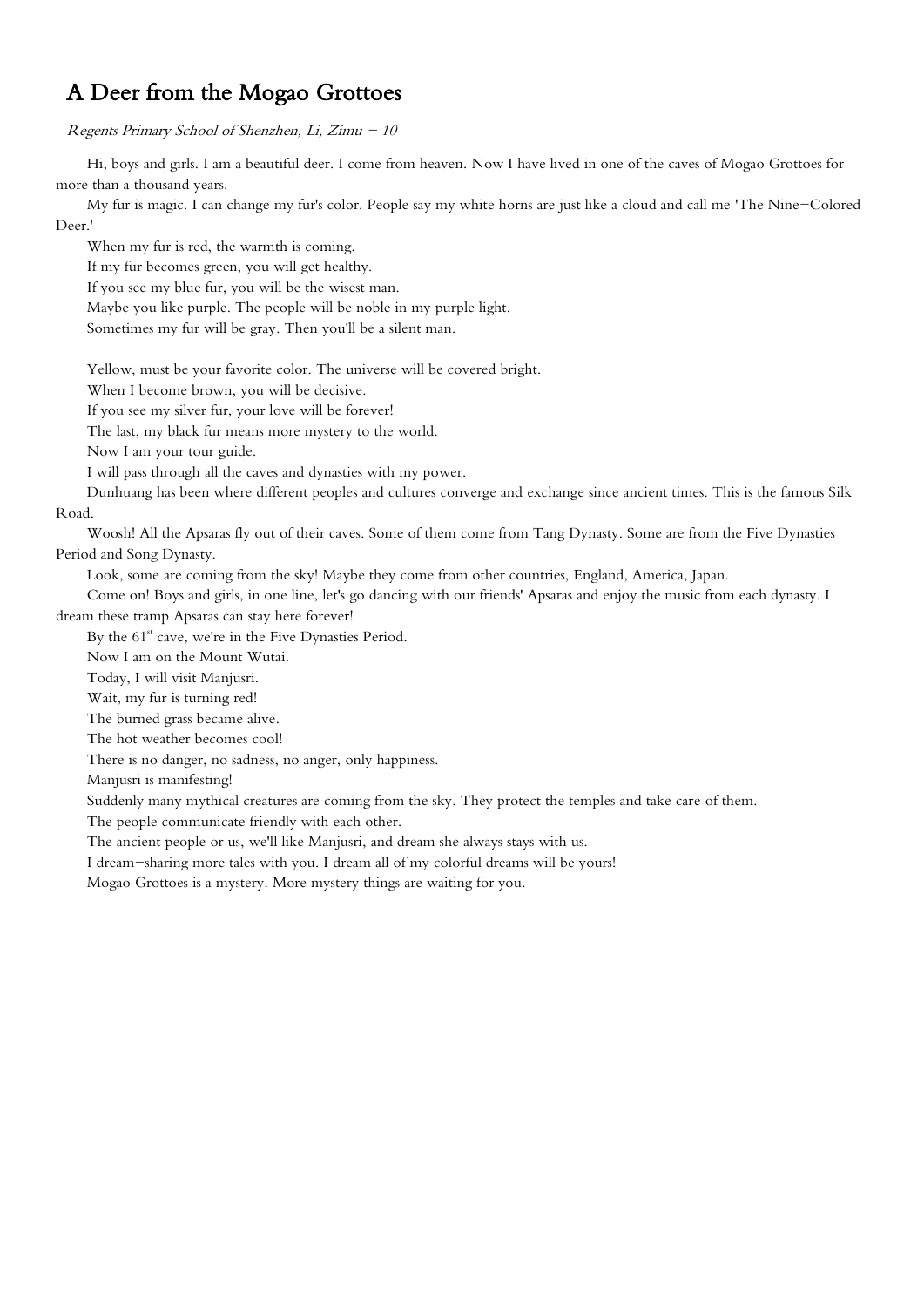# A Deer from the Mogao Grottoes

*Regents Primary School of Shenzhen, Li, Zimu – 10*

Hi, boys and girls. I am a beautiful deer. I come from heaven. Now I have lived in one of the caves of Mogao Grottoes for more than a thousand years.

My fur is magic. I can change my fur's color. People say my white horns are just like a cloud and call me 'The Nine–Colored Deer.'

When my fur is red, the warmth is coming.

If my fur becomes green, you will get healthy.

If you see my blue fur, you will be the wisest man.

Maybe you like purple. The people will be noble in my purple light.

Sometimes my fur will be gray. Then you'll be a silent man.

Yellow, must be your favorite color. The universe will be covered bright.

When I become brown, you will be decisive.

If you see my silver fur, your love will be forever!

The last, my black fur means more mystery to the world.

Now I am your tour guide.

I will pass through all the caves and dynasties with my power.

Dunhuang has been where different peoples and cultures converge and exchange since ancient times. This is the famous Silk Road.

Woosh! All the Apsaras fly out of their caves. Some of them come from Tang Dynasty. Some are from the Five Dynasties Period and Song Dynasty.

Look, some are coming from the sky! Maybe they come from other countries, England, America, Japan.

Come on! Boys and girls, in one line, let's go dancing with our friends' Apsaras and enjoy the music from each dynasty. I dream these tramp Apsaras can stay here forever!

By the 61st cave, we're in the Five Dynasties Period.

Now I am on the Mount Wutai.

Today, I will visit Manjusri.

Wait, my fur is turning red!

The burned grass became alive.

The hot weather becomes cool!

There is no danger, no sadness, no anger, only happiness.

Manjusri is manifesting!

Suddenly many mythical creatures are coming from the sky. They protect the temples and take care of them.

The people communicate friendly with each other.

The ancient people or us, we'll like Manjusri, and dream she always stays with us.

I dream–sharing more tales with you. I dream all of my colorful dreams will be yours!

Mogao Grottoes is a mystery. More mystery things are waiting for you.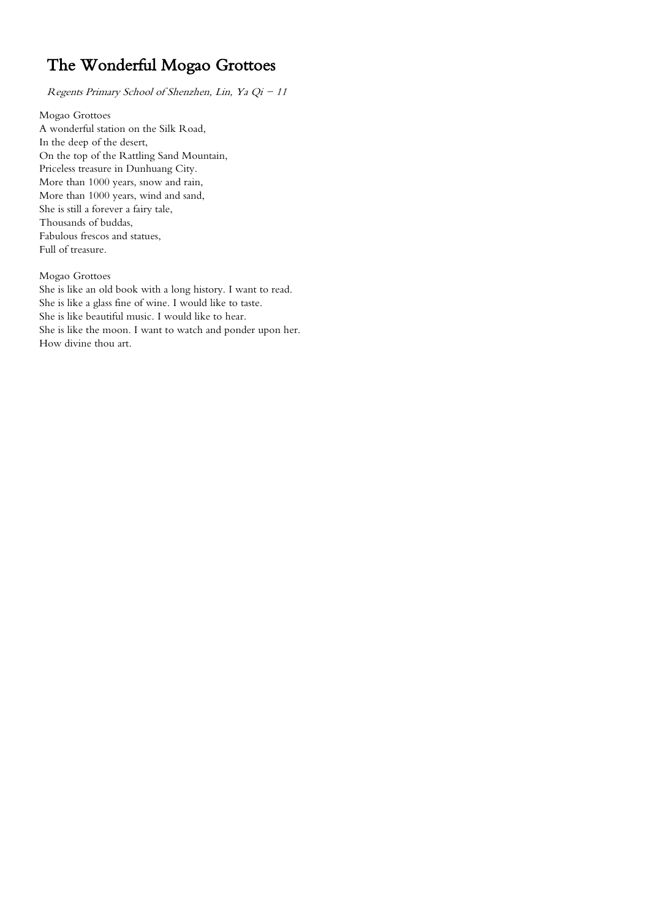# The Wonderful Mogao Grottoes

*Regents Primary School of Shenzhen, Lin, Ya Qi – 11*

Mogao Grottoes  
A wonderful station on the Silk Road,  
In the deep of the desert,  
On the top of the Rattling Sand Mountain,  
Priceless treasure in Dunhuang City.  
More than 1000 years, snow and rain,  
More than 1000 years, wind and sand,  
She is still a forever a fairy tale,  
Thousands of buddas,  
Fabulous frescos and statues,  
Full of treasure.

Mogao Grottoes  
She is like an old book with a long history. I want to read.  
She is like a glass fine of wine. I would like to taste.  
She is like beautiful music. I would like to hear.  
She is like the moon. I want to watch and ponder upon her.  
How divine thou art.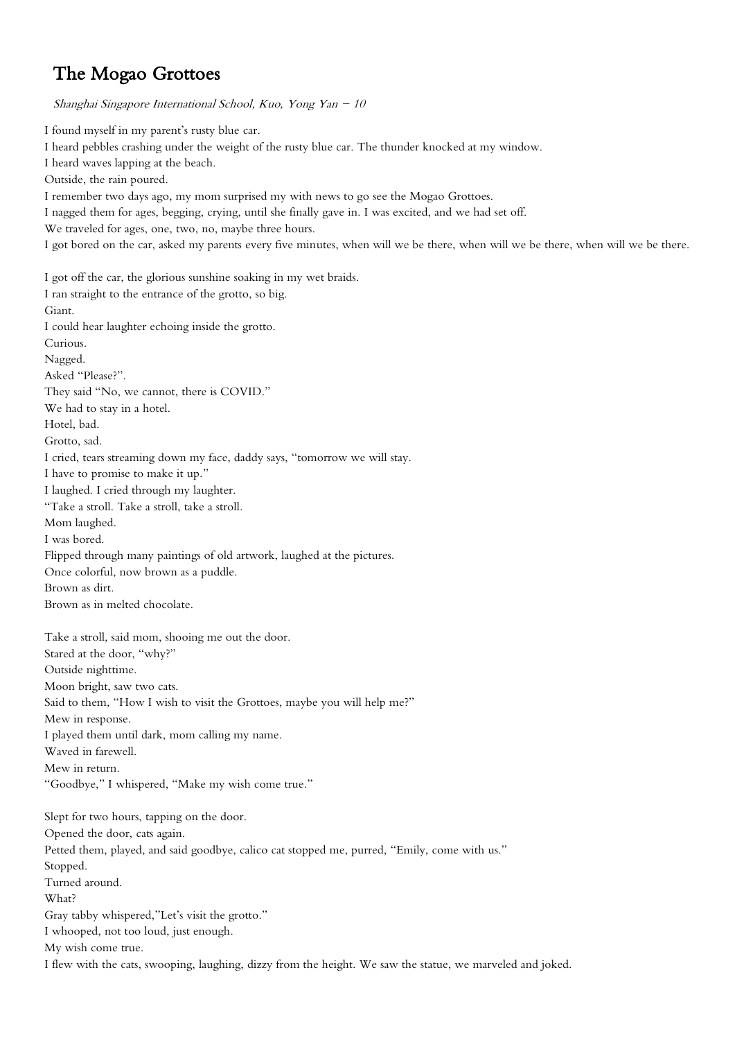# The Mogao Grottoes

*Shanghai Singapore International School, Kuo, Yong Yan – 10*

I found myself in my parent's rusty blue car.
I heard pebbles crashing under the weight of the rusty blue car. The thunder knocked at my window.
I heard waves lapping at the beach.
Outside, the rain poured.
I remember two days ago, my mom surprised my with news to go see the Mogao Grottoes.
I nagged them for ages, begging, crying, until she finally gave in. I was excited, and we had set off.
We traveled for ages, one, two, no, maybe three hours.
I got bored on the car, asked my parents every five minutes, when will we be there, when will we be there, when will we be there.

I got off the car, the glorious sunshine soaking in my wet braids.
I ran straight to the entrance of the grotto, so big.
Giant.
I could hear laughter echoing inside the grotto.
Curious.
Nagged.
Asked "Please?".
They said "No, we cannot, there is COVID."
We had to stay in a hotel.
Hotel, bad.
Grotto, sad.
I cried, tears streaming down my face, daddy says, "tomorrow we will stay.
I have to promise to make it up."
I laughed. I cried through my laughter.
"Take a stroll. Take a stroll, take a stroll.
Mom laughed.
I was bored.
Flipped through many paintings of old artwork, laughed at the pictures.
Once colorful, now brown as a puddle.
Brown as dirt.
Brown as in melted chocolate.

Take a stroll, said mom, shooing me out the door.
Stared at the door, "why?"
Outside nighttime.
Moon bright, saw two cats.
Said to them, "How I wish to visit the Grottoes, maybe you will help me?"
Mew in response.
I played them until dark, mom calling my name.
Waved in farewell.
Mew in return.
"Goodbye," I whispered, "Make my wish come true."

Slept for two hours, tapping on the door.
Opened the door, cats again.
Petted them, played, and said goodbye, calico cat stopped me, purred, "Emily, come with us."
Stopped.
Turned around.
What?
Gray tabby whispered,"Let's visit the grotto."
I whooped, not too loud, just enough.
My wish come true.
I flew with the cats, swooping, laughing, dizzy from the height. We saw the statue, we marveled and joked.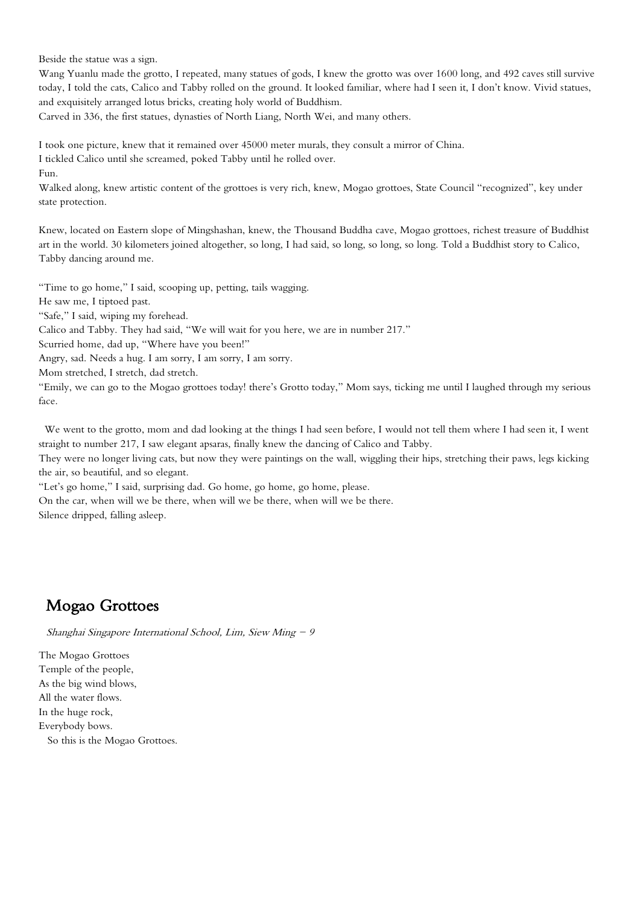Beside the statue was a sign.

Wang Yuanlu made the grotto, I repeated, many statues of gods, I knew the grotto was over 1600 long, and 492 caves still survive today, I told the cats, Calico and Tabby rolled on the ground. It looked familiar, where had I seen it, I don't know. Vivid statues, and exquisitely arranged lotus bricks, creating holy world of Buddhism.

Carved in 336, the first statues, dynasties of North Liang, North Wei, and many others.

I took one picture, knew that it remained over 45000 meter murals, they consult a mirror of China.

I tickled Calico until she screamed, poked Tabby until he rolled over.

Fun.

Walked along, knew artistic content of the grottoes is very rich, knew, Mogao grottoes, State Council "recognized", key under state protection.

Knew, located on Eastern slope of Mingshashan, knew, the Thousand Buddha cave, Mogao grottoes, richest treasure of Buddhist art in the world. 30 kilometers joined altogether, so long, I had said, so long, so long, so long. Told a Buddhist story to Calico, Tabby dancing around me.

"Time to go home," I said, scooping up, petting, tails wagging.

He saw me, I tiptoed past.

"Safe," I said, wiping my forehead.

Calico and Tabby. They had said, "We will wait for you here, we are in number 217."

Scurried home, dad up, "Where have you been!"

Angry, sad. Needs a hug. I am sorry, I am sorry, I am sorry.

Mom stretched, I stretch, dad stretch.

"Emily, we can go to the Mogao grottoes today! there's Grotto today," Mom says, ticking me until I laughed through my serious face.

We went to the grotto, mom and dad looking at the things I had seen before, I would not tell them where I had seen it, I went straight to number 217, I saw elegant apsaras, finally knew the dancing of Calico and Tabby.

They were no longer living cats, but now they were paintings on the wall, wiggling their hips, stretching their paws, legs kicking the air, so beautiful, and so elegant.

"Let's go home," I said, surprising dad. Go home, go home, go home, please.

On the car, when will we be there, when will we be there, when will we be there.

Silence dripped, falling asleep.

## Mogao Grottoes

*Shanghai Singapore International School, Lim, Siew Ming – 9*

The Mogao Grottoes
Temple of the people,
As the big wind blows,
All the water flows.
In the huge rock,
Everybody bows.
So this is the Mogao Grottoes.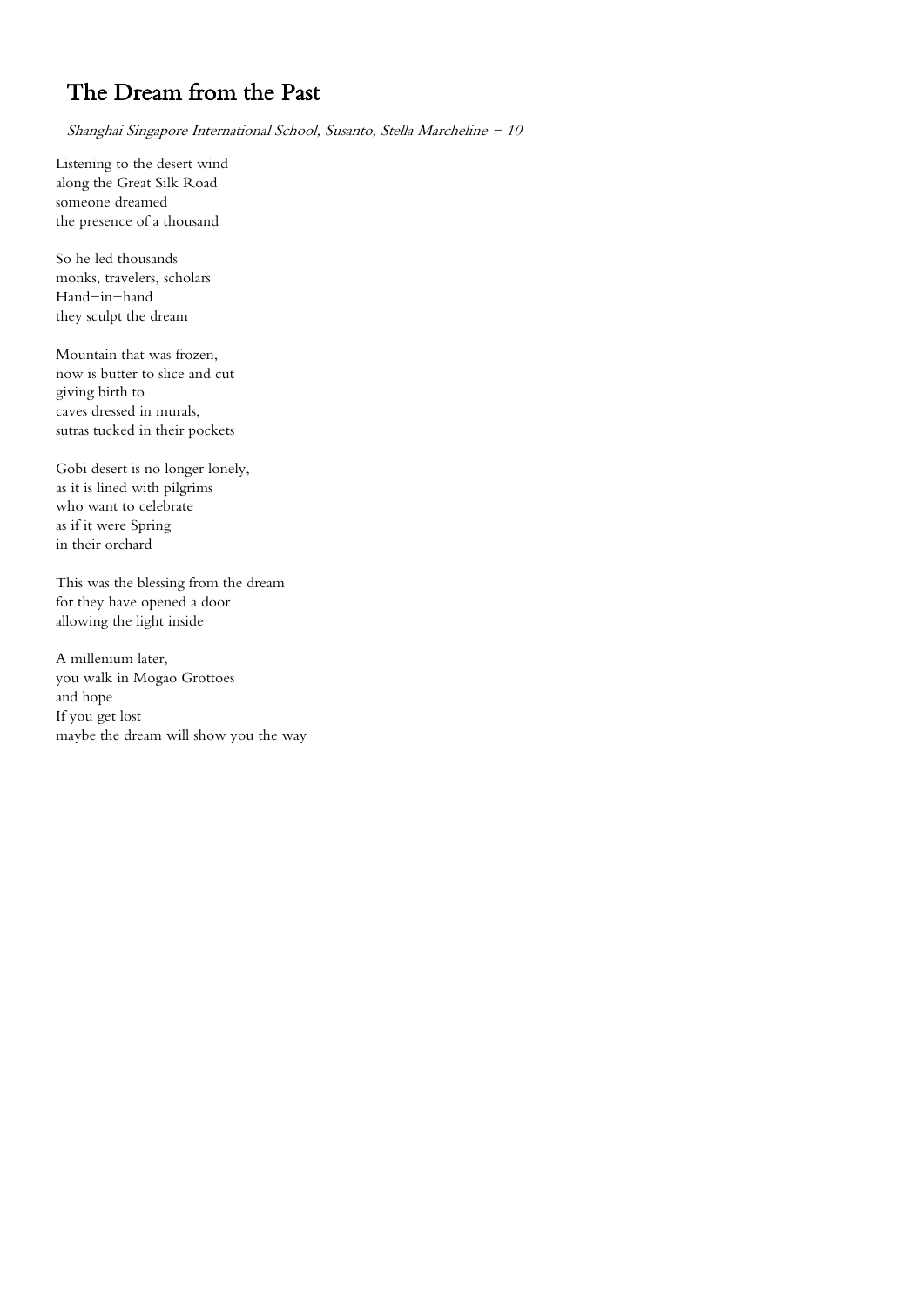# The Dream from the Past

*Shanghai Singapore International School, Susanto, Stella Marcheline – 10*

Listening to the desert wind  
along the Great Silk Road  
someone dreamed  
the presence of a thousand

So he led thousands  
monks, travelers, scholars  
Hand–in–hand  
they sculpt the dream

Mountain that was frozen,  
now is butter to slice and cut  
giving birth to  
caves dressed in murals,  
sutras tucked in their pockets

Gobi desert is no longer lonely,  
as it is lined with pilgrims  
who want to celebrate  
as if it were Spring  
in their orchard

This was the blessing from the dream  
for they have opened a door  
allowing the light inside

A millenium later,  
you walk in Mogao Grottoes  
and hope  
If you get lost  
maybe the dream will show you the way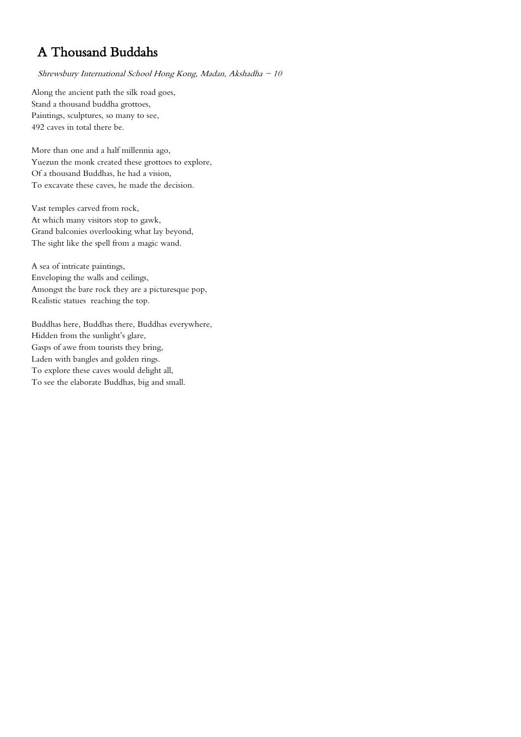# A Thousand Buddahs

*Shrewsbury International School Hong Kong, Madan, Akshadha – 10*

Along the ancient path the silk road goes,  
Stand a thousand buddha grottoes,  
Paintings, sculptures, so many to see,  
492 caves in total there be.

More than one and a half millennia ago,  
Yuezun the monk created these grottoes to explore,  
Of a thousand Buddhas, he had a vision,  
To excavate these caves, he made the decision.

Vast temples carved from rock,  
At which many visitors stop to gawk,  
Grand balconies overlooking what lay beyond,  
The sight like the spell from a magic wand.

A sea of intricate paintings,  
Enveloping the walls and ceilings,  
Amongst the bare rock they are a picturesque pop,  
Realistic statues reaching the top.

Buddhas here, Buddhas there, Buddhas everywhere,  
Hidden from the sunlight's glare,  
Gasps of awe from tourists they bring,  
Laden with bangles and golden rings.  
To explore these caves would delight all,  
To see the elaborate Buddhas, big and small.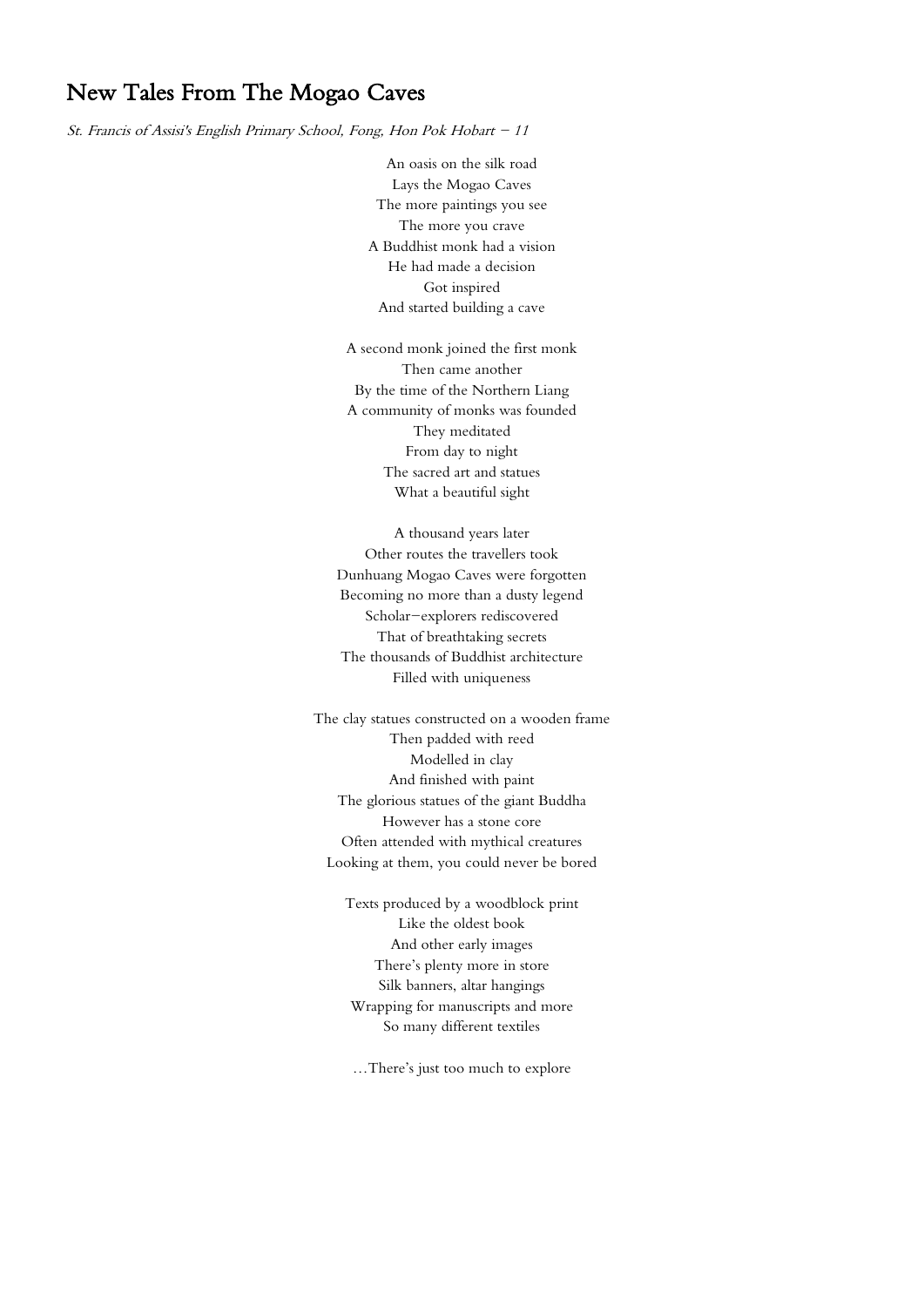# New Tales From The Mogao Caves

*St. Francis of Assisi's English Primary School, Fong, Hon Pok Hobart – 11*

An oasis on the silk road
Lays the Mogao Caves
The more paintings you see
The more you crave
A Buddhist monk had a vision
He had made a decision
Got inspired
And started building a cave

A second monk joined the first monk
Then came another
By the time of the Northern Liang
A community of monks was founded
They meditated
From day to night
The sacred art and statues
What a beautiful sight

A thousand years later
Other routes the travellers took
Dunhuang Mogao Caves were forgotten
Becoming no more than a dusty legend
Scholar–explorers rediscovered
That of breathtaking secrets
The thousands of Buddhist architecture
Filled with uniqueness

The clay statues constructed on a wooden frame
Then padded with reed
Modelled in clay
And finished with paint
The glorious statues of the giant Buddha
However has a stone core
Often attended with mythical creatures
Looking at them, you could never be bored

Texts produced by a woodblock print
Like the oldest book
And other early images
There's plenty more in store
Silk banners, altar hangings
Wrapping for manuscripts and more
So many different textiles

…There's just too much to explore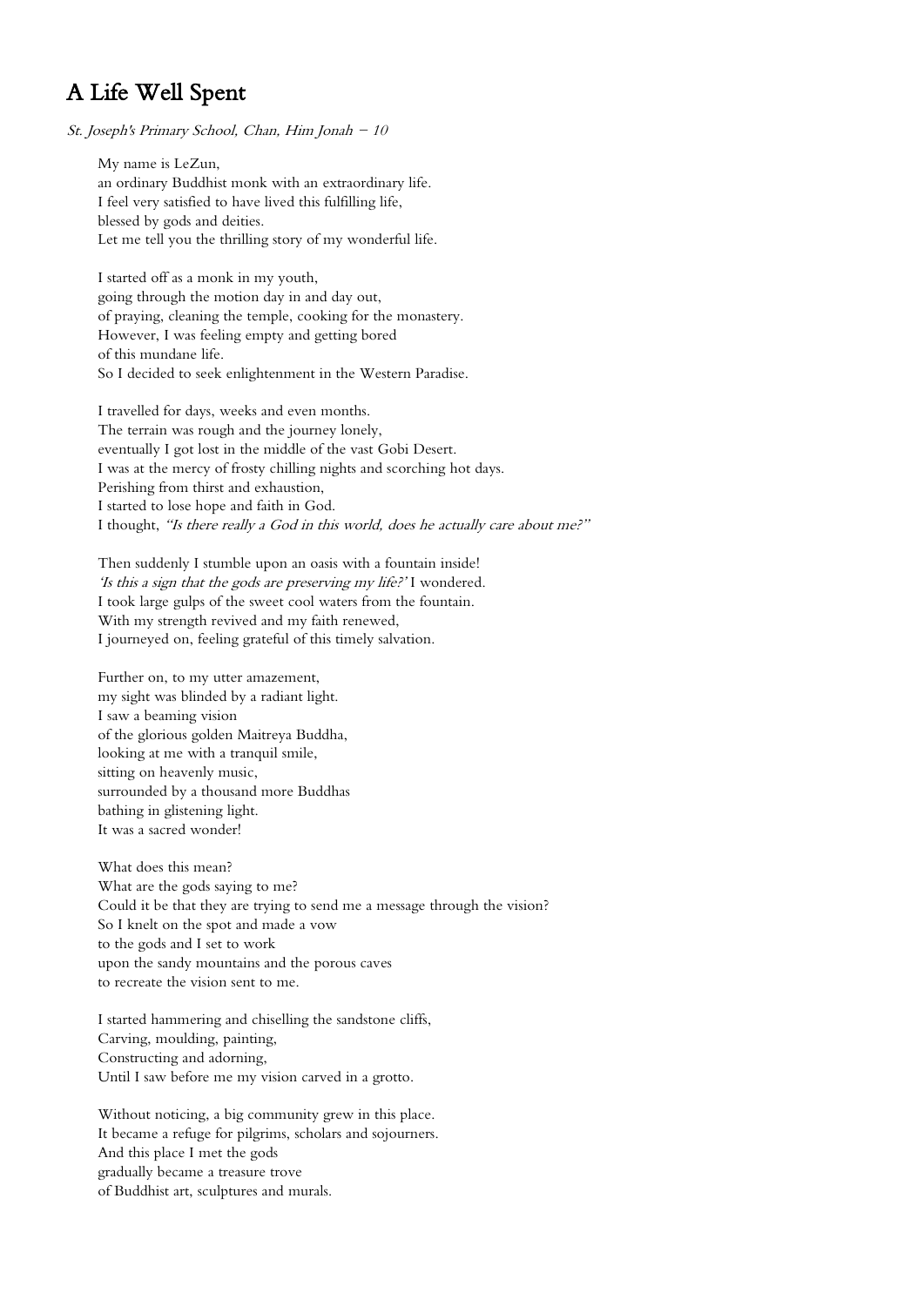# A Life Well Spent

*St. Joseph's Primary School, Chan, Him Jonah – 10*

My name is LeZun,
an ordinary Buddhist monk with an extraordinary life.
I feel very satisfied to have lived this fulfilling life,
blessed by gods and deities.
Let me tell you the thrilling story of my wonderful life.

I started off as a monk in my youth,
going through the motion day in and day out,
of praying, cleaning the temple, cooking for the monastery.
However, I was feeling empty and getting bored
of this mundane life.
So I decided to seek enlightenment in the Western Paradise.

I travelled for days, weeks and even months.
The terrain was rough and the journey lonely,
eventually I got lost in the middle of the vast Gobi Desert.
I was at the mercy of frosty chilling nights and scorching hot days.
Perishing from thirst and exhaustion,
I started to lose hope and faith in God.
I thought, *"Is there really a God in this world, does he actually care about me?"*

Then suddenly I stumble upon an oasis with a fountain inside!
*'Is this a sign that the gods are preserving my life?'* I wondered.
I took large gulps of the sweet cool waters from the fountain.
With my strength revived and my faith renewed,
I journeyed on, feeling grateful of this timely salvation.

Further on, to my utter amazement,
my sight was blinded by a radiant light.
I saw a beaming vision
of the glorious golden Maitreya Buddha,
looking at me with a tranquil smile,
sitting on heavenly music,
surrounded by a thousand more Buddhas
bathing in glistening light.
It was a sacred wonder!

What does this mean?
What are the gods saying to me?
Could it be that they are trying to send me a message through the vision?
So I knelt on the spot and made a vow
to the gods and I set to work
upon the sandy mountains and the porous caves
to recreate the vision sent to me.

I started hammering and chiselling the sandstone cliffs,
Carving, moulding, painting,
Constructing and adorning,
Until I saw before me my vision carved in a grotto.

Without noticing, a big community grew in this place.
It became a refuge for pilgrims, scholars and sojourners.
And this place I met the gods
gradually became a treasure trove
of Buddhist art, sculptures and murals.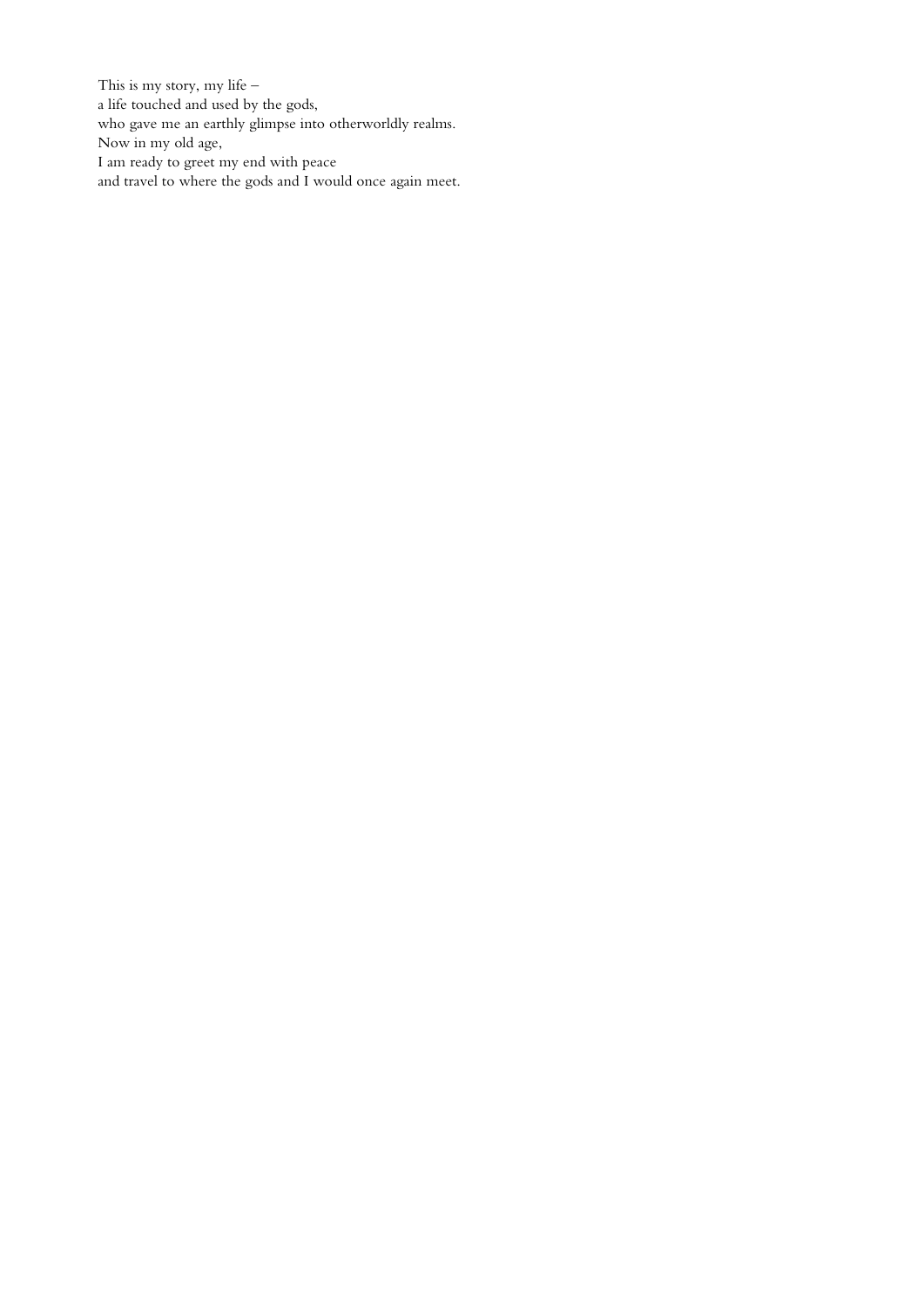This is my story, my life –  
a life touched and used by the gods,  
who gave me an earthly glimpse into otherworldly realms.  
Now in my old age,  
I am ready to greet my end with peace  
and travel to where the gods and I would once again meet.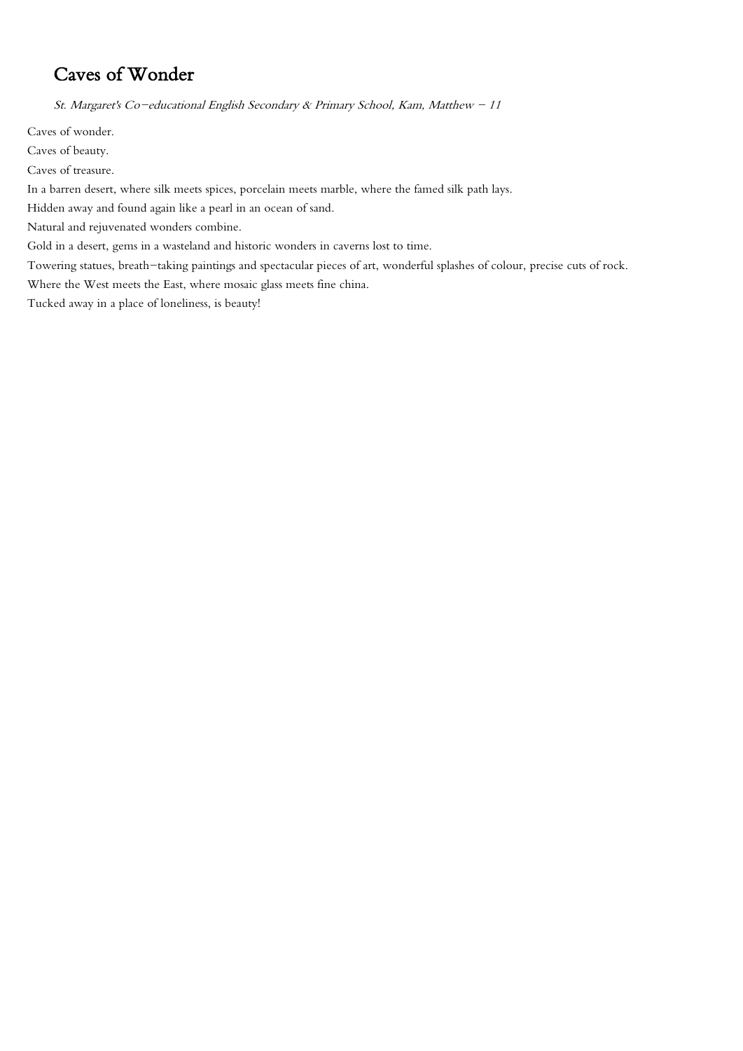# Caves of Wonder

*St. Margaret's Co-educational English Secondary & Primary School, Kam, Matthew - 11*

Caves of wonder.

Caves of beauty.

Caves of treasure.

In a barren desert, where silk meets spices, porcelain meets marble, where the famed silk path lays.

Hidden away and found again like a pearl in an ocean of sand.

Natural and rejuvenated wonders combine.

Gold in a desert, gems in a wasteland and historic wonders in caverns lost to time.

Towering statues, breath-taking paintings and spectacular pieces of art, wonderful splashes of colour, precise cuts of rock.

Where the West meets the East, where mosaic glass meets fine china.

Tucked away in a place of loneliness, is beauty!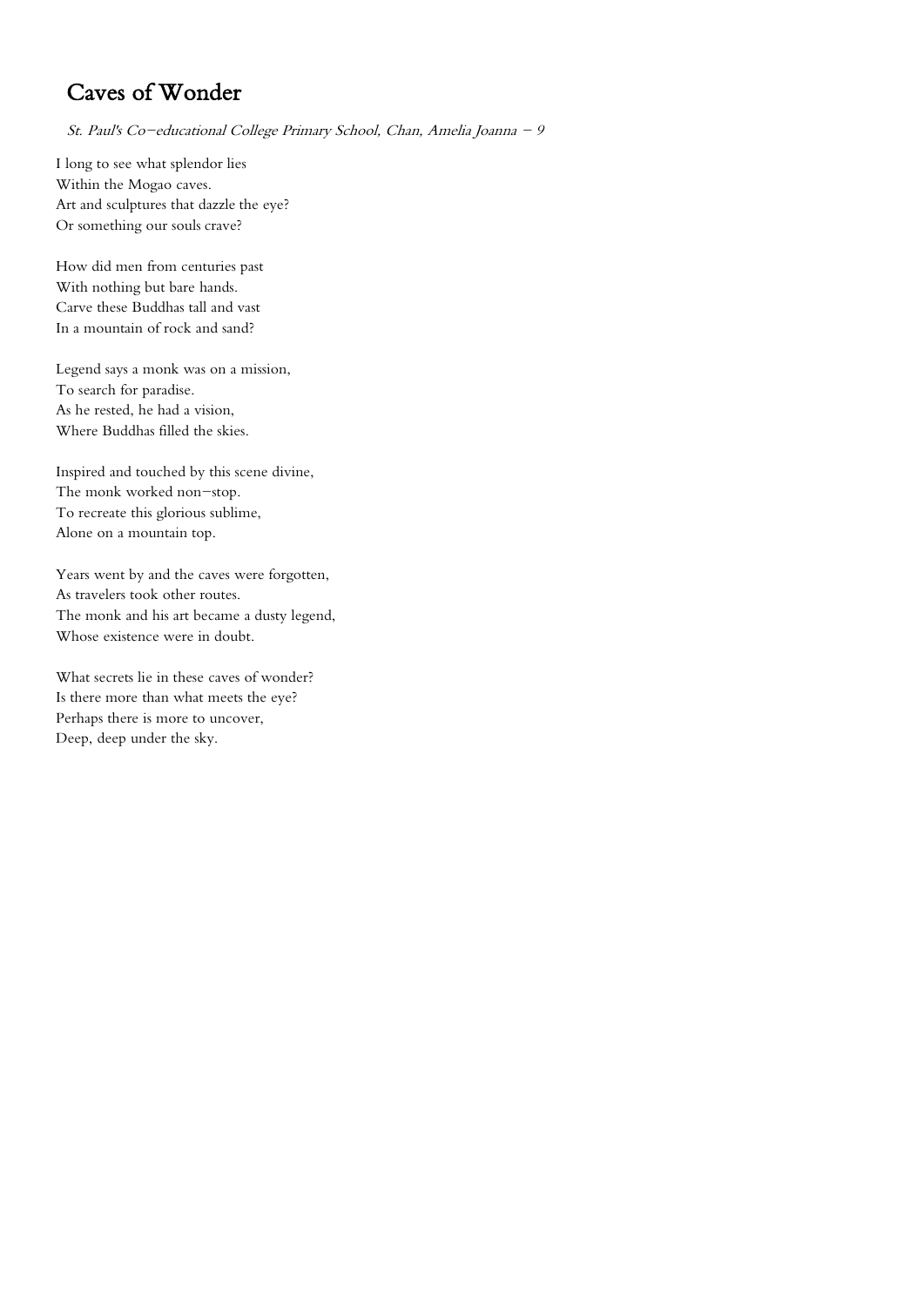# Caves of Wonder

*St. Paul's Co-educational College Primary School, Chan, Amelia Joanna - 9*

I long to see what splendor lies  
Within the Mogao caves.  
Art and sculptures that dazzle the eye?  
Or something our souls crave?

How did men from centuries past  
With nothing but bare hands.  
Carve these Buddhas tall and vast  
In a mountain of rock and sand?

Legend says a monk was on a mission,  
To search for paradise.  
As he rested, he had a vision,  
Where Buddhas filled the skies.

Inspired and touched by this scene divine,  
The monk worked non-stop.  
To recreate this glorious sublime,  
Alone on a mountain top.

Years went by and the caves were forgotten,  
As travelers took other routes.  
The monk and his art became a dusty legend,  
Whose existence were in doubt.

What secrets lie in these caves of wonder?  
Is there more than what meets the eye?  
Perhaps there is more to uncover,  
Deep, deep under the sky.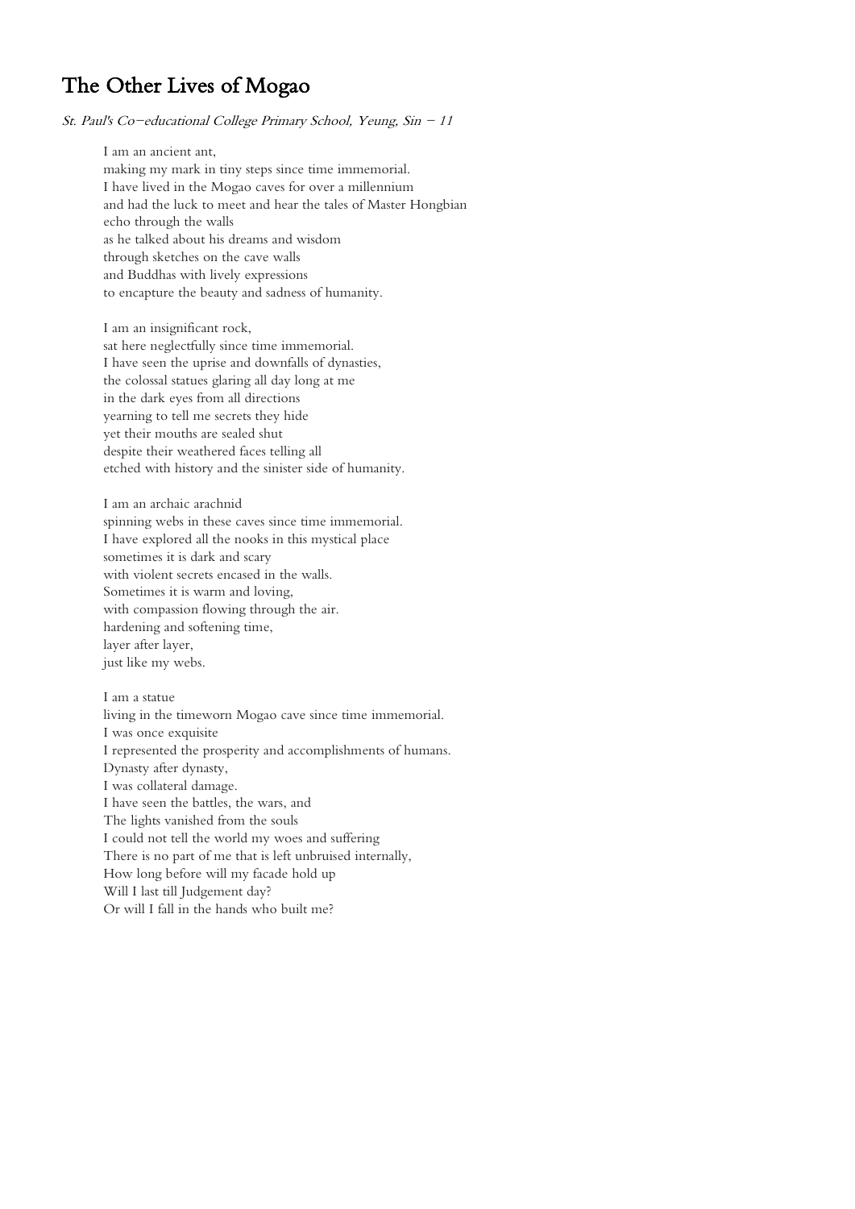# The Other Lives of Mogao

*St. Paul's Co-educational College Primary School, Yeung, Sin – 11*

I am an ancient ant,  
making my mark in tiny steps since time immemorial.  
I have lived in the Mogao caves for over a millennium  
and had the luck to meet and hear the tales of Master Hongbian  
echo through the walls  
as he talked about his dreams and wisdom  
through sketches on the cave walls  
and Buddhas with lively expressions  
to encapture the beauty and sadness of humanity.

I am an insignificant rock,  
sat here neglectfully since time immemorial.  
I have seen the uprise and downfalls of dynasties,  
the colossal statues glaring all day long at me  
in the dark eyes from all directions  
yearning to tell me secrets they hide  
yet their mouths are sealed shut  
despite their weathered faces telling all  
etched with history and the sinister side of humanity.

I am an archaic arachnid  
spinning webs in these caves since time immemorial.  
I have explored all the nooks in this mystical place  
sometimes it is dark and scary  
with violent secrets encased in the walls.  
Sometimes it is warm and loving,  
with compassion flowing through the air.  
hardening and softening time,  
layer after layer,  
just like my webs.

I am a statue  
living in the timeworn Mogao cave since time immemorial.  
I was once exquisite  
I represented the prosperity and accomplishments of humans.  
Dynasty after dynasty,  
I was collateral damage.  
I have seen the battles, the wars, and  
The lights vanished from the souls  
I could not tell the world my woes and suffering  
There is no part of me that is left unbruised internally,  
How long before will my facade hold up  
Will I last till Judgement day?  
Or will I fall in the hands who built me?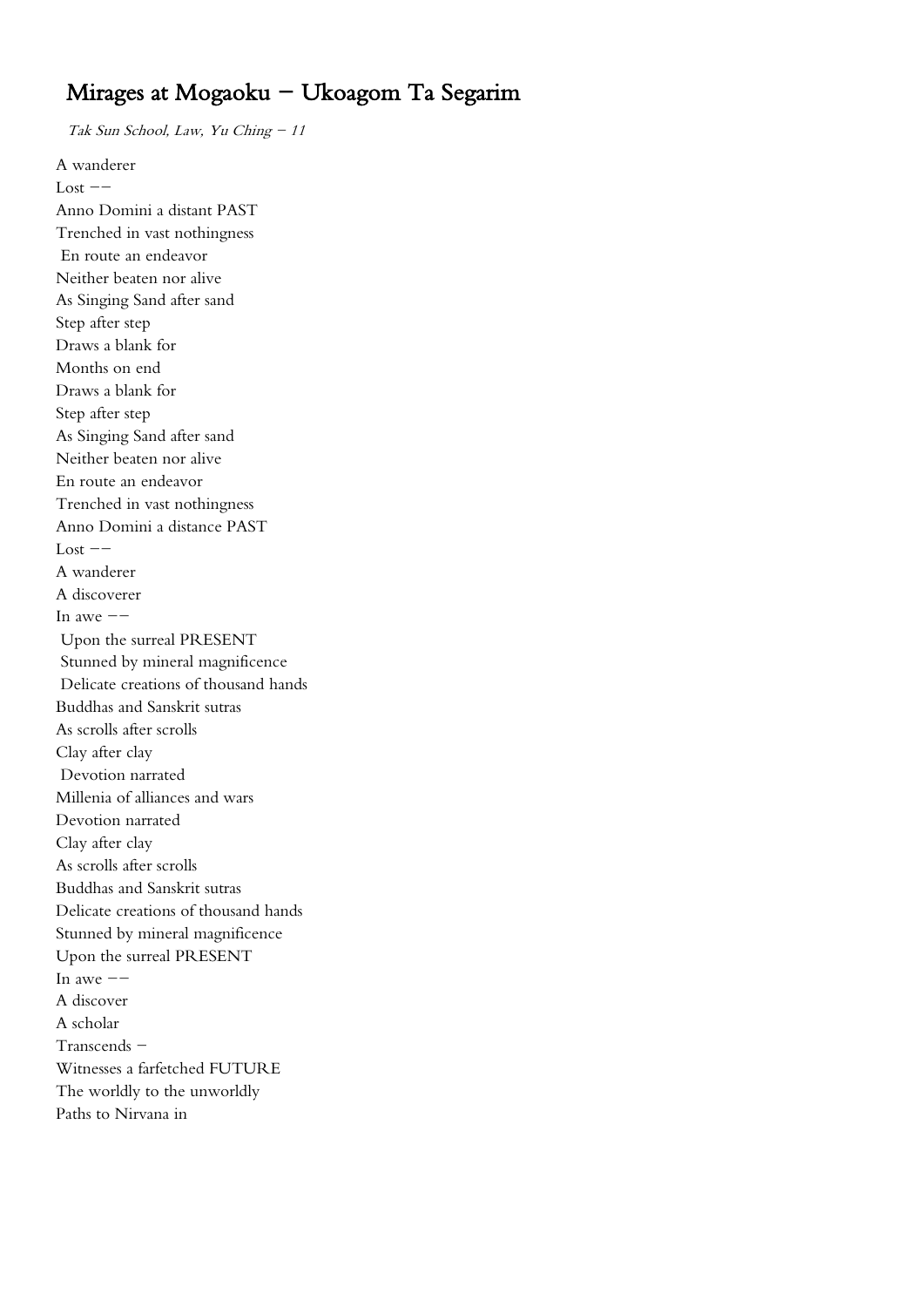# Mirages at Mogaoku – Ukoagom Ta Segarim

*Tak Sun School, Law, Yu Ching – 11*

A wanderer  
Lost --  
Anno Domini a distant PAST  
Trenched in vast nothingness  
En route an endeavor  
Neither beaten nor alive  
As Singing Sand after sand  
Step after step  
Draws a blank for  
Months on end  
Draws a blank for  
Step after step  
As Singing Sand after sand  
Neither beaten nor alive  
En route an endeavor  
Trenched in vast nothingness  
Anno Domini a distance PAST  
Lost --  
A wanderer  
A discoverer  
In awe --  
Upon the surreal PRESENT  
Stunned by mineral magnificence  
Delicate creations of thousand hands  
Buddhas and Sanskrit sutras  
As scrolls after scrolls  
Clay after clay  
Devotion narrated  
Millenia of alliances and wars  
Devotion narrated  
Clay after clay  
As scrolls after scrolls  
Buddhas and Sanskrit sutras  
Delicate creations of thousand hands  
Stunned by mineral magnificence  
Upon the surreal PRESENT  
In awe --  
A discover  
A scholar  
Transcends –  
Witnesses a farfetched FUTURE  
The worldly to the unworldly  
Paths to Nirvana in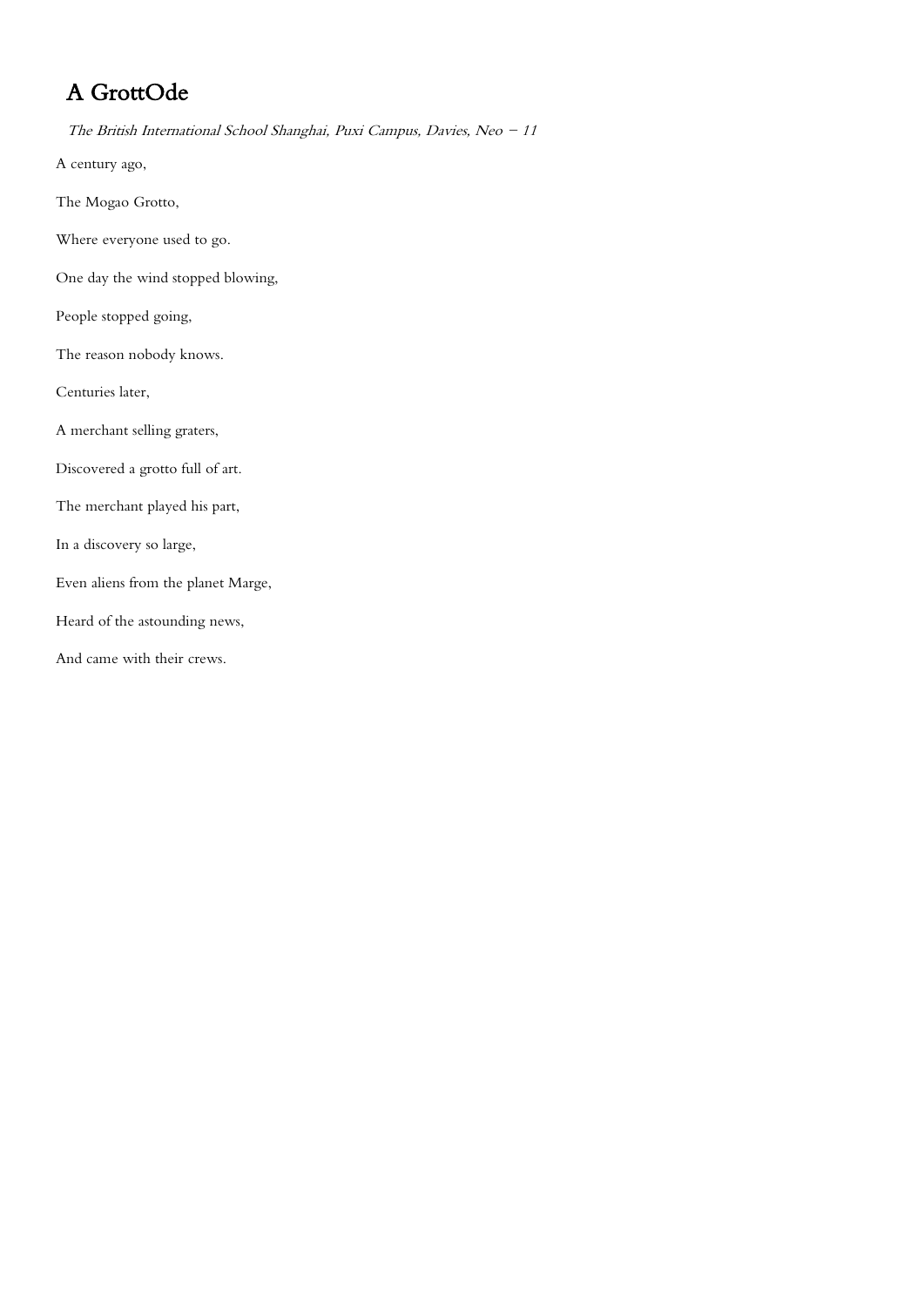# A GrottOde

*The British International School Shanghai, Puxi Campus, Davies, Neo – 11*

A century ago,

The Mogao Grotto,

Where everyone used to go.

One day the wind stopped blowing,

People stopped going,

The reason nobody knows.

Centuries later,

A merchant selling graters,

Discovered a grotto full of art.

The merchant played his part,

In a discovery so large,

Even aliens from the planet Marge,

Heard of the astounding news,

And came with their crews.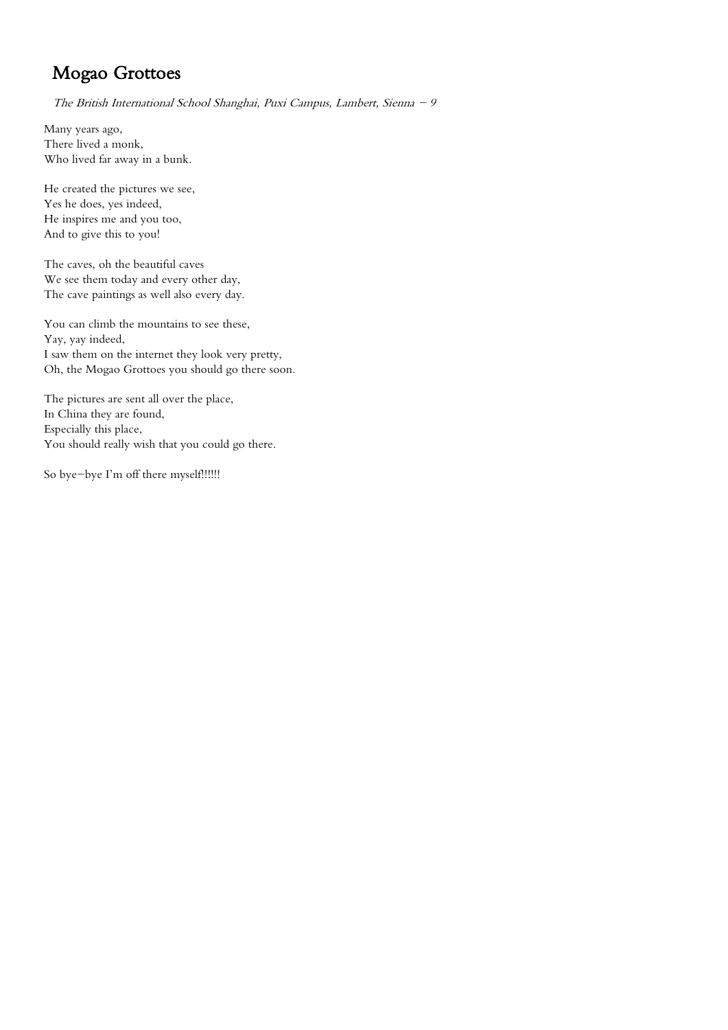# Mogao Grottoes

*The British International School Shanghai, Puxi Campus, Lambert, Sienna – 9*

Many years ago,  
There lived a monk,  
Who lived far away in a bunk.

He created the pictures we see,  
Yes he does, yes indeed,  
He inspires me and you too,  
And to give this to you!

The caves, oh the beautiful caves  
We see them today and every other day,  
The cave paintings as well also every day.

You can climb the mountains to see these,  
Yay, yay indeed,  
I saw them on the internet they look very pretty,  
Oh, the Mogao Grottoes you should go there soon.

The pictures are sent all over the place,  
In China they are found,  
Especially this place,  
You should really wish that you could go there.

So bye–bye I'm off there myself!!!!!!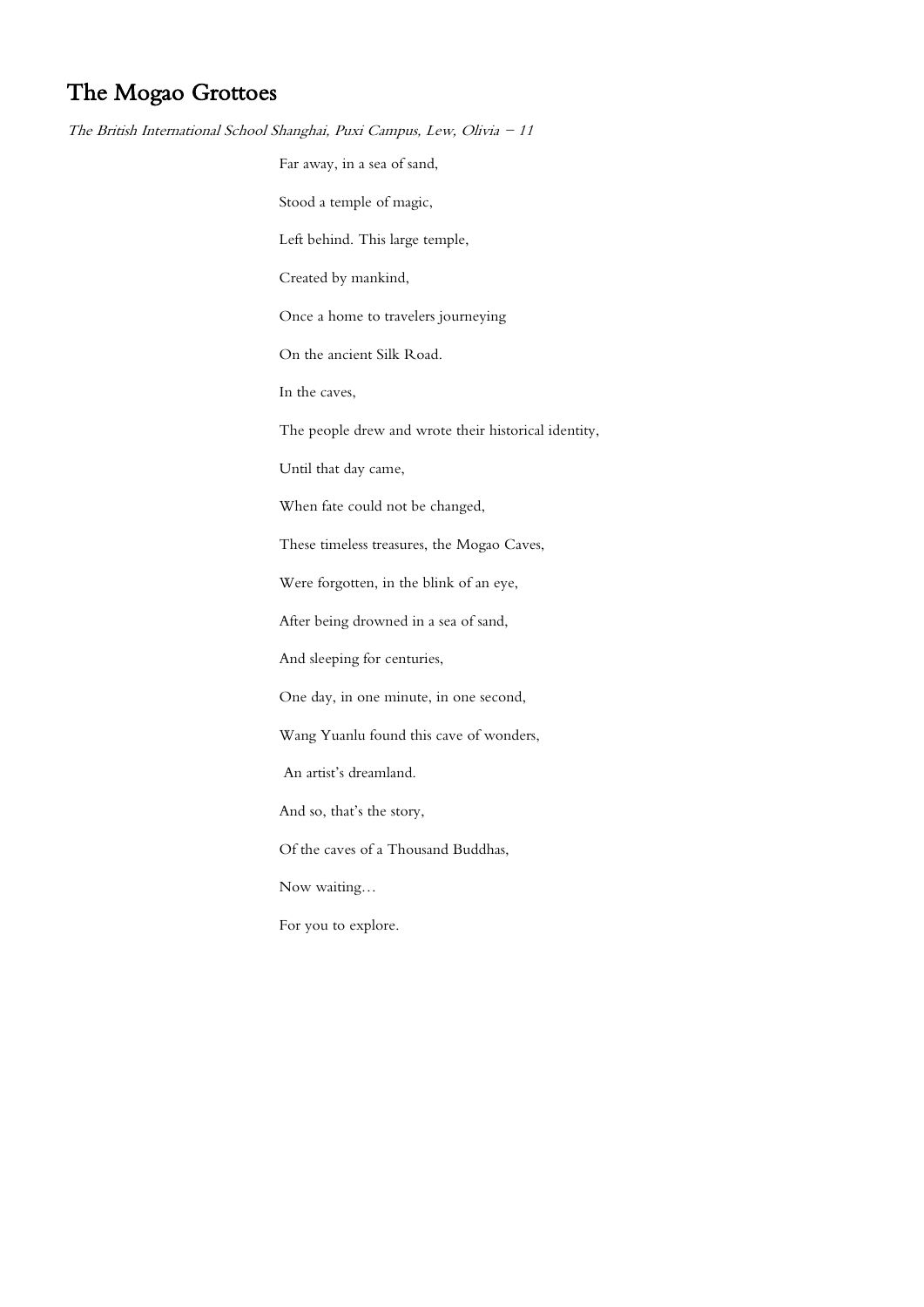# The Mogao Grottoes

*The British International School Shanghai, Puxi Campus, Lew, Olivia – 11*

Far away, in a sea of sand,

Stood a temple of magic,

Left behind. This large temple,

Created by mankind,

Once a home to travelers journeying

On the ancient Silk Road.

In the caves,

The people drew and wrote their historical identity,

Until that day came,

When fate could not be changed,

These timeless treasures, the Mogao Caves,

Were forgotten, in the blink of an eye,

After being drowned in a sea of sand,

And sleeping for centuries,

One day, in one minute, in one second,

Wang Yuanlu found this cave of wonders,

An artist's dreamland.

And so, that's the story,

Of the caves of a Thousand Buddhas,

Now waiting…

For you to explore.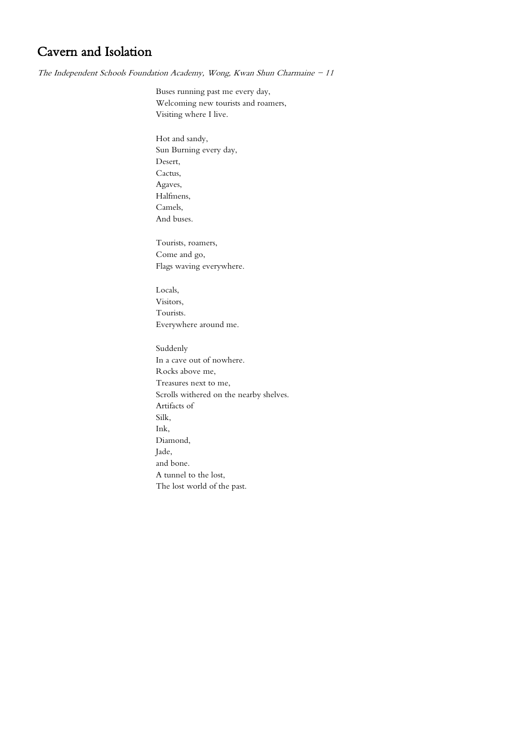# Cavern and Isolation

*The Independent Schools Foundation Academy, Wong, Kwan Shun Charmaine – 11*

Buses running past me every day,  
Welcoming new tourists and roamers,  
Visiting where I live.

Hot and sandy,  
Sun Burning every day,  
Desert,  
Cactus,  
Agaves,  
Halfmens,  
Camels,  
And buses.

Tourists, roamers,  
Come and go,  
Flags waving everywhere.

Locals,  
Visitors,  
Tourists.  
Everywhere around me.

Suddenly  
In a cave out of nowhere.  
Rocks above me,  
Treasures next to me,  
Scrolls withered on the nearby shelves.  
Artifacts of  
Silk,  
Ink,  
Diamond,  
Jade,  
and bone.  
A tunnel to the lost,  
The lost world of the past.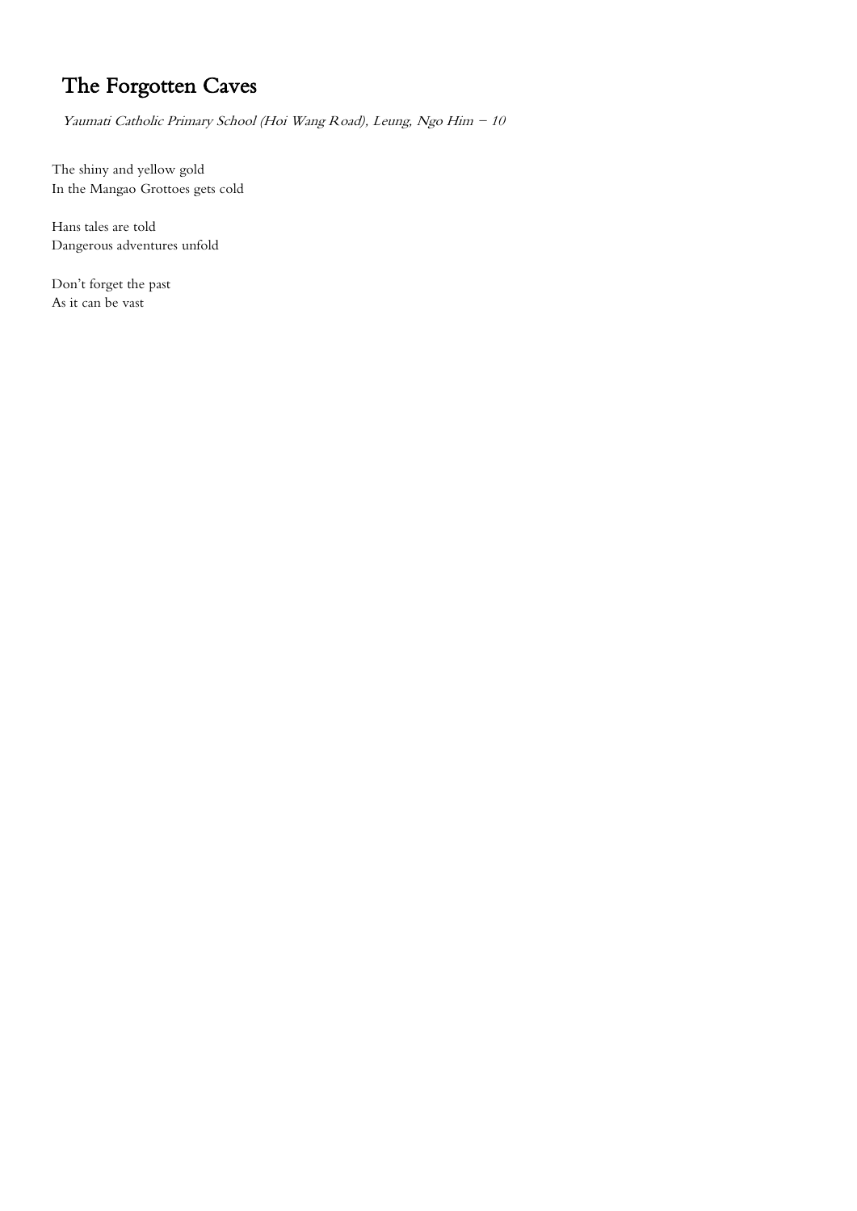# The Forgotten Caves

*Yaumati Catholic Primary School (Hoi Wang Road), Leung, Ngo Him – 10*

The shiny and yellow gold  
In the Mangao Grottoes gets cold

Hans tales are told  
Dangerous adventures unfold

Don't forget the past  
As it can be vast